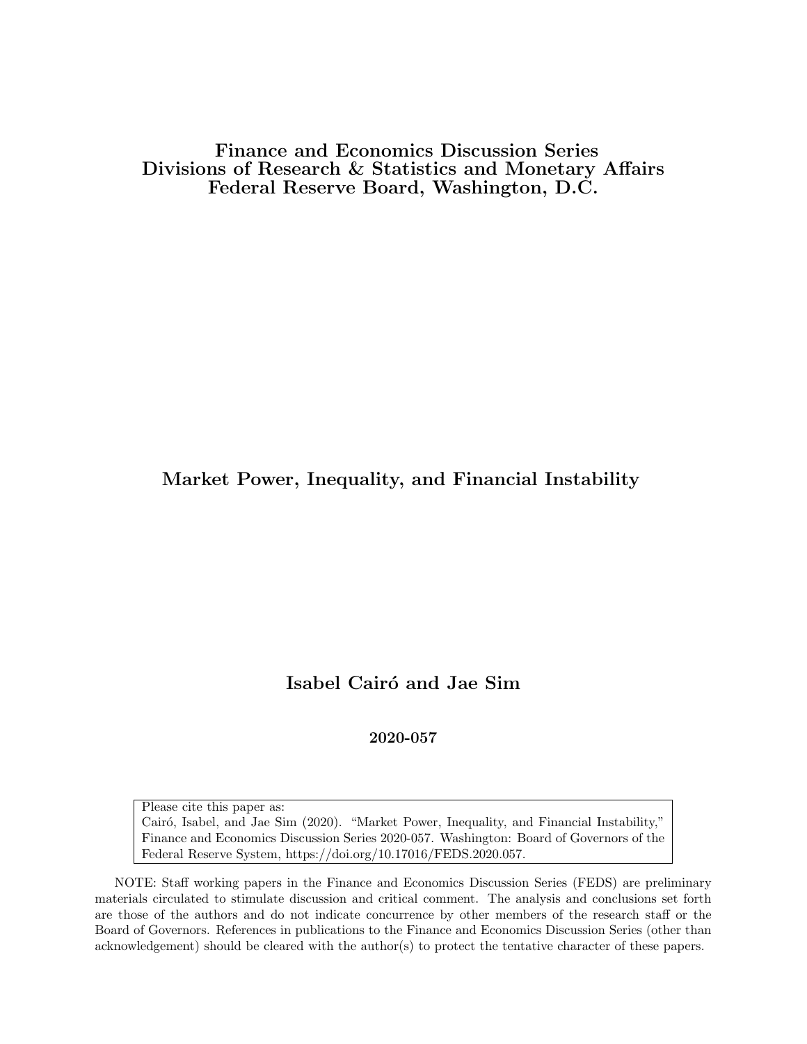**Finance and Economics Discussion Series**
**Divisions of Research & Statistics and Monetary Affairs**
**Federal Reserve Board, Washington, D.C.**

# Market Power, Inequality, and Financial Instability

**Isabel Cairó and Jae Sim**

**2020-057**

Please cite this paper as:
Cairó, Isabel, and Jae Sim (2020). "Market Power, Inequality, and Financial Instability," Finance and Economics Discussion Series 2020-057. Washington: Board of Governors of the Federal Reserve System, https://doi.org/10.17016/FEDS.2020.057.

NOTE: Staff working papers in the Finance and Economics Discussion Series (FEDS) are preliminary materials circulated to stimulate discussion and critical comment. The analysis and conclusions set forth are those of the authors and do not indicate concurrence by other members of the research staff or the Board of Governors. References in publications to the Finance and Economics Discussion Series (other than acknowledgement) should be cleared with the author(s) to protect the tentative character of these papers.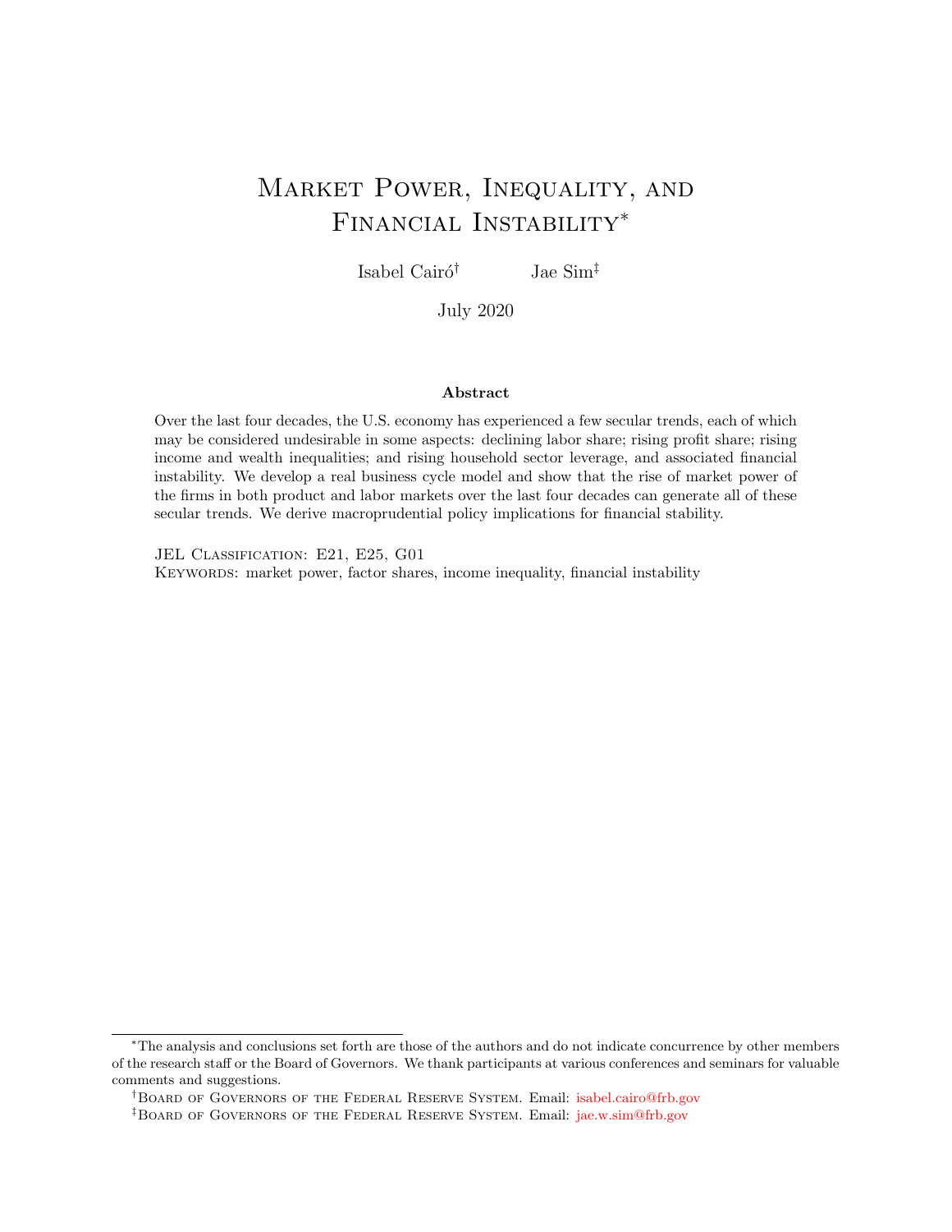# Market Power, Inequality, and Financial Instability*

Isabel Cairó† Jae Sim‡

July 2020

### Abstract

Over the last four decades, the U.S. economy has experienced a few secular trends, each of which may be considered undesirable in some aspects: declining labor share; rising profit share; rising income and wealth inequalities; and rising household sector leverage, and associated financial instability. We develop a real business cycle model and show that the rise of market power of the firms in both product and labor markets over the last four decades can generate all of these secular trends. We derive macroprudential policy implications for financial stability.

JEL Classification: E21, E25, G01
Keywords: market power, factor shares, income inequality, financial instability

---

*The analysis and conclusions set forth are those of the authors and do not indicate concurrence by other members of the research staff or the Board of Governors. We thank participants at various conferences and seminars for valuable comments and suggestions.

†Board of Governors of the Federal Reserve System. Email: isabel.cairo@frb.gov

‡Board of Governors of the Federal Reserve System. Email: jae.w.sim@frb.gov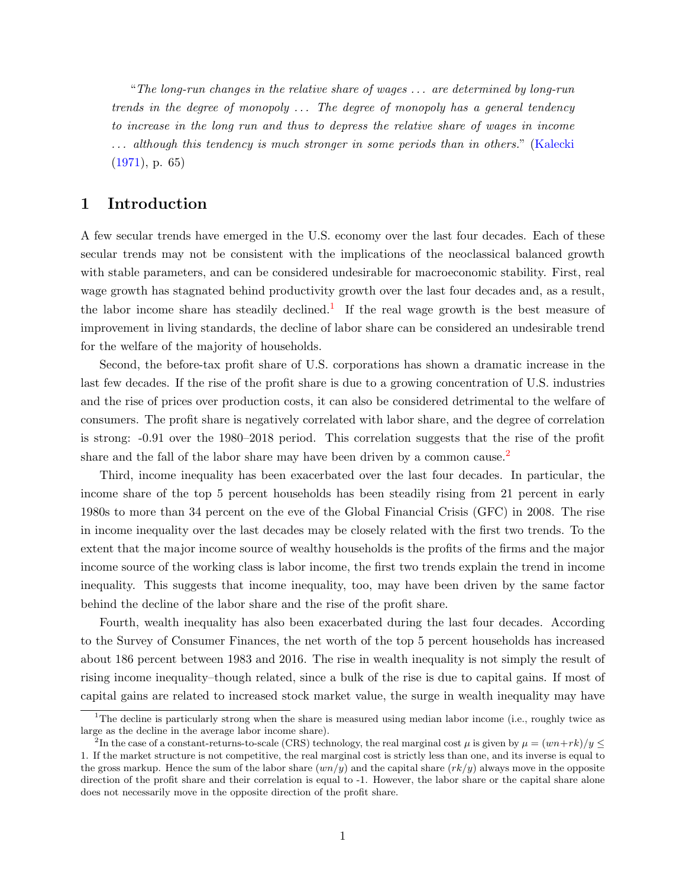"*The long-run changes in the relative share of wages . . . are determined by long-run trends in the degree of monopoly . . . The degree of monopoly has a general tendency to increase in the long run and thus to depress the relative share of wages in income . . . although this tendency is much stronger in some periods than in others.*" (Kalecki (1971), p. 65)

# 1 Introduction

A few secular trends have emerged in the U.S. economy over the last four decades. Each of these secular trends may not be consistent with the implications of the neoclassical balanced growth with stable parameters, and can be considered undesirable for macroeconomic stability. First, real wage growth has stagnated behind productivity growth over the last four decades and, as a result, the labor income share has steadily declined.[1] If the real wage growth is the best measure of improvement in living standards, the decline of labor share can be considered an undesirable trend for the welfare of the majority of households.

Second, the before-tax profit share of U.S. corporations has shown a dramatic increase in the last few decades. If the rise of the profit share is due to a growing concentration of U.S. industries and the rise of prices over production costs, it can also be considered detrimental to the welfare of consumers. The profit share is negatively correlated with labor share, and the degree of correlation is strong: -0.91 over the 1980–2018 period. This correlation suggests that the rise of the profit share and the fall of the labor share may have been driven by a common cause.[2]

Third, income inequality has been exacerbated over the last four decades. In particular, the income share of the top 5 percent households has been steadily rising from 21 percent in early 1980s to more than 34 percent on the eve of the Global Financial Crisis (GFC) in 2008. The rise in income inequality over the last decades may be closely related with the first two trends. To the extent that the major income source of wealthy households is the profits of the firms and the major income source of the working class is labor income, the first two trends explain the trend in income inequality. This suggests that income inequality, too, may have been driven by the same factor behind the decline of the labor share and the rise of the profit share.

Fourth, wealth inequality has also been exacerbated during the last four decades. According to the Survey of Consumer Finances, the net worth of the top 5 percent households has increased about 186 percent between 1983 and 2016. The rise in wealth inequality is not simply the result of rising income inequality–though related, since a bulk of the rise is due to capital gains. If most of capital gains are related to increased stock market value, the surge in wealth inequality may have

[1] The decline is particularly strong when the share is measured using median labor income (i.e., roughly twice as large as the decline in the average labor income share).

[2] In the case of a constant-returns-to-scale (CRS) technology, the real marginal cost $\mu$ is given by $\mu = (wn + rk)/y \leq 1$. If the market structure is not competitive, the real marginal cost is strictly less than one, and its inverse is equal to the gross markup. Hence the sum of the labor share $(wn/y)$ and the capital share $(rk/y)$ always move in the opposite direction of the profit share and their correlation is equal to -1. However, the labor share or the capital share alone does not necessarily move in the opposite direction of the profit share.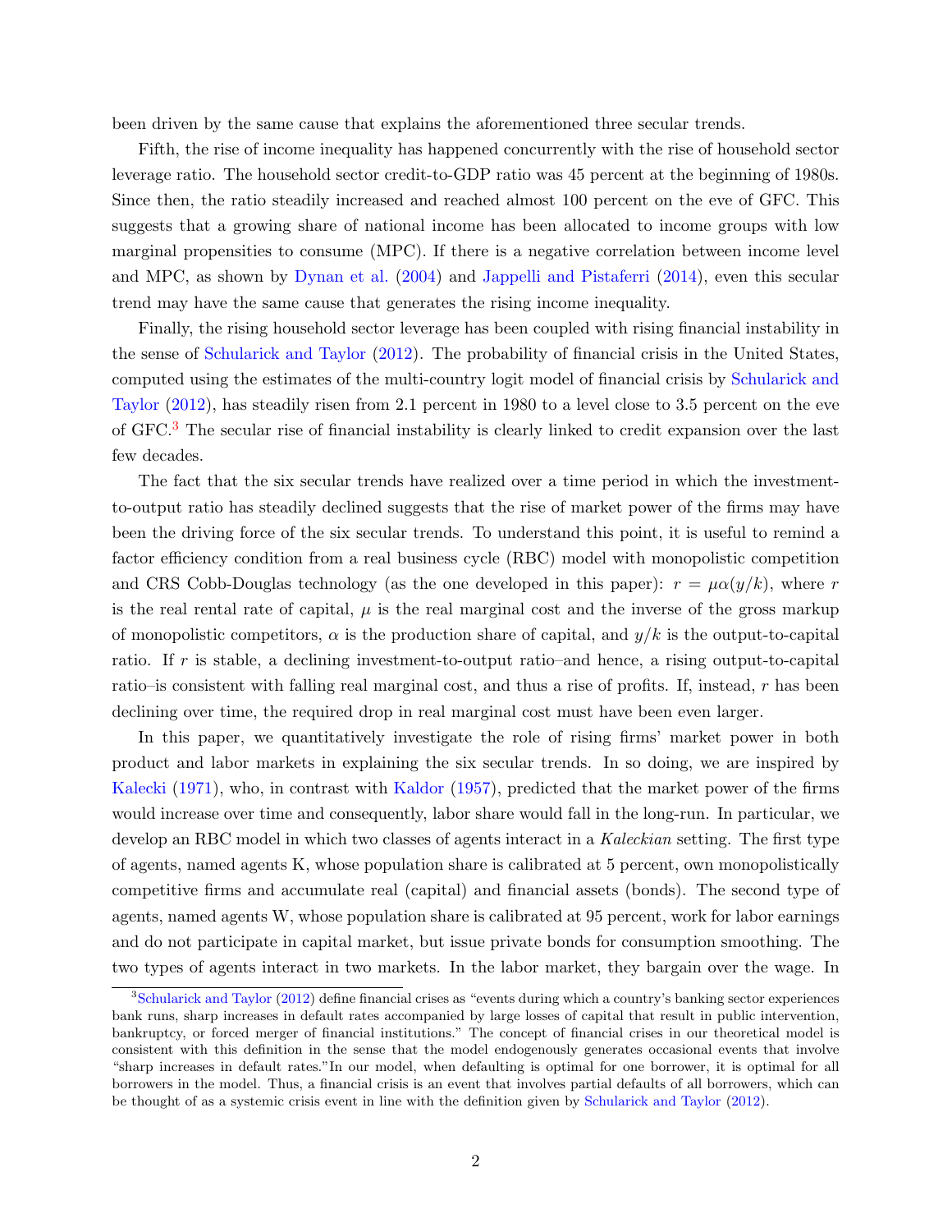been driven by the same cause that explains the aforementioned three secular trends.

Fifth, the rise of income inequality has happened concurrently with the rise of household sector leverage ratio. The household sector credit-to-GDP ratio was 45 percent at the beginning of 1980s. Since then, the ratio steadily increased and reached almost 100 percent on the eve of GFC. This suggests that a growing share of national income has been allocated to income groups with low marginal propensities to consume (MPC). If there is a negative correlation between income level and MPC, as shown by Dynan et al. (2004) and Jappelli and Pistaferri (2014), even this secular trend may have the same cause that generates the rising income inequality.

Finally, the rising household sector leverage has been coupled with rising financial instability in the sense of Schularick and Taylor (2012). The probability of financial crisis in the United States, computed using the estimates of the multi-country logit model of financial crisis by Schularick and Taylor (2012), has steadily risen from 2.1 percent in 1980 to a level close to 3.5 percent on the eve of GFC.[3] The secular rise of financial instability is clearly linked to credit expansion over the last few decades.

The fact that the six secular trends have realized over a time period in which the investment-to-output ratio has steadily declined suggests that the rise of market power of the firms may have been the driving force of the six secular trends. To understand this point, it is useful to remind a factor efficiency condition from a real business cycle (RBC) model with monopolistic competition and CRS Cobb-Douglas technology (as the one developed in this paper): $r = \mu\alpha(y/k)$, where $r$ is the real rental rate of capital, $\mu$ is the real marginal cost and the inverse of the gross markup of monopolistic competitors, $\alpha$ is the production share of capital, and $y/k$ is the output-to-capital ratio. If $r$ is stable, a declining investment-to-output ratio–and hence, a rising output-to-capital ratio–is consistent with falling real marginal cost, and thus a rise of profits. If, instead, $r$ has been declining over time, the required drop in real marginal cost must have been even larger.

In this paper, we quantitatively investigate the role of rising firms' market power in both product and labor markets in explaining the six secular trends. In so doing, we are inspired by Kalecki (1971), who, in contrast with Kaldor (1957), predicted that the market power of the firms would increase over time and consequently, labor share would fall in the long-run. In particular, we develop an RBC model in which two classes of agents interact in a *Kaleckian* setting. The first type of agents, named agents K, whose population share is calibrated at 5 percent, own monopolistically competitive firms and accumulate real (capital) and financial assets (bonds). The second type of agents, named agents W, whose population share is calibrated at 95 percent, work for labor earnings and do not participate in capital market, but issue private bonds for consumption smoothing. The two types of agents interact in two markets. In the labor market, they bargain over the wage. In

[3] Schularick and Taylor (2012) define financial crises as "events during which a country's banking sector experiences bank runs, sharp increases in default rates accompanied by large losses of capital that result in public intervention, bankruptcy, or forced merger of financial institutions." The concept of financial crises in our theoretical model is consistent with this definition in the sense that the model endogenously generates occasional events that involve "sharp increases in default rates."In our model, when defaulting is optimal for one borrower, it is optimal for all borrowers in the model. Thus, a financial crisis is an event that involves partial defaults of all borrowers, which can be thought of as a systemic crisis event in line with the definition given by Schularick and Taylor (2012).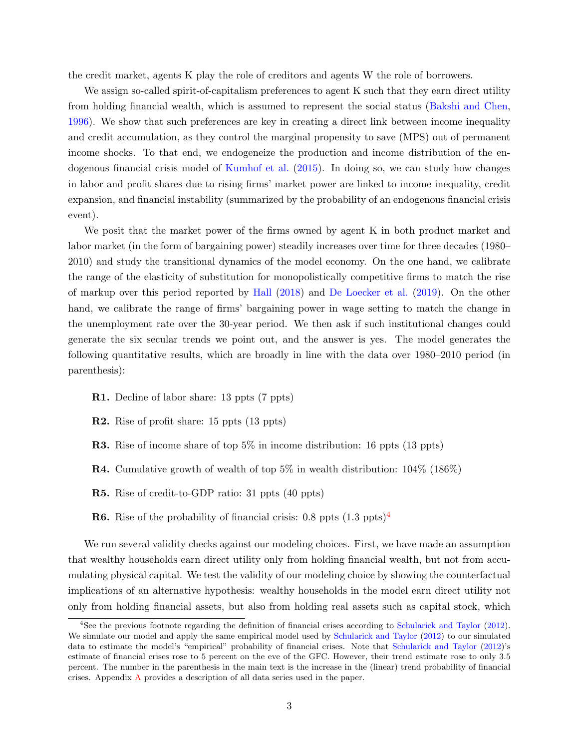the credit market, agents K play the role of creditors and agents W the role of borrowers.

We assign so-called spirit-of-capitalism preferences to agent K such that they earn direct utility from holding financial wealth, which is assumed to represent the social status (Bakshi and Chen, 1996). We show that such preferences are key in creating a direct link between income inequality and credit accumulation, as they control the marginal propensity to save (MPS) out of permanent income shocks. To that end, we endogeneize the production and income distribution of the endogenous financial crisis model of Kumhof et al. (2015). In doing so, we can study how changes in labor and profit shares due to rising firms' market power are linked to income inequality, credit expansion, and financial instability (summarized by the probability of an endogenous financial crisis event).

We posit that the market power of the firms owned by agent K in both product market and labor market (in the form of bargaining power) steadily increases over time for three decades (1980–2010) and study the transitional dynamics of the model economy. On the one hand, we calibrate the range of the elasticity of substitution for monopolistically competitive firms to match the rise of markup over this period reported by Hall (2018) and De Loecker et al. (2019). On the other hand, we calibrate the range of firms' bargaining power in wage setting to match the change in the unemployment rate over the 30-year period. We then ask if such institutional changes could generate the six secular trends we point out, and the answer is yes. The model generates the following quantitative results, which are broadly in line with the data over 1980–2010 period (in parenthesis):

- **R1.** Decline of labor share: 13 ppts (7 ppts)
- **R2.** Rise of profit share: 15 ppts (13 ppts)
- **R3.** Rise of income share of top 5% in income distribution: 16 ppts (13 ppts)
- **R4.** Cumulative growth of wealth of top 5% in wealth distribution: 104% (186%)
- **R5.** Rise of credit-to-GDP ratio: 31 ppts (40 ppts)
- **R6.** Rise of the probability of financial crisis: 0.8 ppts (1.3 ppts)[4]

We run several validity checks against our modeling choices. First, we have made an assumption that wealthy households earn direct utility only from holding financial wealth, but not from accumulating physical capital. We test the validity of our modeling choice by showing the counterfactual implications of an alternative hypothesis: wealthy households in the model earn direct utility not only from holding financial assets, but also from holding real assets such as capital stock, which

[4] See the previous footnote regarding the definition of financial crises according to Schularick and Taylor (2012). We simulate our model and apply the same empirical model used by Schularick and Taylor (2012) to our simulated data to estimate the model's "empirical" probability of financial crises. Note that Schularick and Taylor (2012)'s estimate of financial crises rose to 5 percent on the eve of the GFC. However, their trend estimate rose to only 3.5 percent. The number in the parenthesis in the main text is the increase in the (linear) trend probability of financial crises. Appendix A provides a description of all data series used in the paper.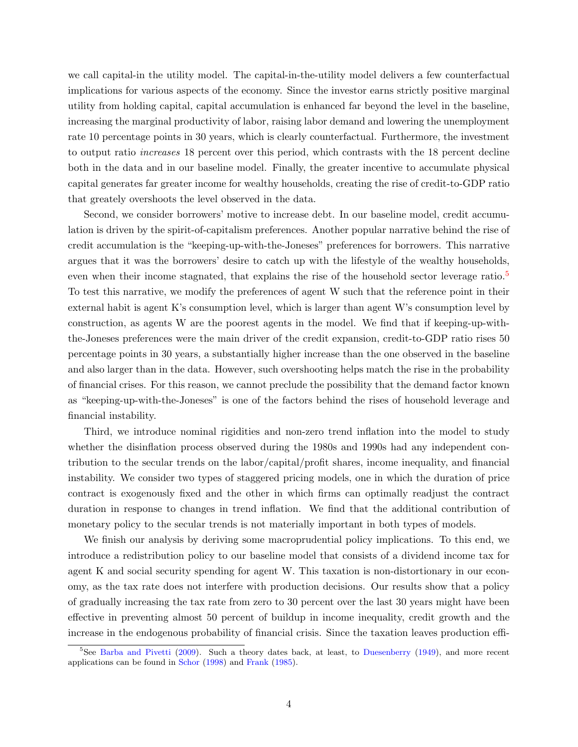we call capital-in the utility model. The capital-in-the-utility model delivers a few counterfactual implications for various aspects of the economy. Since the investor earns strictly positive marginal utility from holding capital, capital accumulation is enhanced far beyond the level in the baseline, increasing the marginal productivity of labor, raising labor demand and lowering the unemployment rate 10 percentage points in 30 years, which is clearly counterfactual. Furthermore, the investment to output ratio *increases* 18 percent over this period, which contrasts with the 18 percent decline both in the data and in our baseline model. Finally, the greater incentive to accumulate physical capital generates far greater income for wealthy households, creating the rise of credit-to-GDP ratio that greately overshoots the level observed in the data.

Second, we consider borrowers' motive to increase debt. In our baseline model, credit accumulation is driven by the spirit-of-capitalism preferences. Another popular narrative behind the rise of credit accumulation is the "keeping-up-with-the-Joneses" preferences for borrowers. This narrative argues that it was the borrowers' desire to catch up with the lifestyle of the wealthy households, even when their income stagnated, that explains the rise of the household sector leverage ratio.[5] To test this narrative, we modify the preferences of agent W such that the reference point in their external habit is agent K's consumption level, which is larger than agent W's consumption level by construction, as agents W are the poorest agents in the model. We find that if keeping-up-with-the-Joneses preferences were the main driver of the credit expansion, credit-to-GDP ratio rises 50 percentage points in 30 years, a substantially higher increase than the one observed in the baseline and also larger than in the data. However, such overshooting helps match the rise in the probability of financial crises. For this reason, we cannot preclude the possibility that the demand factor known as "keeping-up-with-the-Joneses" is one of the factors behind the rises of household leverage and financial instability.

Third, we introduce nominal rigidities and non-zero trend inflation into the model to study whether the disinflation process observed during the 1980s and 1990s had any independent contribution to the secular trends on the labor/capital/profit shares, income inequality, and financial instability. We consider two types of staggered pricing models, one in which the duration of price contract is exogenously fixed and the other in which firms can optimally readjust the contract duration in response to changes in trend inflation. We find that the additional contribution of monetary policy to the secular trends is not materially important in both types of models.

We finish our analysis by deriving some macroprudential policy implications. To this end, we introduce a redistribution policy to our baseline model that consists of a dividend income tax for agent K and social security spending for agent W. This taxation is non-distortionary in our economy, as the tax rate does not interfere with production decisions. Our results show that a policy of gradually increasing the tax rate from zero to 30 percent over the last 30 years might have been effective in preventing almost 50 percent of buildup in income inequality, credit growth and the increase in the endogenous probability of financial crisis. Since the taxation leaves production effi-

[5] See Barba and Pivetti (2009). Such a theory dates back, at least, to Duesenberry (1949), and more recent applications can be found in Schor (1998) and Frank (1985).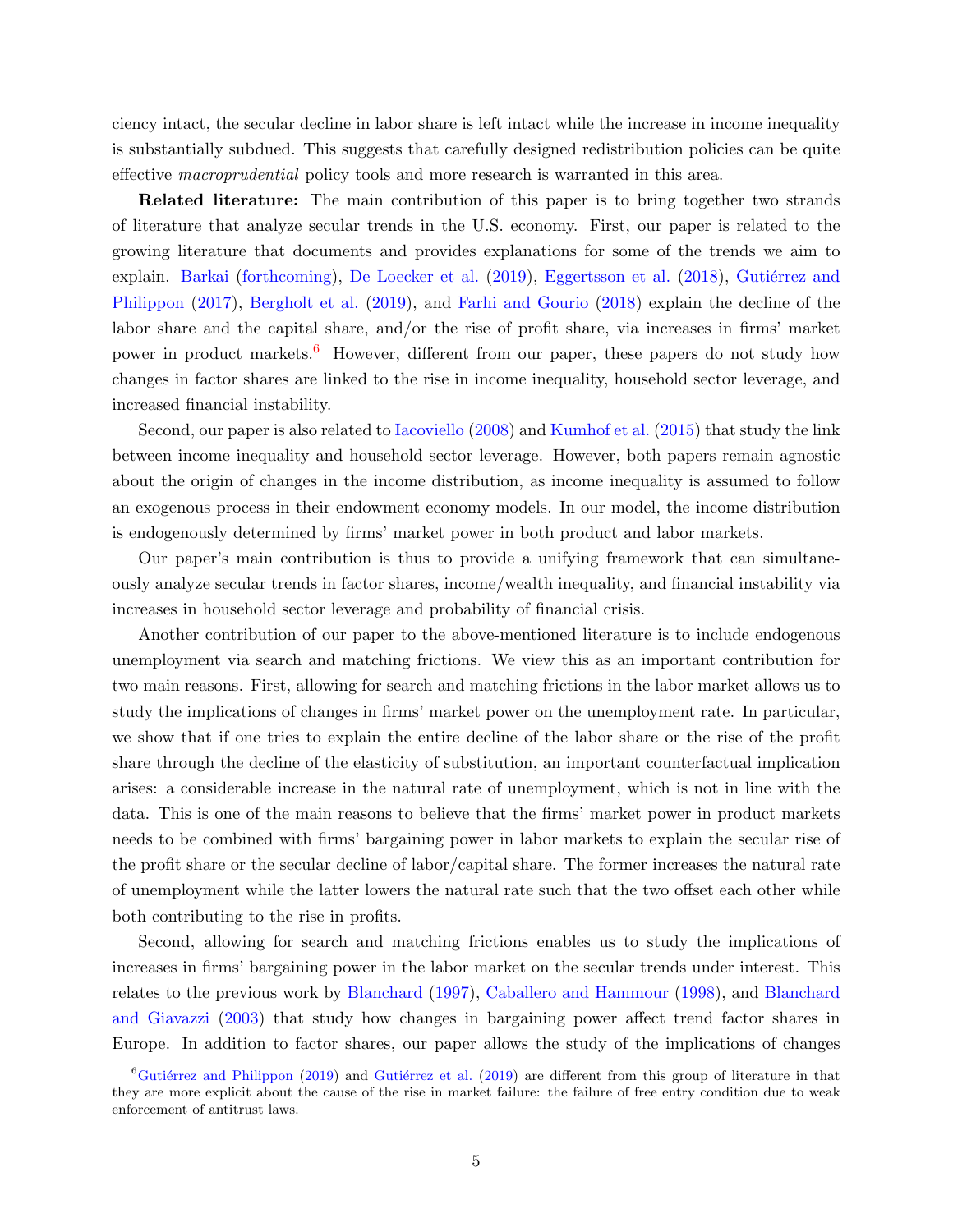ciency intact, the secular decline in labor share is left intact while the increase in income inequality is substantially subdued. This suggests that carefully designed redistribution policies can be quite effective *macroprudential* policy tools and more research is warranted in this area.

**Related literature:** The main contribution of this paper is to bring together two strands of literature that analyze secular trends in the U.S. economy. First, our paper is related to the growing literature that documents and provides explanations for some of the trends we aim to explain. Barkai (forthcoming), De Loecker et al. (2019), Eggertsson et al. (2018), Gutiérrez and Philippon (2017), Bergholt et al. (2019), and Farhi and Gourio (2018) explain the decline of the labor share and the capital share, and/or the rise of profit share, via increases in firms' market power in product markets.[6] However, different from our paper, these papers do not study how changes in factor shares are linked to the rise in income inequality, household sector leverage, and increased financial instability.

Second, our paper is also related to Iacoviello (2008) and Kumhof et al. (2015) that study the link between income inequality and household sector leverage. However, both papers remain agnostic about the origin of changes in the income distribution, as income inequality is assumed to follow an exogenous process in their endowment economy models. In our model, the income distribution is endogenously determined by firms' market power in both product and labor markets.

Our paper's main contribution is thus to provide a unifying framework that can simultaneously analyze secular trends in factor shares, income/wealth inequality, and financial instability via increases in household sector leverage and probability of financial crisis.

Another contribution of our paper to the above-mentioned literature is to include endogenous unemployment via search and matching frictions. We view this as an important contribution for two main reasons. First, allowing for search and matching frictions in the labor market allows us to study the implications of changes in firms' market power on the unemployment rate. In particular, we show that if one tries to explain the entire decline of the labor share or the rise of the profit share through the decline of the elasticity of substitution, an important counterfactual implication arises: a considerable increase in the natural rate of unemployment, which is not in line with the data. This is one of the main reasons to believe that the firms' market power in product markets needs to be combined with firms' bargaining power in labor markets to explain the secular rise of the profit share or the secular decline of labor/capital share. The former increases the natural rate of unemployment while the latter lowers the natural rate such that the two offset each other while both contributing to the rise in profits.

Second, allowing for search and matching frictions enables us to study the implications of increases in firms' bargaining power in the labor market on the secular trends under interest. This relates to the previous work by Blanchard (1997), Caballero and Hammour (1998), and Blanchard and Giavazzi (2003) that study how changes in bargaining power affect trend factor shares in Europe. In addition to factor shares, our paper allows the study of the implications of changes

[6] Gutiérrez and Philippon (2019) and Gutiérrez et al. (2019) are different from this group of literature in that they are more explicit about the cause of the rise in market failure: the failure of free entry condition due to weak enforcement of antitrust laws.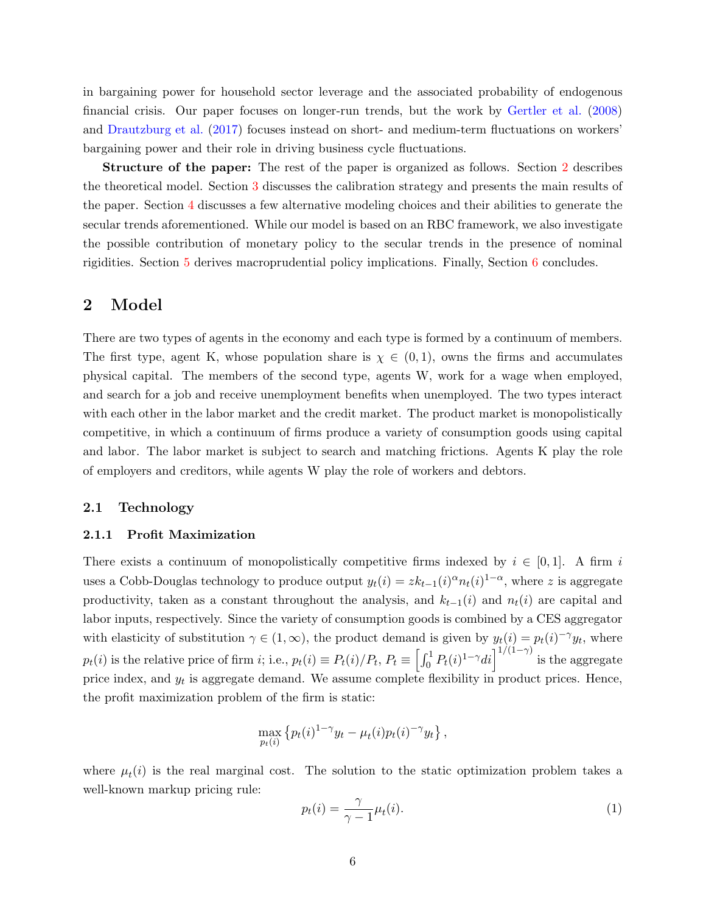in bargaining power for household sector leverage and the associated probability of endogenous financial crisis. Our paper focuses on longer-run trends, but the work by Gertler et al. (2008) and Drautzburg et al. (2017) focuses instead on short- and medium-term fluctuations on workers' bargaining power and their role in driving business cycle fluctuations.

**Structure of the paper:** The rest of the paper is organized as follows. Section 2 describes the theoretical model. Section 3 discusses the calibration strategy and presents the main results of the paper. Section 4 discusses a few alternative modeling choices and their abilities to generate the secular trends aforementioned. While our model is based on an RBC framework, we also investigate the possible contribution of monetary policy to the secular trends in the presence of nominal rigidities. Section 5 derives macroprudential policy implications. Finally, Section 6 concludes.

# 2 Model

There are two types of agents in the economy and each type is formed by a continuum of members. The first type, agent K, whose population share is $\chi \in (0,1)$, owns the firms and accumulates physical capital. The members of the second type, agents W, work for a wage when employed, and search for a job and receive unemployment benefits when unemployed. The two types interact with each other in the labor market and the credit market. The product market is monopolistically competitive, in which a continuum of firms produce a variety of consumption goods using capital and labor. The labor market is subject to search and matching frictions. Agents K play the role of employers and creditors, while agents W play the role of workers and debtors.

## 2.1 Technology

### 2.1.1 Profit Maximization

There exists a continuum of monopolistically competitive firms indexed by $i \in [0,1]$. A firm $i$ uses a Cobb-Douglas technology to produce output $y_t(i) = zk_{t-1}(i)^{\alpha}n_t(i)^{1-\alpha}$, where $z$ is aggregate productivity, taken as a constant throughout the analysis, and $k_{t-1}(i)$ and $n_t(i)$ are capital and labor inputs, respectively. Since the variety of consumption goods is combined by a CES aggregator with elasticity of substitution $\gamma \in (1,\infty)$, the product demand is given by $y_t(i) = p_t(i)^{-\gamma}y_t$, where $p_t(i)$ is the relative price of firm $i$; i.e., $p_t(i) \equiv P_t(i)/P_t$, $P_t \equiv \left[\int_0^1 P_t(i)^{1-\gamma}di\right]^{1/(1-\gamma)}$ is the aggregate price index, and $y_t$ is aggregate demand. We assume complete flexibility in product prices. Hence, the profit maximization problem of the firm is static:

$$\max_{p_t(i)} \left\{ p_t(i)^{1-\gamma}y_t - \mu_t(i)p_t(i)^{-\gamma}y_t \right\},$$

where $\mu_t(i)$ is the real marginal cost. The solution to the static optimization problem takes a well-known markup pricing rule:

$$p_t(i) = \frac{\gamma}{\gamma - 1}\mu_t(i). \tag{1}$$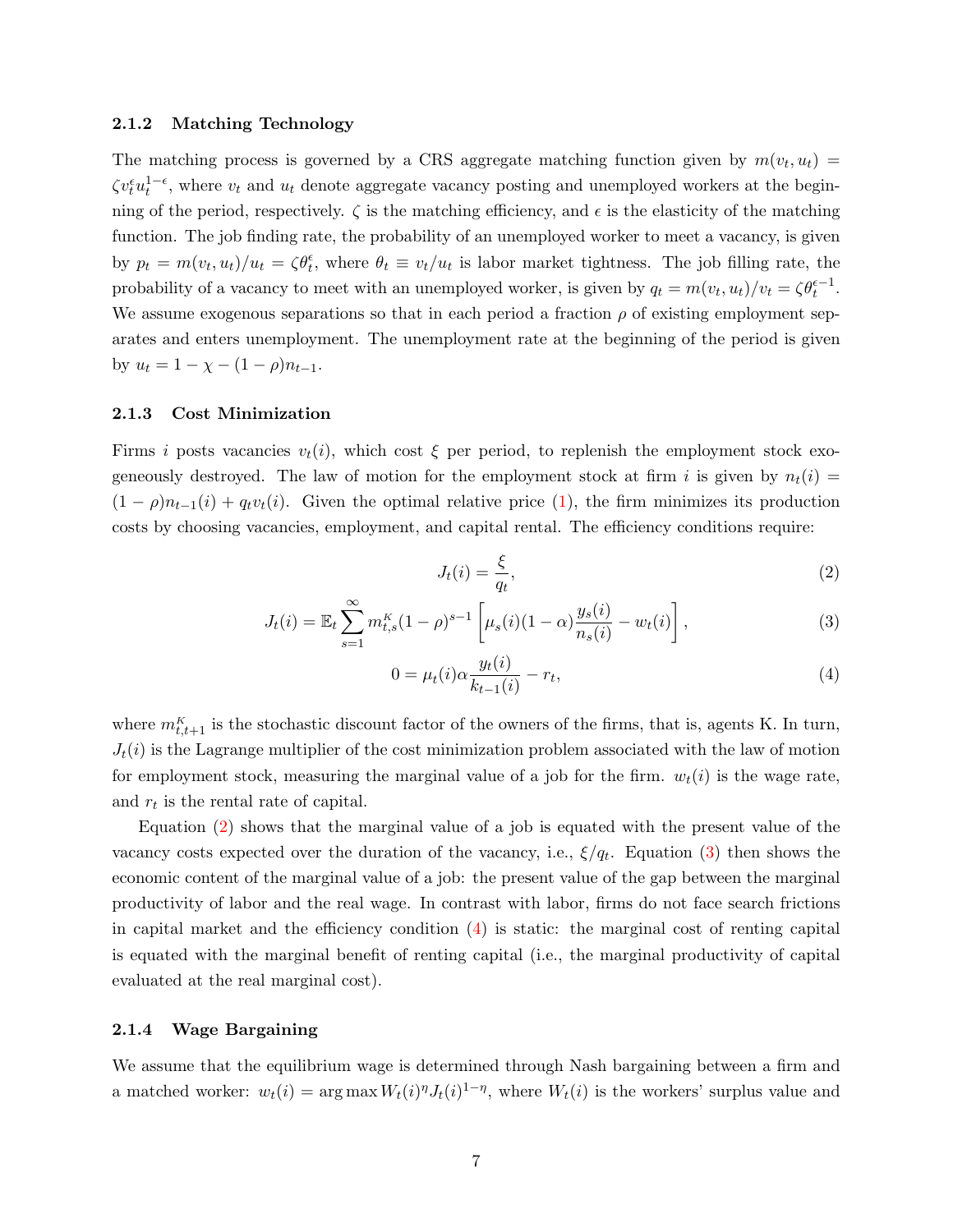### 2.1.2 Matching Technology

The matching process is governed by a CRS aggregate matching function given by $m(v_t, u_t) = \zeta v_t^{\epsilon} u_t^{1-\epsilon}$, where $v_t$ and $u_t$ denote aggregate vacancy posting and unemployed workers at the beginning of the period, respectively. $\zeta$ is the matching efficiency, and $\epsilon$ is the elasticity of the matching function. The job finding rate, the probability of an unemployed worker to meet a vacancy, is given by $p_t = m(v_t, u_t)/u_t = \zeta \theta_t^{\epsilon}$, where $\theta_t \equiv v_t/u_t$ is labor market tightness. The job filling rate, the probability of a vacancy to meet with an unemployed worker, is given by $q_t = m(v_t, u_t)/v_t = \zeta \theta_t^{\epsilon - 1}$. We assume exogenous separations so that in each period a fraction $\rho$ of existing employment separates and enters unemployment. The unemployment rate at the beginning of the period is given by $u_t = 1 - \chi - (1-\rho) n_{t-1}$.

### 2.1.3 Cost Minimization

Firms $i$ posts vacancies $v_t(i)$, which cost $\xi$ per period, to replenish the employment stock exogeneously destroyed. The law of motion for the employment stock at firm $i$ is given by $n_t(i) = (1-\rho) n_{t-1}(i) + q_t v_t(i)$. Given the optimal relative price (1), the firm minimizes its production costs by choosing vacancies, employment, and capital rental. The efficiency conditions require:

$$J_t(i) = \frac{\xi}{q_t}, \tag{2}$$

$$J_t(i) = \mathbb{E}_t \sum_{s=1}^{\infty} m_{t,s}^{K} (1-\rho)^{s-1} \left[ \mu_s(i)(1-\alpha) \frac{y_s(i)}{n_s(i)} - w_t(i) \right], \tag{3}$$

$$0 = \mu_t(i) \alpha \frac{y_t(i)}{k_{t-1}(i)} - r_t, \tag{4}$$

where $m_{t,t+1}^{K}$ is the stochastic discount factor of the owners of the firms, that is, agents K. In turn, $J_t(i)$ is the Lagrange multiplier of the cost minimization problem associated with the law of motion for employment stock, measuring the marginal value of a job for the firm. $w_t(i)$ is the wage rate, and $r_t$ is the rental rate of capital.

Equation (2) shows that the marginal value of a job is equated with the present value of the vacancy costs expected over the duration of the vacancy, i.e., $\xi/q_t$. Equation (3) then shows the economic content of the marginal value of a job: the present value of the gap between the marginal productivity of labor and the real wage. In contrast with labor, firms do not face search frictions in capital market and the efficiency condition (4) is static: the marginal cost of renting capital is equated with the marginal benefit of renting capital (i.e., the marginal productivity of capital evaluated at the real marginal cost).

### 2.1.4 Wage Bargaining

We assume that the equilibrium wage is determined through Nash bargaining between a firm and a matched worker: $w_t(i) = \arg\max W_t(i)^{\eta} J_t(i)^{1-\eta}$, where $W_t(i)$ is the workers' surplus value and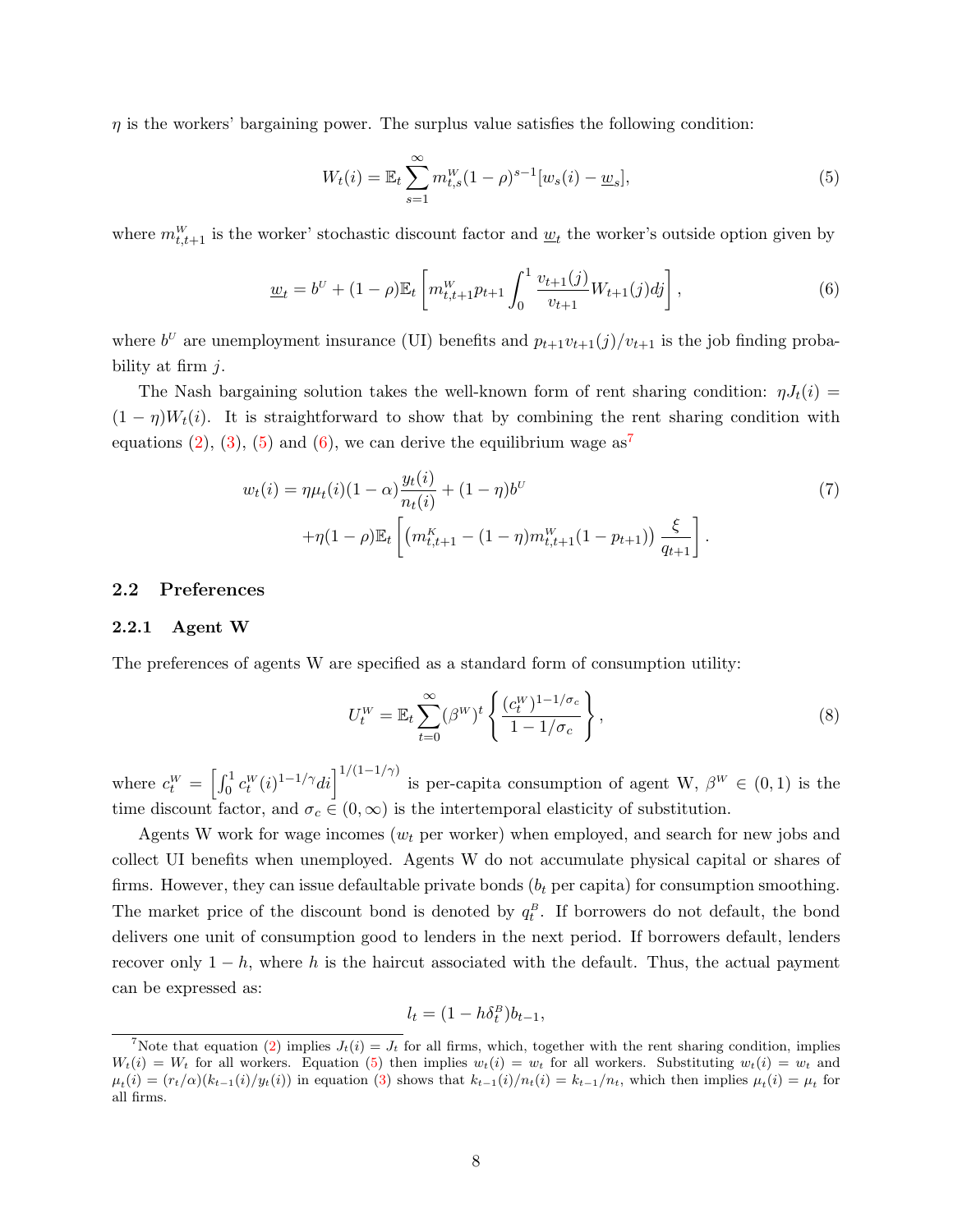$\eta$ is the workers' bargaining power. The surplus value satisfies the following condition:

$$W_t(i) = \mathbb{E}_t \sum_{s=1}^{\infty} m^W_{t,s}(1-\rho)^{s-1}[w_s(i) - \underline{w}_s], \tag{5}$$

where $m^W_{t,t+1}$ is the worker' stochastic discount factor and $\underline{w}_t$ the worker's outside option given by

$$\underline{w}_t = b^U + (1-\rho)\mathbb{E}_t \left[ m^W_{t,t+1} p_{t+1} \int_0^1 \frac{v_{t+1}(j)}{v_{t+1}} W_{t+1}(j) dj \right], \tag{6}$$

where $b^U$ are unemployment insurance (UI) benefits and $p_{t+1}v_{t+1}(j)/v_{t+1}$ is the job finding probability at firm $j$.

The Nash bargaining solution takes the well-known form of rent sharing condition: $\eta J_t(i) = (1-\eta)W_t(i)$. It is straightforward to show that by combining the rent sharing condition with equations (2), (3), (5) and (6), we can derive the equilibrium wage as[7]

$$\begin{aligned} w_t(i) = {} & \eta \mu_t(i)(1-\alpha)\frac{y_t(i)}{n_t(i)} + (1-\eta)b^U \\ & + \eta(1-\rho)\mathbb{E}_t \left[ \left( m^K_{t,t+1} - (1-\eta) m^W_{t,t+1}(1-p_{t+1}) \right) \frac{\xi}{q_{t+1}} \right]. \end{aligned} \tag{7}$$

## 2.2 Preferences

### 2.2.1 Agent W

The preferences of agents W are specified as a standard form of consumption utility:

$$U^W_t = \mathbb{E}_t \sum_{t=0}^{\infty} (\beta^W)^t \left\{ \frac{(c^W_t)^{1-1/\sigma_c}}{1-1/\sigma_c} \right\}, \tag{8}$$

where $c^W_t = \left[ \int_0^1 c^W_t(i)^{1-1/\gamma} di \right]^{1/(1-1/\gamma)}$ is per-capita consumption of agent W, $\beta^W \in (0,1)$ is the time discount factor, and $\sigma_c \in (0,\infty)$ is the intertemporal elasticity of substitution.

Agents W work for wage incomes ($w_t$ per worker) when employed, and search for new jobs and collect UI benefits when unemployed. Agents W do not accumulate physical capital or shares of firms. However, they can issue defaultable private bonds ($b_t$ per capita) for consumption smoothing. The market price of the discount bond is denoted by $q^B_t$. If borrowers do not default, the bond delivers one unit of consumption good to lenders in the next period. If borrowers default, lenders recover only $1-h$, where $h$ is the haircut associated with the default. Thus, the actual payment can be expressed as:

$$l_t = (1 - h\delta^B_t) b_{t-1},$$

[7] Note that equation (2) implies $J_t(i) = J_t$ for all firms, which, together with the rent sharing condition, implies $W_t(i) = W_t$ for all workers. Equation (5) then implies $w_t(i) = w_t$ for all workers. Substituting $w_t(i) = w_t$ and $\mu_t(i) = (r_t/\alpha)(k_{t-1}(i)/y_t(i))$ in equation (3) shows that $k_{t-1}(i)/n_t(i) = k_{t-1}/n_t$, which then implies $\mu_t(i) = \mu_t$ for all firms.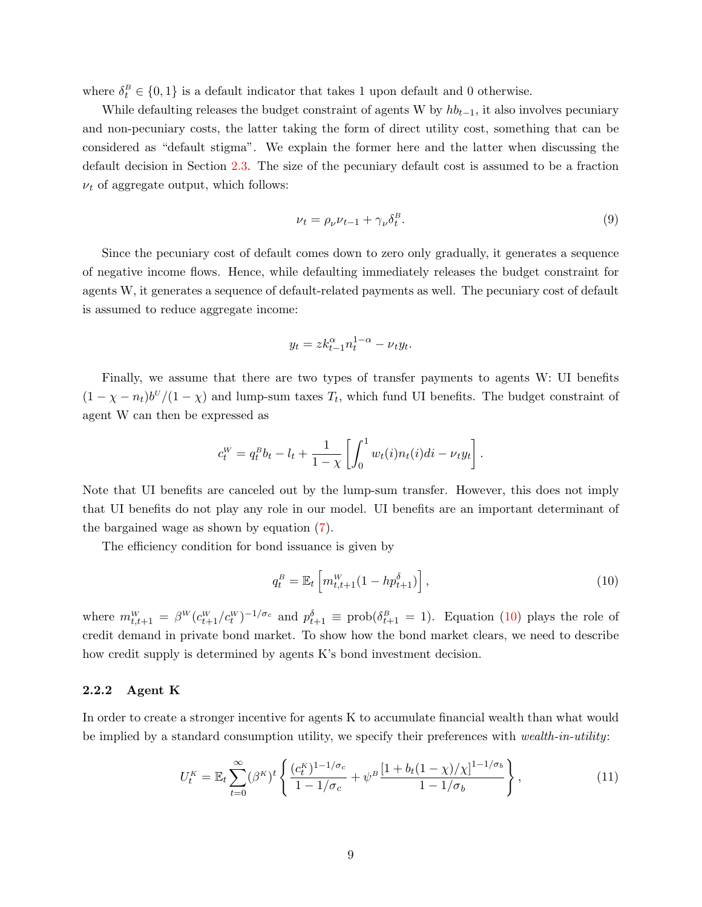where $\delta_t^B \in \{0, 1\}$ is a default indicator that takes 1 upon default and 0 otherwise.

While defaulting releases the budget constraint of agents W by $hb_{t-1}$, it also involves pecuniary and non-pecuniary costs, the latter taking the form of direct utility cost, something that can be considered as "default stigma". We explain the former here and the latter when discussing the default decision in Section 2.3. The size of the pecuniary default cost is assumed to be a fraction $\nu_t$ of aggregate output, which follows:

$$\nu_t = \rho_\nu \nu_{t-1} + \gamma_\nu \delta_t^B. \tag{9}$$

Since the pecuniary cost of default comes down to zero only gradually, it generates a sequence of negative income flows. Hence, while defaulting immediately releases the budget constraint for agents W, it generates a sequence of default-related payments as well. The pecuniary cost of default is assumed to reduce aggregate income:

$$y_t = z k_{t-1}^\alpha n_t^{1-\alpha} - \nu_t y_t.$$

Finally, we assume that there are two types of transfer payments to agents W: UI benefits $(1 - \chi - n_t)b^U/(1 - \chi)$ and lump-sum taxes $T_t$, which fund UI benefits. The budget constraint of agent W can then be expressed as

$$c_t^W = q_t^B b_t - l_t + \frac{1}{1-\chi}\left[\int_0^1 w_t(i) n_t(i) di - \nu_t y_t\right].$$

Note that UI benefits are canceled out by the lump-sum transfer. However, this does not imply that UI benefits do not play any role in our model. UI benefits are an important determinant of the bargained wage as shown by equation (7).

The efficiency condition for bond issuance is given by

$$q_t^B = \mathbb{E}_t\left[m_{t,t+1}^W (1 - h p_{t+1}^\delta)\right], \tag{10}$$

where $m_{t,t+1}^W = \beta^W (c_{t+1}^W / c_t^W)^{-1/\sigma_c}$ and $p_{t+1}^\delta \equiv \text{prob}(\delta_{t+1}^B = 1)$. Equation (10) plays the role of credit demand in private bond market. To show how the bond market clears, we need to describe how credit supply is determined by agents K's bond investment decision.

### 2.2.2 Agent K

In order to create a stronger incentive for agents K to accumulate financial wealth than what would be implied by a standard consumption utility, we specify their preferences with *wealth-in-utility*:

$$U_t^K = \mathbb{E}_t \sum_{t=0}^{\infty} (\beta^K)^t \left\{ \frac{(c_t^K)^{1-1/\sigma_c}}{1 - 1/\sigma_c} + \psi^B \frac{[1 + b_t(1-\chi)/\chi]^{1-1/\sigma_b}}{1 - 1/\sigma_b} \right\}, \tag{11}$$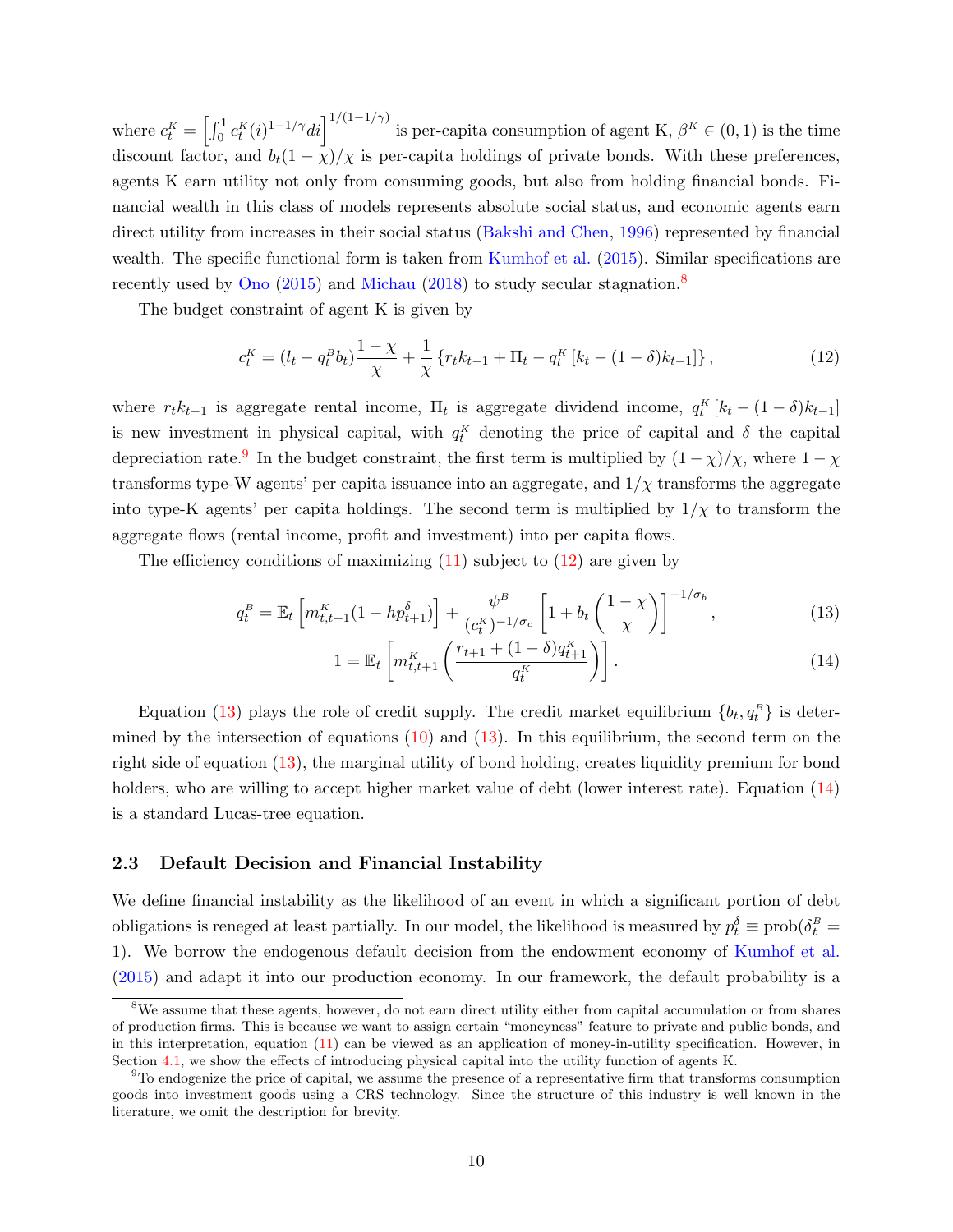where $c_t^K = \left[\int_0^1 c_t^K(i)^{1-1/\gamma} di\right]^{1/(1-1/\gamma)}$ is per-capita consumption of agent K, $\beta^K \in (0,1)$ is the time discount factor, and $b_t(1-\chi)/\chi$ is per-capita holdings of private bonds. With these preferences, agents K earn utility not only from consuming goods, but also from holding financial bonds. Financial wealth in this class of models represents absolute social status, and economic agents earn direct utility from increases in their social status (Bakshi and Chen, 1996) represented by financial wealth. The specific functional form is taken from Kumhof et al. (2015). Similar specifications are recently used by Ono (2015) and Michau (2018) to study secular stagnation.[8]

The budget constraint of agent K is given by

$$c_t^K = (l_t - q_t^B b_t)\frac{1-\chi}{\chi} + \frac{1}{\chi}\left\{r_t k_{t-1} + \Pi_t - q_t^K\left[k_t - (1-\delta)k_{t-1}\right]\right\}, \tag{12}$$

where $r_t k_{t-1}$ is aggregate rental income, $\Pi_t$ is aggregate dividend income, $q_t^K\left[k_t - (1-\delta)k_{t-1}\right]$ is new investment in physical capital, with $q_t^K$ denoting the price of capital and $\delta$ the capital depreciation rate.[9] In the budget constraint, the first term is multiplied by $(1-\chi)/\chi$, where $1-\chi$ transforms type-W agents' per capita issuance into an aggregate, and $1/\chi$ transforms the aggregate into type-K agents' per capita holdings. The second term is multiplied by $1/\chi$ to transform the aggregate flows (rental income, profit and investment) into per capita flows.

The efficiency conditions of maximizing (11) subject to (12) are given by

$$q_t^B = \mathbb{E}_t\left[m_{t,t+1}^K(1 - hp_{t+1}^\delta)\right] + \frac{\psi^B}{(c_t^K)^{-1/\sigma_c}}\left[1 + b_t\left(\frac{1-\chi}{\chi}\right)\right]^{-1/\sigma_b}, \tag{13}$$

$$1 = \mathbb{E}_t\left[m_{t,t+1}^K\left(\frac{r_{t+1} + (1-\delta)q_{t+1}^K}{q_t^K}\right)\right]. \tag{14}$$

Equation (13) plays the role of credit supply. The credit market equilibrium $\{b_t, q_t^B\}$ is determined by the intersection of equations (10) and (13). In this equilibrium, the second term on the right side of equation (13), the marginal utility of bond holding, creates liquidity premium for bond holders, who are willing to accept higher market value of debt (lower interest rate). Equation (14) is a standard Lucas-tree equation.

### 2.3 Default Decision and Financial Instability

We define financial instability as the likelihood of an event in which a significant portion of debt obligations is reneged at least partially. In our model, the likelihood is measured by $p_t^\delta \equiv \text{prob}(\delta_t^B = 1)$. We borrow the endogenous default decision from the endowment economy of Kumhof et al. (2015) and adapt it into our production economy. In our framework, the default probability is a

[8] We assume that these agents, however, do not earn direct utility either from capital accumulation or from shares of production firms. This is because we want to assign certain "moneyness" feature to private and public bonds, and in this interpretation, equation (11) can be viewed as an application of money-in-utility specification. However, in Section 4.1, we show the effects of introducing physical capital into the utility function of agents K.

[9] To endogenize the price of capital, we assume the presence of a representative firm that transforms consumption goods into investment goods using a CRS technology. Since the structure of this industry is well known in the literature, we omit the description for brevity.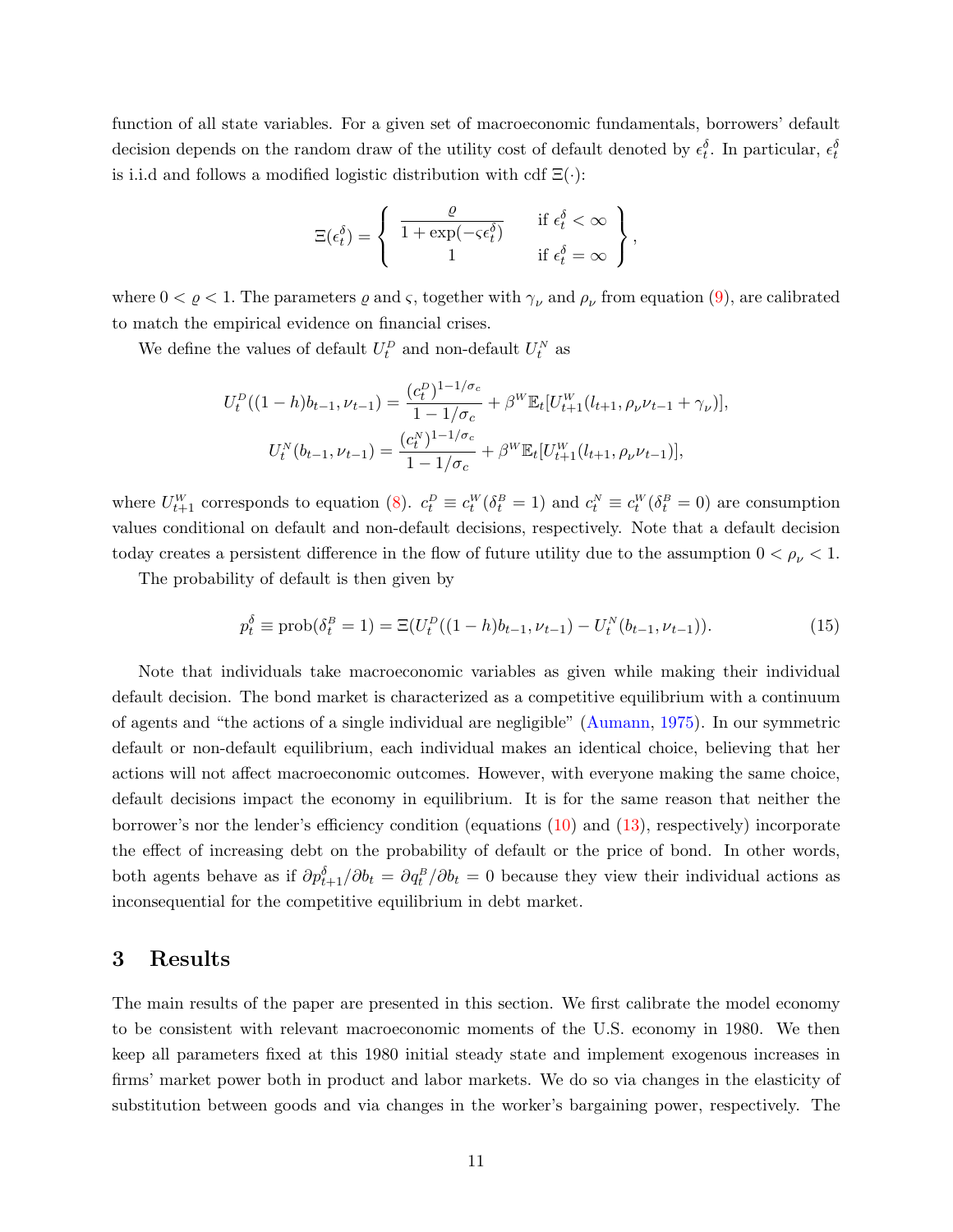function of all state variables. For a given set of macroeconomic fundamentals, borrowers' default decision depends on the random draw of the utility cost of default denoted by $\epsilon_t^\delta$. In particular, $\epsilon_t^\delta$ is i.i.d and follows a modified logistic distribution with cdf $\Xi(\cdot)$:

$$\Xi(\epsilon_t^\delta) = \left\{ \begin{array}{ll} \dfrac{\varrho}{1+\exp(-\varsigma\epsilon_t^\delta)} & \text{if } \epsilon_t^\delta < \infty \\ 1 & \text{if } \epsilon_t^\delta = \infty \end{array} \right\},$$

where $0 < \varrho < 1$. The parameters $\varrho$ and $\varsigma$, together with $\gamma_\nu$ and $\rho_\nu$ from equation (9), are calibrated to match the empirical evidence on financial crises.

We define the values of default $U_t^D$ and non-default $U_t^N$ as

$$U_t^D((1-h)b_{t-1}, \nu_{t-1}) = \frac{(c_t^D)^{1-1/\sigma_c}}{1-1/\sigma_c} + \beta^W \mathbb{E}_t[U_{t+1}^W(l_{t+1}, \rho_\nu \nu_{t-1} + \gamma_\nu)],$$

$$U_t^N(b_{t-1}, \nu_{t-1}) = \frac{(c_t^N)^{1-1/\sigma_c}}{1-1/\sigma_c} + \beta^W \mathbb{E}_t[U_{t+1}^W(l_{t+1}, \rho_\nu \nu_{t-1})],$$

where $U_{t+1}^W$ corresponds to equation (8). $c_t^D \equiv c_t^W(\delta_t^B = 1)$ and $c_t^N \equiv c_t^W(\delta_t^B = 0)$ are consumption values conditional on default and non-default decisions, respectively. Note that a default decision today creates a persistent difference in the flow of future utility due to the assumption $0 < \rho_\nu < 1$.

The probability of default is then given by

$$p_t^\delta \equiv \text{prob}(\delta_t^B = 1) = \Xi(U_t^D((1-h)b_{t-1}, \nu_{t-1}) - U_t^N(b_{t-1}, \nu_{t-1})). \tag{15}$$

Note that individuals take macroeconomic variables as given while making their individual default decision. The bond market is characterized as a competitive equilibrium with a continuum of agents and "the actions of a single individual are negligible" (Aumann, 1975). In our symmetric default or non-default equilibrium, each individual makes an identical choice, believing that her actions will not affect macroeconomic outcomes. However, with everyone making the same choice, default decisions impact the economy in equilibrium. It is for the same reason that neither the borrower's nor the lender's efficiency condition (equations (10) and (13), respectively) incorporate the effect of increasing debt on the probability of default or the price of bond. In other words, both agents behave as if $\partial p_{t+1}^\delta / \partial b_t = \partial q_t^B / \partial b_t = 0$ because they view their individual actions as inconsequential for the competitive equilibrium in debt market.

## 3 Results

The main results of the paper are presented in this section. We first calibrate the model economy to be consistent with relevant macroeconomic moments of the U.S. economy in 1980. We then keep all parameters fixed at this 1980 initial steady state and implement exogenous increases in firms' market power both in product and labor markets. We do so via changes in the elasticity of substitution between goods and via changes in the worker's bargaining power, respectively. The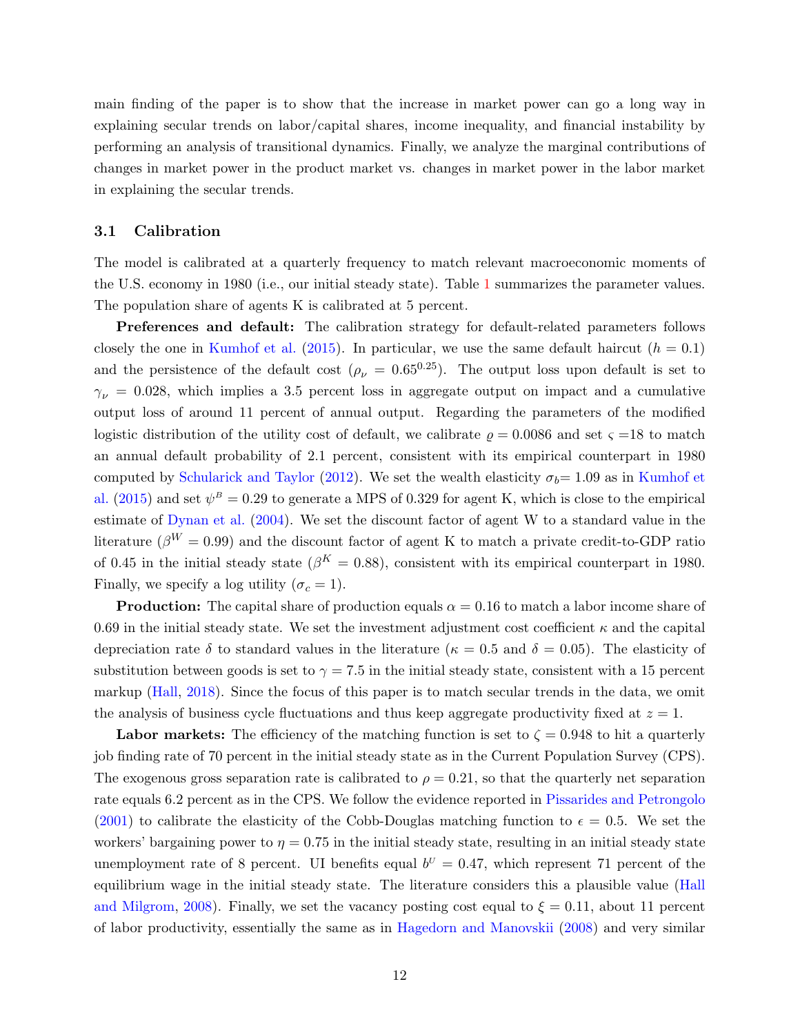main finding of the paper is to show that the increase in market power can go a long way in explaining secular trends on labor/capital shares, income inequality, and financial instability by performing an analysis of transitional dynamics. Finally, we analyze the marginal contributions of changes in market power in the product market vs. changes in market power in the labor market in explaining the secular trends.

### 3.1 Calibration

The model is calibrated at a quarterly frequency to match relevant macroeconomic moments of the U.S. economy in 1980 (i.e., our initial steady state). Table 1 summarizes the parameter values. The population share of agents K is calibrated at 5 percent.

**Preferences and default:** The calibration strategy for default-related parameters follows closely the one in Kumhof et al. (2015). In particular, we use the same default haircut ($h = 0.1$) and the persistence of the default cost ($\rho_\nu = 0.65^{0.25}$). The output loss upon default is set to $\gamma_\nu = 0.028$, which implies a 3.5 percent loss in aggregate output on impact and a cumulative output loss of around 11 percent of annual output. Regarding the parameters of the modified logistic distribution of the utility cost of default, we calibrate $\varrho = 0.0086$ and set $\varsigma = 18$ to match an annual default probability of 2.1 percent, consistent with its empirical counterpart in 1980 computed by Schularick and Taylor (2012). We set the wealth elasticity $\sigma_b = 1.09$ as in Kumhof et al. (2015) and set $\psi^B = 0.29$ to generate a MPS of 0.329 for agent K, which is close to the empirical estimate of Dynan et al. (2004). We set the discount factor of agent W to a standard value in the literature ($\beta^W = 0.99$) and the discount factor of agent K to match a private credit-to-GDP ratio of 0.45 in the initial steady state ($\beta^K = 0.88$), consistent with its empirical counterpart in 1980. Finally, we specify a log utility ($\sigma_c = 1$).

**Production:** The capital share of production equals $\alpha = 0.16$ to match a labor income share of 0.69 in the initial steady state. We set the investment adjustment cost coefficient $\kappa$ and the capital depreciation rate $\delta$ to standard values in the literature ($\kappa = 0.5$ and $\delta = 0.05$). The elasticity of substitution between goods is set to $\gamma = 7.5$ in the initial steady state, consistent with a 15 percent markup (Hall, 2018). Since the focus of this paper is to match secular trends in the data, we omit the analysis of business cycle fluctuations and thus keep aggregate productivity fixed at $z = 1$.

**Labor markets:** The efficiency of the matching function is set to $\zeta = 0.948$ to hit a quarterly job finding rate of 70 percent in the initial steady state as in the Current Population Survey (CPS). The exogenous gross separation rate is calibrated to $\rho = 0.21$, so that the quarterly net separation rate equals 6.2 percent as in the CPS. We follow the evidence reported in Pissarides and Petrongolo (2001) to calibrate the elasticity of the Cobb-Douglas matching function to $\epsilon = 0.5$. We set the workers' bargaining power to $\eta = 0.75$ in the initial steady state, resulting in an initial steady state unemployment rate of 8 percent. UI benefits equal $b^U = 0.47$, which represent 71 percent of the equilibrium wage in the initial steady state. The literature considers this a plausible value (Hall and Milgrom, 2008). Finally, we set the vacancy posting cost equal to $\xi = 0.11$, about 11 percent of labor productivity, essentially the same as in Hagedorn and Manovskii (2008) and very similar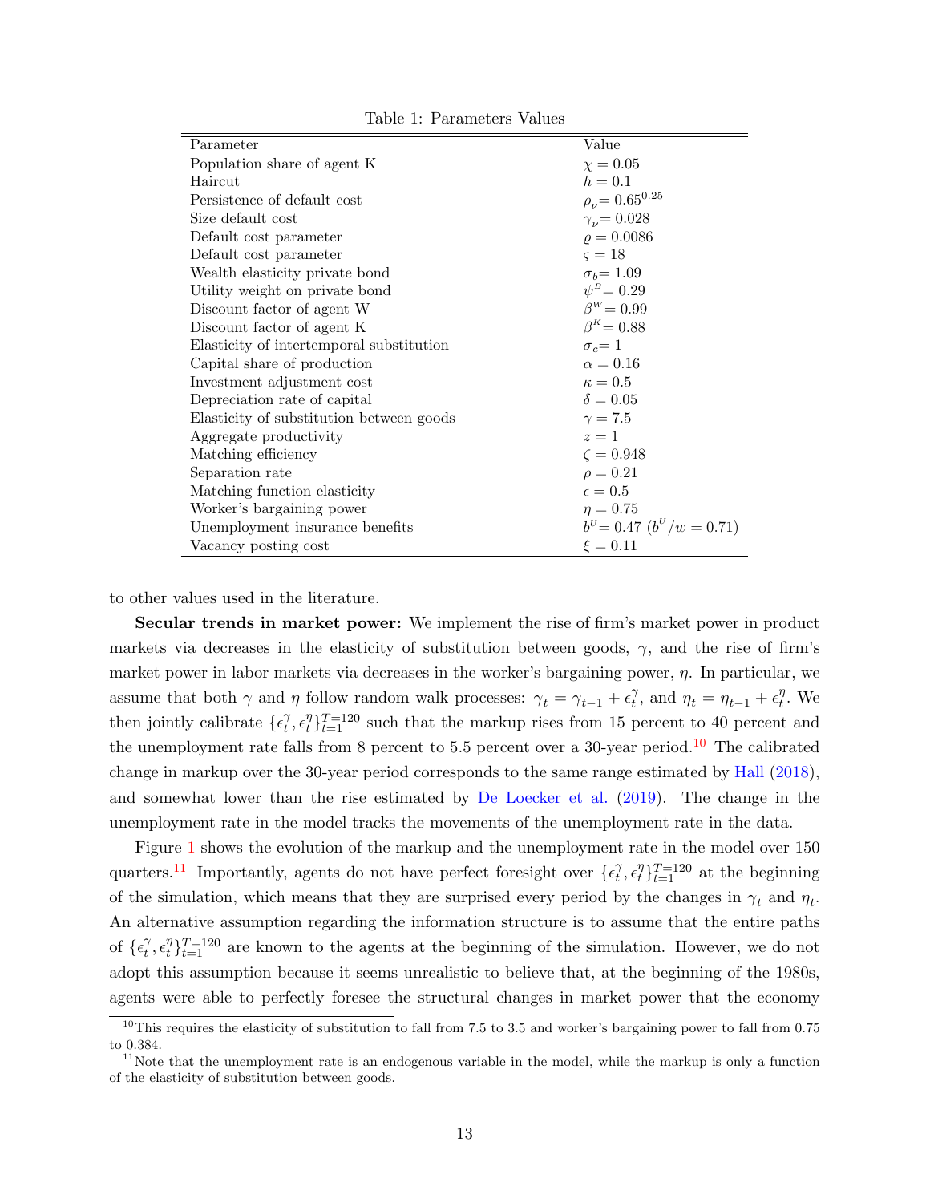Table 1: Parameters Values

| Parameter | Value |
|---|---|
| Population share of agent K | $\chi = 0.05$ |
| Haircut | $h = 0.1$ |
| Persistence of default cost | $\rho_\nu = 0.65^{0.25}$ |
| Size default cost | $\gamma_\nu = 0.028$ |
| Default cost parameter | $\varrho = 0.0086$ |
| Default cost parameter | $\varsigma = 18$ |
| Wealth elasticity private bond | $\sigma_b = 1.09$ |
| Utility weight on private bond | $\psi^B = 0.29$ |
| Discount factor of agent W | $\beta^W = 0.99$ |
| Discount factor of agent K | $\beta^K = 0.88$ |
| Elasticity of intertemporal substitution | $\sigma_c = 1$ |
| Capital share of production | $\alpha = 0.16$ |
| Investment adjustment cost | $\kappa = 0.5$ |
| Depreciation rate of capital | $\delta = 0.05$ |
| Elasticity of substitution between goods | $\gamma = 7.5$ |
| Aggregate productivity | $z = 1$ |
| Matching efficiency | $\zeta = 0.948$ |
| Separation rate | $\rho = 0.21$ |
| Matching function elasticity | $\epsilon = 0.5$ |
| Worker's bargaining power | $\eta = 0.75$ |
| Unemployment insurance benefits | $b^U = 0.47$ ($b^U/w = 0.71$) |
| Vacancy posting cost | $\xi = 0.11$ |

to other values used in the literature.

**Secular trends in market power:** We implement the rise of firm's market power in product markets via decreases in the elasticity of substitution between goods, $\gamma$, and the rise of firm's market power in labor markets via decreases in the worker's bargaining power, $\eta$. In particular, we assume that both $\gamma$ and $\eta$ follow random walk processes: $\gamma_t = \gamma_{t-1} + \epsilon_t^\gamma$, and $\eta_t = \eta_{t-1} + \epsilon_t^\eta$. We then jointly calibrate $\{\epsilon_t^\gamma, \epsilon_t^\eta\}_{t=1}^{T=120}$ such that the markup rises from 15 percent to 40 percent and the unemployment rate falls from 8 percent to 5.5 percent over a 30-year period.[10] The calibrated change in markup over the 30-year period corresponds to the same range estimated by Hall (2018), and somewhat lower than the rise estimated by De Loecker et al. (2019). The change in the unemployment rate in the model tracks the movements of the unemployment rate in the data.

Figure 1 shows the evolution of the markup and the unemployment rate in the model over 150 quarters.[11] Importantly, agents do not have perfect foresight over $\{\epsilon_t^\gamma, \epsilon_t^\eta\}_{t=1}^{T=120}$ at the beginning of the simulation, which means that they are surprised every period by the changes in $\gamma_t$ and $\eta_t$. An alternative assumption regarding the information structure is to assume that the entire paths of $\{\epsilon_t^\gamma, \epsilon_t^\eta\}_{t=1}^{T=120}$ are known to the agents at the beginning of the simulation. However, we do not adopt this assumption because it seems unrealistic to believe that, at the beginning of the 1980s, agents were able to perfectly foresee the structural changes in market power that the economy

[10] This requires the elasticity of substitution to fall from 7.5 to 3.5 and worker's bargaining power to fall from 0.75 to 0.384.

[11] Note that the unemployment rate is an endogenous variable in the model, while the markup is only a function of the elasticity of substitution between goods.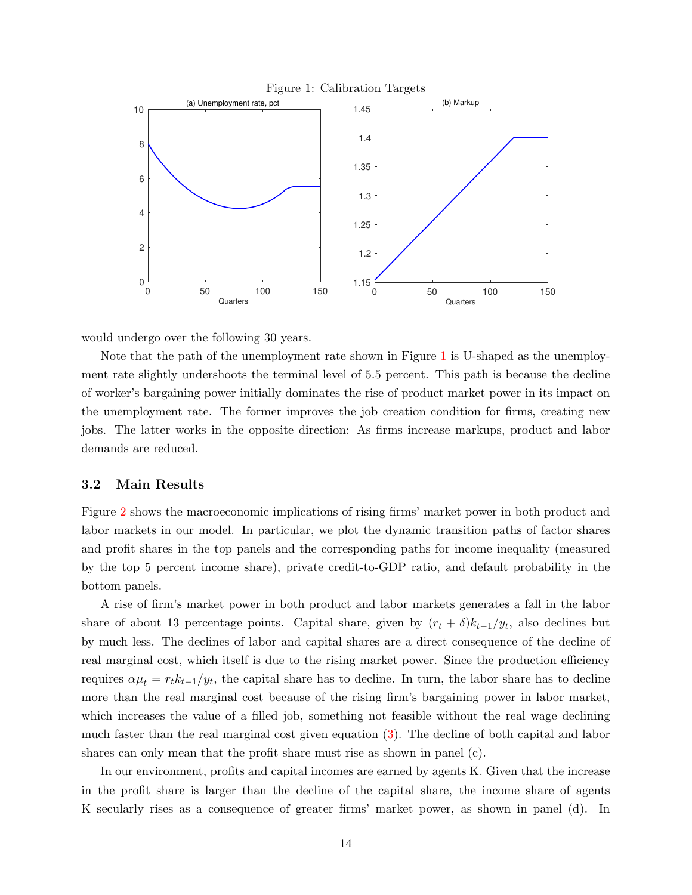Figure 1: Calibration Targets

would undergo over the following 30 years.

Note that the path of the unemployment rate shown in Figure 1 is U-shaped as the unemployment rate slightly undershoots the terminal level of 5.5 percent. This path is because the decline of worker's bargaining power initially dominates the rise of product market power in its impact on the unemployment rate. The former improves the job creation condition for firms, creating new jobs. The latter works in the opposite direction: As firms increase markups, product and labor demands are reduced.

### 3.2 Main Results

Figure 2 shows the macroeconomic implications of rising firms' market power in both product and labor markets in our model. In particular, we plot the dynamic transition paths of factor shares and profit shares in the top panels and the corresponding paths for income inequality (measured by the top 5 percent income share), private credit-to-GDP ratio, and default probability in the bottom panels.

A rise of firm's market power in both product and labor markets generates a fall in the labor share of about 13 percentage points. Capital share, given by $(r_t + \delta)k_{t-1}/y_t$, also declines but by much less. The declines of labor and capital shares are a direct consequence of the decline of real marginal cost, which itself is due to the rising market power. Since the production efficiency requires $\alpha\mu_t = r_t k_{t-1}/y_t$, the capital share has to decline. In turn, the labor share has to decline more than the real marginal cost because of the rising firm's bargaining power in labor market, which increases the value of a filled job, something not feasible without the real wage declining much faster than the real marginal cost given equation (3). The decline of both capital and labor shares can only mean that the profit share must rise as shown in panel (c).

In our environment, profits and capital incomes are earned by agents K. Given that the increase in the profit share is larger than the decline of the capital share, the income share of agents K secularly rises as a consequence of greater firms' market power, as shown in panel (d). In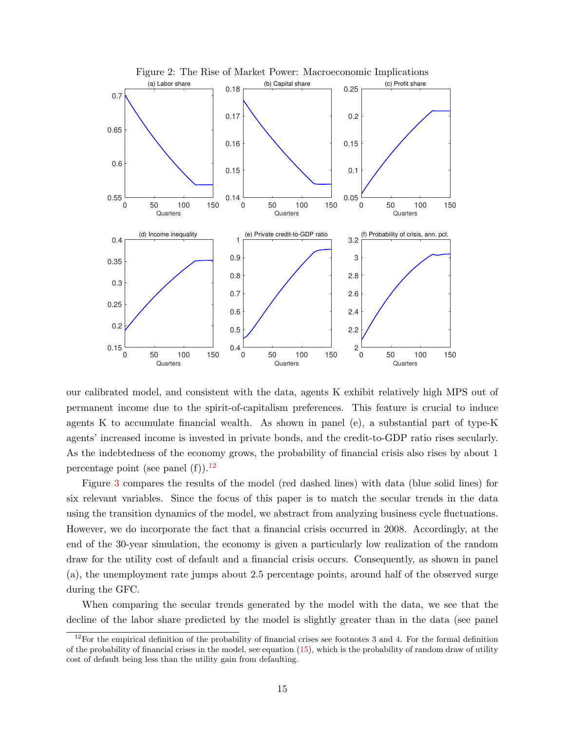Figure 2: The Rise of Market Power: Macroeconomic Implications

our calibrated model, and consistent with the data, agents K exhibit relatively high MPS out of permanent income due to the spirit-of-capitalism preferences. This feature is crucial to induce agents K to accumulate financial wealth. As shown in panel (e), a substantial part of type-K agents' increased income is invested in private bonds, and the credit-to-GDP ratio rises secularly. As the indebtedness of the economy grows, the probability of financial crisis also rises by about 1 percentage point (see panel (f)).[12]

Figure 3 compares the results of the model (red dashed lines) with data (blue solid lines) for six relevant variables. Since the focus of this paper is to match the secular trends in the data using the transition dynamics of the model, we abstract from analyzing business cycle fluctuations. However, we do incorporate the fact that a financial crisis occurred in 2008. Accordingly, at the end of the 30-year simulation, the economy is given a particularly low realization of the random draw for the utility cost of default and a financial crisis occurs. Consequently, as shown in panel (a), the unemployment rate jumps about 2.5 percentage points, around half of the observed surge during the GFC.

When comparing the secular trends generated by the model with the data, we see that the decline of the labor share predicted by the model is slightly greater than in the data (see panel

[12] For the empirical definition of the probability of financial crises see footnotes 3 and 4. For the formal definition of the probability of financial crises in the model, see equation (15), which is the probability of random draw of utility cost of default being less than the utility gain from defaulting.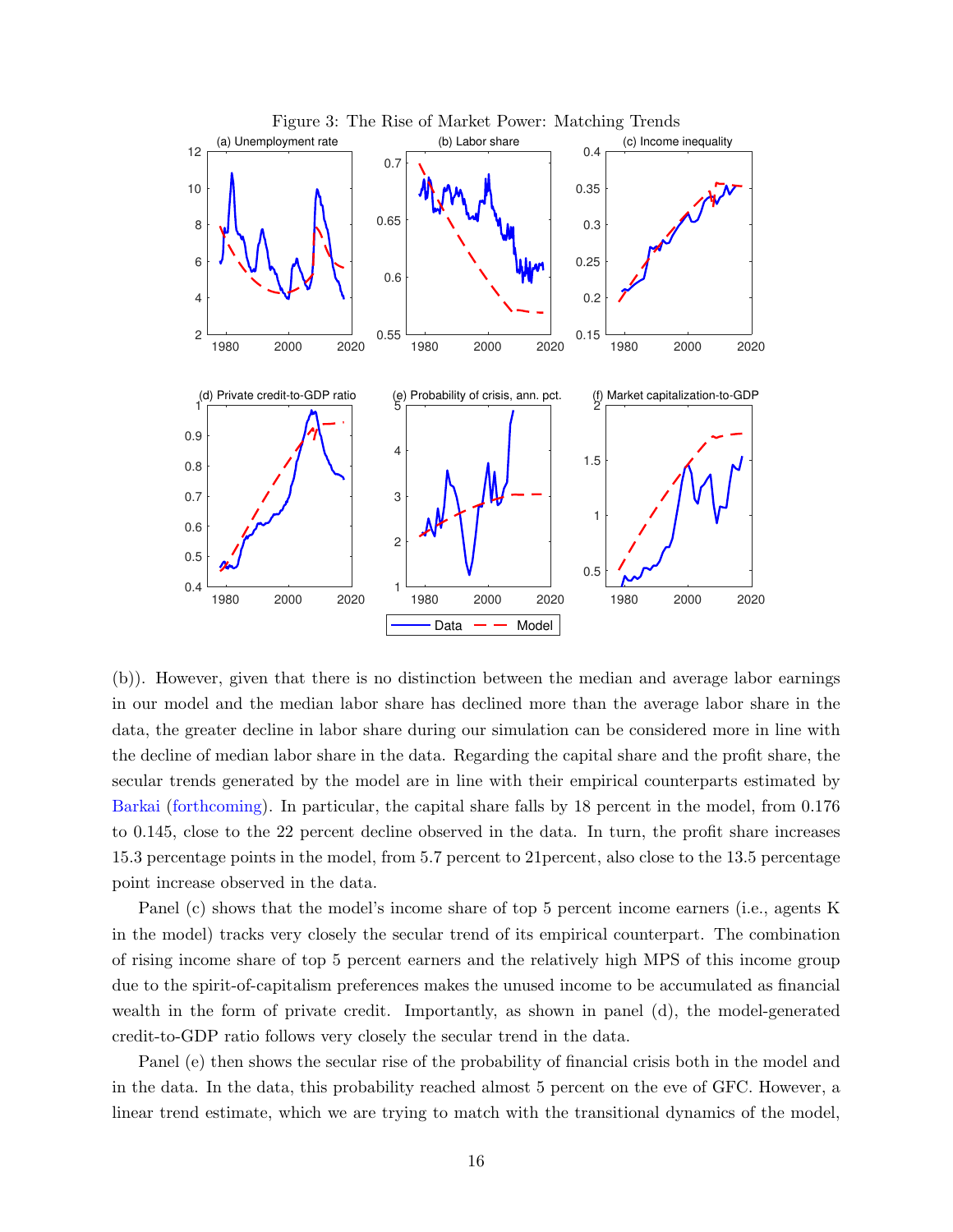Figure 3: The Rise of Market Power: Matching Trends

(b)). However, given that there is no distinction between the median and average labor earnings in our model and the median labor share has declined more than the average labor share in the data, the greater decline in labor share during our simulation can be considered more in line with the decline of median labor share in the data. Regarding the capital share and the profit share, the secular trends generated by the model are in line with their empirical counterparts estimated by Barkai (forthcoming). In particular, the capital share falls by 18 percent in the model, from 0.176 to 0.145, close to the 22 percent decline observed in the data. In turn, the profit share increases 15.3 percentage points in the model, from 5.7 percent to 21percent, also close to the 13.5 percentage point increase observed in the data.

Panel (c) shows that the model's income share of top 5 percent income earners (i.e., agents K in the model) tracks very closely the secular trend of its empirical counterpart. The combination of rising income share of top 5 percent earners and the relatively high MPS of this income group due to the spirit-of-capitalism preferences makes the unused income to be accumulated as financial wealth in the form of private credit. Importantly, as shown in panel (d), the model-generated credit-to-GDP ratio follows very closely the secular trend in the data.

Panel (e) then shows the secular rise of the probability of financial crisis both in the model and in the data. In the data, this probability reached almost 5 percent on the eve of GFC. However, a linear trend estimate, which we are trying to match with the transitional dynamics of the model,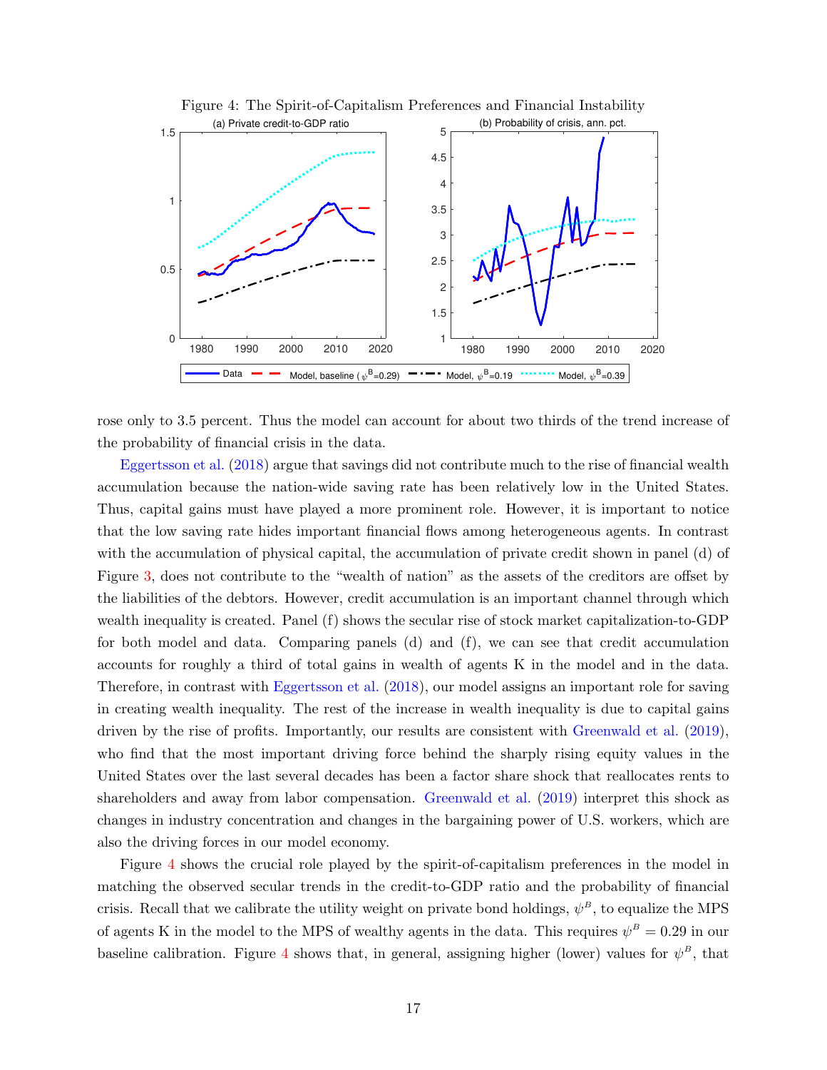Figure 4: The Spirit-of-Capitalism Preferences and Financial Instability

rose only to 3.5 percent. Thus the model can account for about two thirds of the trend increase of the probability of financial crisis in the data.

Eggertsson et al. (2018) argue that savings did not contribute much to the rise of financial wealth accumulation because the nation-wide saving rate has been relatively low in the United States. Thus, capital gains must have played a more prominent role. However, it is important to notice that the low saving rate hides important financial flows among heterogeneous agents. In contrast with the accumulation of physical capital, the accumulation of private credit shown in panel (d) of Figure 3, does not contribute to the "wealth of nation" as the assets of the creditors are offset by the liabilities of the debtors. However, credit accumulation is an important channel through which wealth inequality is created. Panel (f) shows the secular rise of stock market capitalization-to-GDP for both model and data. Comparing panels (d) and (f), we can see that credit accumulation accounts for roughly a third of total gains in wealth of agents K in the model and in the data. Therefore, in contrast with Eggertsson et al. (2018), our model assigns an important role for saving in creating wealth inequality. The rest of the increase in wealth inequality is due to capital gains driven by the rise of profits. Importantly, our results are consistent with Greenwald et al. (2019), who find that the most important driving force behind the sharply rising equity values in the United States over the last several decades has been a factor share shock that reallocates rents to shareholders and away from labor compensation. Greenwald et al. (2019) interpret this shock as changes in industry concentration and changes in the bargaining power of U.S. workers, which are also the driving forces in our model economy.

Figure 4 shows the crucial role played by the spirit-of-capitalism preferences in the model in matching the observed secular trends in the credit-to-GDP ratio and the probability of financial crisis. Recall that we calibrate the utility weight on private bond holdings, $\psi^B$, to equalize the MPS of agents K in the model to the MPS of wealthy agents in the data. This requires $\psi^B = 0.29$ in our baseline calibration. Figure 4 shows that, in general, assigning higher (lower) values for $\psi^B$, that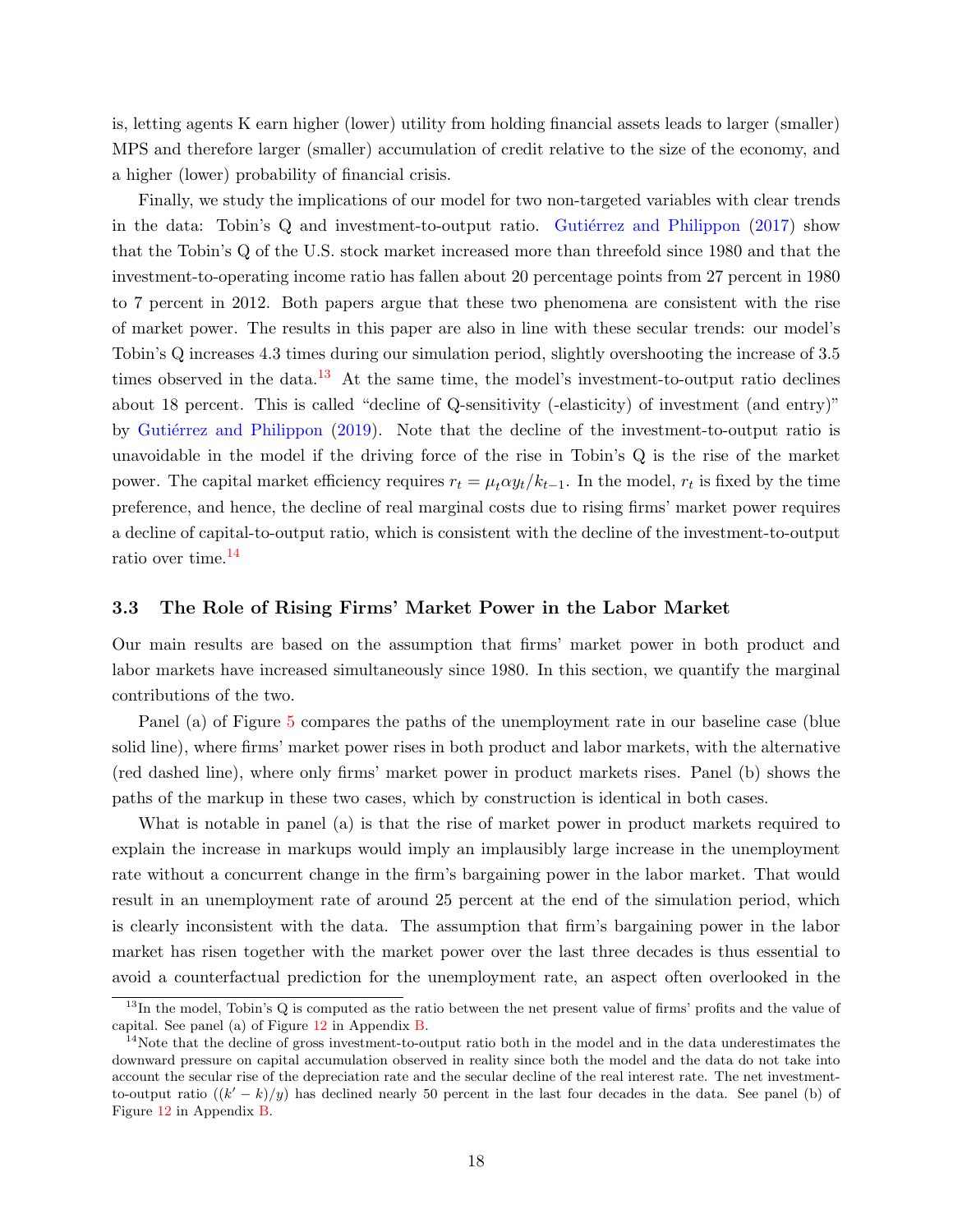is, letting agents K earn higher (lower) utility from holding financial assets leads to larger (smaller) MPS and therefore larger (smaller) accumulation of credit relative to the size of the economy, and a higher (lower) probability of financial crisis.

Finally, we study the implications of our model for two non-targeted variables with clear trends in the data: Tobin's Q and investment-to-output ratio. Gutiérrez and Philippon (2017) show that the Tobin's Q of the U.S. stock market increased more than threefold since 1980 and that the investment-to-operating income ratio has fallen about 20 percentage points from 27 percent in 1980 to 7 percent in 2012. Both papers argue that these two phenomena are consistent with the rise of market power. The results in this paper are also in line with these secular trends: our model's Tobin's Q increases 4.3 times during our simulation period, slightly overshooting the increase of 3.5 times observed in the data.[13] At the same time, the model's investment-to-output ratio declines about 18 percent. This is called "decline of Q-sensitivity (-elasticity) of investment (and entry)" by Gutiérrez and Philippon (2019). Note that the decline of the investment-to-output ratio is unavoidable in the model if the driving force of the rise in Tobin's Q is the rise of the market power. The capital market efficiency requires $r_t = \mu_t \alpha y_t / k_{t-1}$. In the model, $r_t$ is fixed by the time preference, and hence, the decline of real marginal costs due to rising firms' market power requires a decline of capital-to-output ratio, which is consistent with the decline of the investment-to-output ratio over time.[14]

### 3.3 The Role of Rising Firms' Market Power in the Labor Market

Our main results are based on the assumption that firms' market power in both product and labor markets have increased simultaneously since 1980. In this section, we quantify the marginal contributions of the two.

Panel (a) of Figure 5 compares the paths of the unemployment rate in our baseline case (blue solid line), where firms' market power rises in both product and labor markets, with the alternative (red dashed line), where only firms' market power in product markets rises. Panel (b) shows the paths of the markup in these two cases, which by construction is identical in both cases.

What is notable in panel (a) is that the rise of market power in product markets required to explain the increase in markups would imply an implausibly large increase in the unemployment rate without a concurrent change in the firm's bargaining power in the labor market. That would result in an unemployment rate of around 25 percent at the end of the simulation period, which is clearly inconsistent with the data. The assumption that firm's bargaining power in the labor market has risen together with the market power over the last three decades is thus essential to avoid a counterfactual prediction for the unemployment rate, an aspect often overlooked in the

[13] In the model, Tobin's Q is computed as the ratio between the net present value of firms' profits and the value of capital. See panel (a) of Figure 12 in Appendix B.

[14] Note that the decline of gross investment-to-output ratio both in the model and in the data underestimates the downward pressure on capital accumulation observed in reality since both the model and the data do not take into account the secular rise of the depreciation rate and the secular decline of the real interest rate. The net investment-to-output ratio ($(k' - k)/y$) has declined nearly 50 percent in the last four decades in the data. See panel (b) of Figure 12 in Appendix B.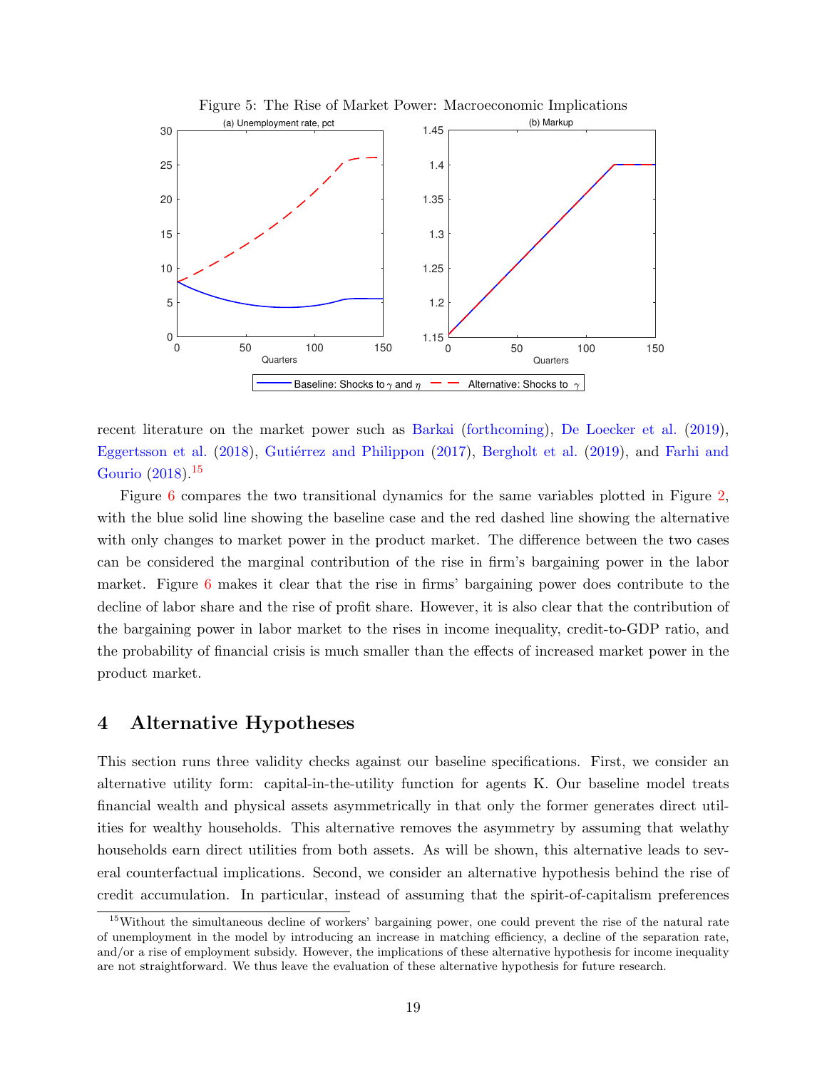Figure 5: The Rise of Market Power: Macroeconomic Implications

recent literature on the market power such as Barkai (forthcoming), De Loecker et al. (2019), Eggertsson et al. (2018), Gutiérrez and Philippon (2017), Bergholt et al. (2019), and Farhi and Gourio (2018).[15]

Figure 6 compares the two transitional dynamics for the same variables plotted in Figure 2, with the blue solid line showing the baseline case and the red dashed line showing the alternative with only changes to market power in the product market. The difference between the two cases can be considered the marginal contribution of the rise in firm's bargaining power in the labor market. Figure 6 makes it clear that the rise in firms' bargaining power does contribute to the decline of labor share and the rise of profit share. However, it is also clear that the contribution of the bargaining power in labor market to the rises in income inequality, credit-to-GDP ratio, and the probability of financial crisis is much smaller than the effects of increased market power in the product market.

# 4 Alternative Hypotheses

This section runs three validity checks against our baseline specifications. First, we consider an alternative utility form: capital-in-the-utility function for agents K. Our baseline model treats financial wealth and physical assets asymmetrically in that only the former generates direct utilities for wealthy households. This alternative removes the asymmetry by assuming that welathy households earn direct utilities from both assets. As will be shown, this alternative leads to several counterfactual implications. Second, we consider an alternative hypothesis behind the rise of credit accumulation. In particular, instead of assuming that the spirit-of-capitalism preferences

[15] Without the simultaneous decline of workers' bargaining power, one could prevent the rise of the natural rate of unemployment in the model by introducing an increase in matching efficiency, a decline of the separation rate, and/or a rise of employment subsidy. However, the implications of these alternative hypothesis for income inequality are not straightforward. We thus leave the evaluation of these alternative hypothesis for future research.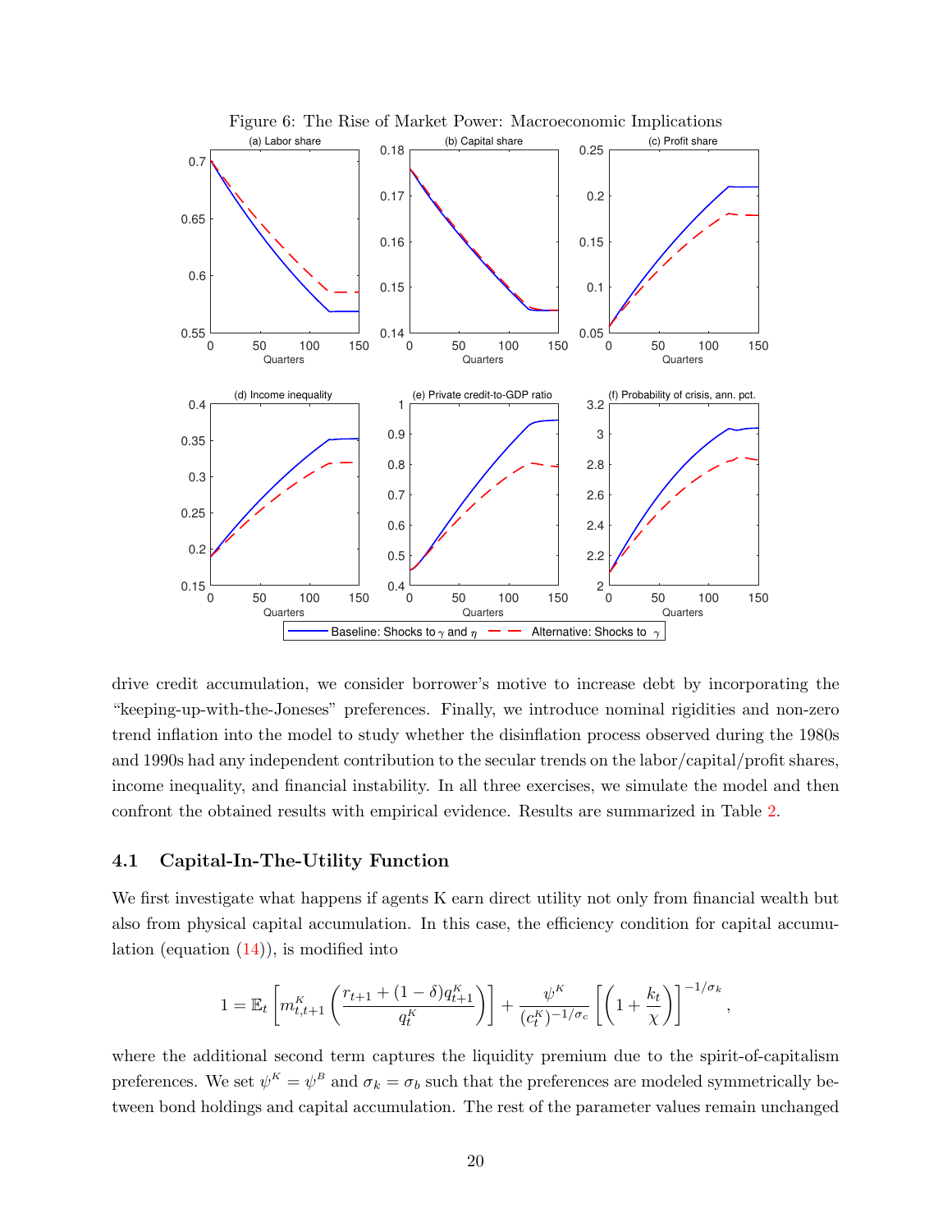Figure 6: The Rise of Market Power: Macroeconomic Implications

drive credit accumulation, we consider borrower's motive to increase debt by incorporating the "keeping-up-with-the-Joneses" preferences. Finally, we introduce nominal rigidities and non-zero trend inflation into the model to study whether the disinflation process observed during the 1980s and 1990s had any independent contribution to the secular trends on the labor/capital/profit shares, income inequality, and financial instability. In all three exercises, we simulate the model and then confront the obtained results with empirical evidence. Results are summarized in Table 2.

## 4.1 Capital-In-The-Utility Function

We first investigate what happens if agents K earn direct utility not only from financial wealth but also from physical capital accumulation. In this case, the efficiency condition for capital accumulation (equation (14)), is modified into

$$1 = \mathbb{E}_t \left[ m^K_{t,t+1} \left( \frac{r_{t+1} + (1-\delta) q^K_{t+1}}{q^K_t} \right) \right] + \frac{\psi^K}{(c^K_t)^{-1/\sigma_c}} \left[ \left( 1 + \frac{k_t}{\chi} \right) \right]^{-1/\sigma_k},$$

where the additional second term captures the liquidity premium due to the spirit-of-capitalism preferences. We set $\psi^K = \psi^B$ and $\sigma_k = \sigma_b$ such that the preferences are modeled symmetrically between bond holdings and capital accumulation. The rest of the parameter values remain unchanged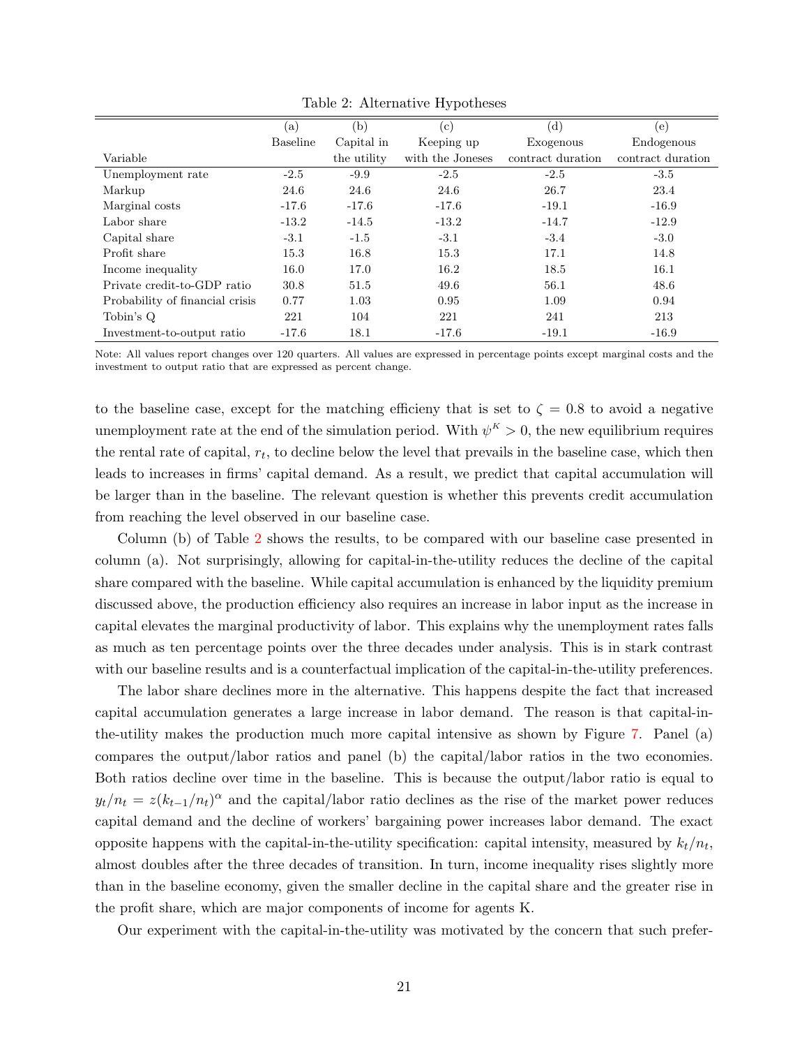Table 2: Alternative Hypotheses

| Variable | (a) Baseline | (b) Capital in the utility | (c) Keeping up with the Joneses | (d) Exogenous contract duration | (e) Endogenous contract duration |
|---|---|---|---|---|---|
| Unemployment rate | -2.5 | -9.9 | -2.5 | -2.5 | -3.5 |
| Markup | 24.6 | 24.6 | 24.6 | 26.7 | 23.4 |
| Marginal costs | -17.6 | -17.6 | -17.6 | -19.1 | -16.9 |
| Labor share | -13.2 | -14.5 | -13.2 | -14.7 | -12.9 |
| Capital share | -3.1 | -1.5 | -3.1 | -3.4 | -3.0 |
| Profit share | 15.3 | 16.8 | 15.3 | 17.1 | 14.8 |
| Income inequality | 16.0 | 17.0 | 16.2 | 18.5 | 16.1 |
| Private credit-to-GDP ratio | 30.8 | 51.5 | 49.6 | 56.1 | 48.6 |
| Probability of financial crisis | 0.77 | 1.03 | 0.95 | 1.09 | 0.94 |
| Tobin's Q | 221 | 104 | 221 | 241 | 213 |
| Investment-to-output ratio | -17.6 | 18.1 | -17.6 | -19.1 | -16.9 |

Note: All values report changes over 120 quarters. All values are expressed in percentage points except marginal costs and the investment to output ratio that are expressed as percent change.

to the baseline case, except for the matching efficieny that is set to $\zeta = 0.8$ to avoid a negative unemployment rate at the end of the simulation period. With $\psi^K > 0$, the new equilibrium requires the rental rate of capital, $r_t$, to decline below the level that prevails in the baseline case, which then leads to increases in firms' capital demand. As a result, we predict that capital accumulation will be larger than in the baseline. The relevant question is whether this prevents credit accumulation from reaching the level observed in our baseline case.

Column (b) of Table 2 shows the results, to be compared with our baseline case presented in column (a). Not surprisingly, allowing for capital-in-the-utility reduces the decline of the capital share compared with the baseline. While capital accumulation is enhanced by the liquidity premium discussed above, the production efficiency also requires an increase in labor input as the increase in capital elevates the marginal productivity of labor. This explains why the unemployment rates falls as much as ten percentage points over the three decades under analysis. This is in stark contrast with our baseline results and is a counterfactual implication of the capital-in-the-utility preferences.

The labor share declines more in the alternative. This happens despite the fact that increased capital accumulation generates a large increase in labor demand. The reason is that capital-in-the-utility makes the production much more capital intensive as shown by Figure 7. Panel (a) compares the output/labor ratios and panel (b) the capital/labor ratios in the two economies. Both ratios decline over time in the baseline. This is because the output/labor ratio is equal to $y_t/n_t = z(k_{t-1}/n_t)^\alpha$ and the capital/labor ratio declines as the rise of the market power reduces capital demand and the decline of workers' bargaining power increases labor demand. The exact opposite happens with the capital-in-the-utility specification: capital intensity, measured by $k_t/n_t$, almost doubles after the three decades of transition. In turn, income inequality rises slightly more than in the baseline economy, given the smaller decline in the capital share and the greater rise in the profit share, which are major components of income for agents K.

Our experiment with the capital-in-the-utility was motivated by the concern that such prefer-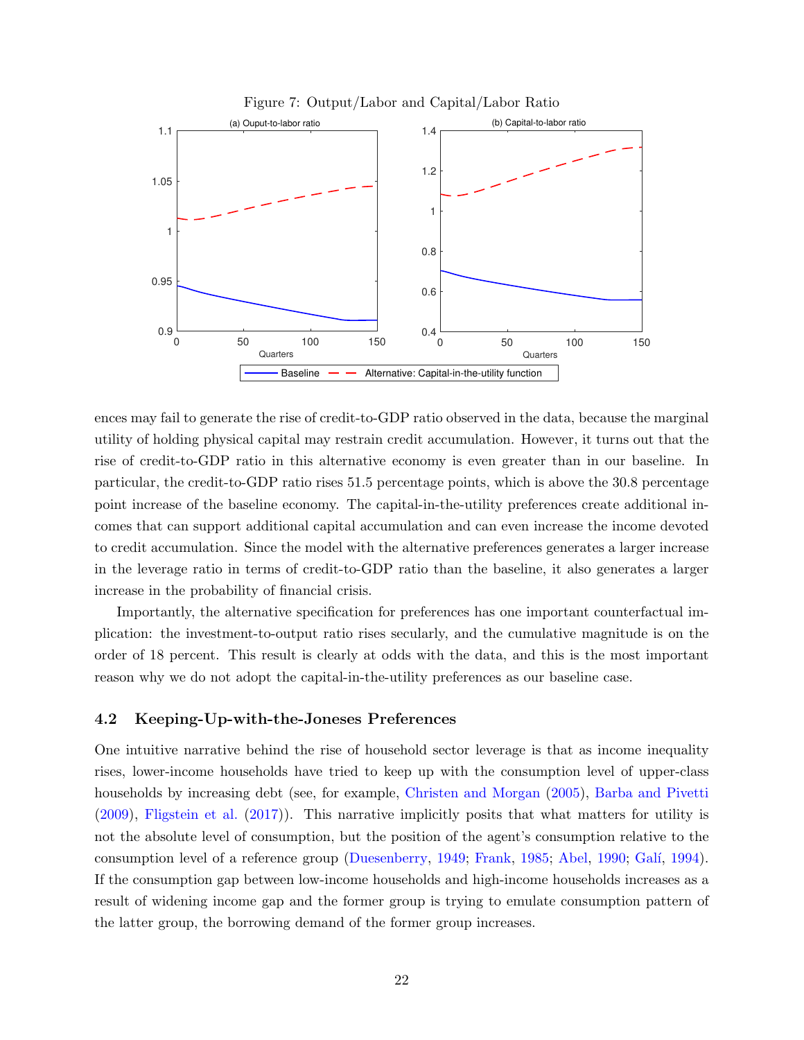Figure 7: Output/Labor and Capital/Labor Ratio

ences may fail to generate the rise of credit-to-GDP ratio observed in the data, because the marginal utility of holding physical capital may restrain credit accumulation. However, it turns out that the rise of credit-to-GDP ratio in this alternative economy is even greater than in our baseline. In particular, the credit-to-GDP ratio rises 51.5 percentage points, which is above the 30.8 percentage point increase of the baseline economy. The capital-in-the-utility preferences create additional incomes that can support additional capital accumulation and can even increase the income devoted to credit accumulation. Since the model with the alternative preferences generates a larger increase in the leverage ratio in terms of credit-to-GDP ratio than the baseline, it also generates a larger increase in the probability of financial crisis.

Importantly, the alternative specification for preferences has one important counterfactual implication: the investment-to-output ratio rises secularly, and the cumulative magnitude is on the order of 18 percent. This result is clearly at odds with the data, and this is the most important reason why we do not adopt the capital-in-the-utility preferences as our baseline case.

### 4.2 Keeping-Up-with-the-Joneses Preferences

One intuitive narrative behind the rise of household sector leverage is that as income inequality rises, lower-income households have tried to keep up with the consumption level of upper-class households by increasing debt (see, for example, Christen and Morgan (2005), Barba and Pivetti (2009), Fligstein et al. (2017)). This narrative implicitly posits that what matters for utility is not the absolute level of consumption, but the position of the agent's consumption relative to the consumption level of a reference group (Duesenberry, 1949; Frank, 1985; Abel, 1990; Galí, 1994). If the consumption gap between low-income households and high-income households increases as a result of widening income gap and the former group is trying to emulate consumption pattern of the latter group, the borrowing demand of the former group increases.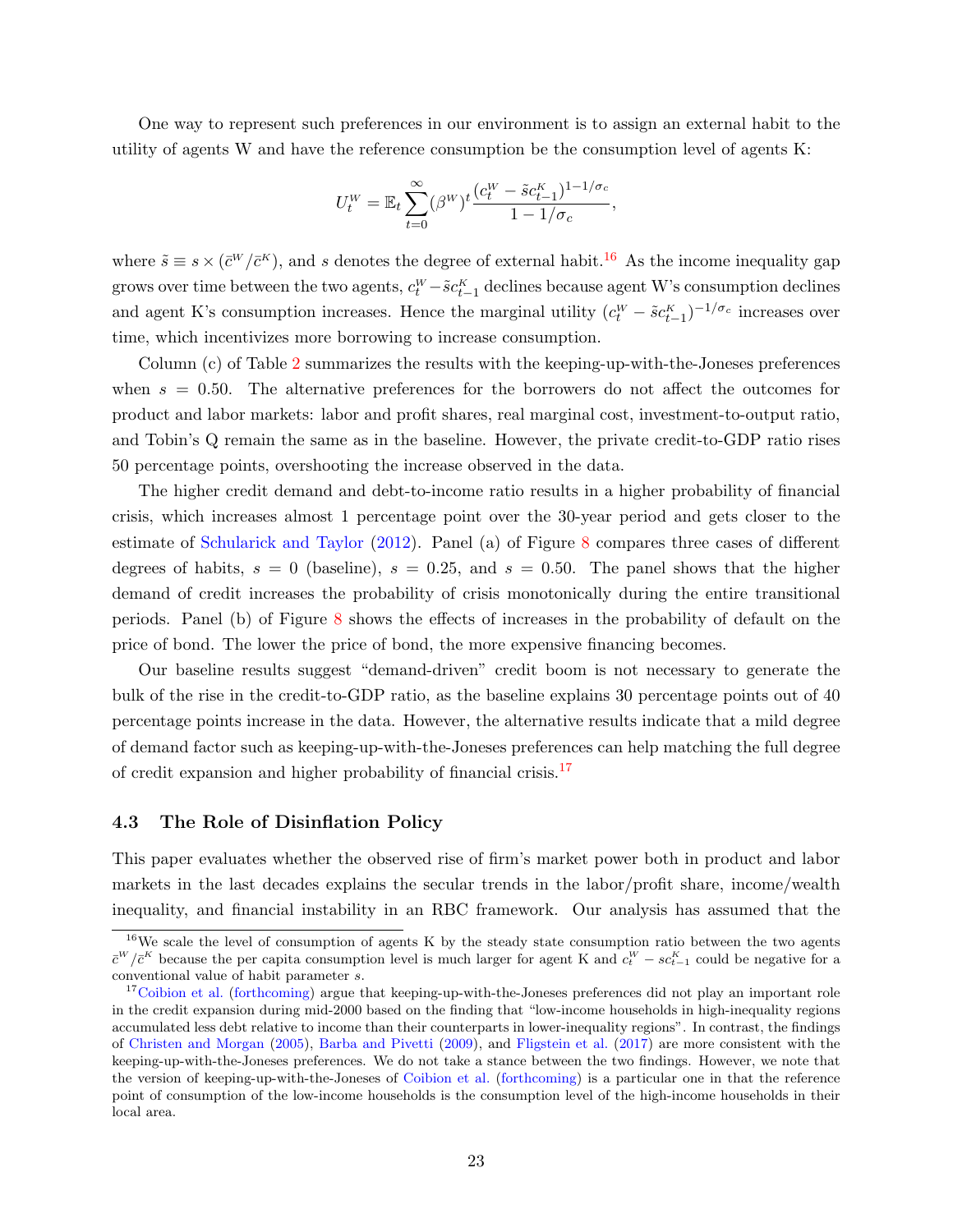One way to represent such preferences in our environment is to assign an external habit to the utility of agents W and have the reference consumption be the consumption level of agents K:

$$U_t^W = \mathbb{E}_t \sum_{t=0}^{\infty} (\beta^W)^t \frac{(c_t^W - \tilde{s} c_{t-1}^K)^{1-1/\sigma_c}}{1-1/\sigma_c},$$

where $\tilde{s} \equiv s \times (\bar{c}^W/\bar{c}^K)$, and $s$ denotes the degree of external habit.[16] As the income inequality gap grows over time between the two agents, $c_t^W - \tilde{s} c_{t-1}^K$ declines because agent W's consumption declines and agent K's consumption increases. Hence the marginal utility $(c_t^W - \tilde{s} c_{t-1}^K)^{-1/\sigma_c}$ increases over time, which incentivizes more borrowing to increase consumption.

Column (c) of Table 2 summarizes the results with the keeping-up-with-the-Joneses preferences when $s = 0.50$. The alternative preferences for the borrowers do not affect the outcomes for product and labor markets: labor and profit shares, real marginal cost, investment-to-output ratio, and Tobin's Q remain the same as in the baseline. However, the private credit-to-GDP ratio rises 50 percentage points, overshooting the increase observed in the data.

The higher credit demand and debt-to-income ratio results in a higher probability of financial crisis, which increases almost 1 percentage point over the 30-year period and gets closer to the estimate of Schularick and Taylor (2012). Panel (a) of Figure 8 compares three cases of different degrees of habits, $s = 0$ (baseline), $s = 0.25$, and $s = 0.50$. The panel shows that the higher demand of credit increases the probability of crisis monotonically during the entire transitional periods. Panel (b) of Figure 8 shows the effects of increases in the probability of default on the price of bond. The lower the price of bond, the more expensive financing becomes.

Our baseline results suggest "demand-driven" credit boom is not necessary to generate the bulk of the rise in the credit-to-GDP ratio, as the baseline explains 30 percentage points out of 40 percentage points increase in the data. However, the alternative results indicate that a mild degree of demand factor such as keeping-up-with-the-Joneses preferences can help matching the full degree of credit expansion and higher probability of financial crisis.[17]

### 4.3 The Role of Disinflation Policy

This paper evaluates whether the observed rise of firm's market power both in product and labor markets in the last decades explains the secular trends in the labor/profit share, income/wealth inequality, and financial instability in an RBC framework. Our analysis has assumed that the

[16] We scale the level of consumption of agents K by the steady state consumption ratio between the two agents $\bar{c}^W/\bar{c}^K$ because the per capita consumption level is much larger for agent K and $c_t^W - s c_{t-1}^K$ could be negative for a conventional value of habit parameter $s$.

[17] Coibion et al. (forthcoming) argue that keeping-up-with-the-Joneses preferences did not play an important role in the credit expansion during mid-2000 based on the finding that "low-income households in high-inequality regions accumulated less debt relative to income than their counterparts in lower-inequality regions". In contrast, the findings of Christen and Morgan (2005), Barba and Pivetti (2009), and Fligstein et al. (2017) are more consistent with the keeping-up-with-the-Joneses preferences. We do not take a stance between the two findings. However, we note that the version of keeping-up-with-the-Joneses of Coibion et al. (forthcoming) is a particular one in that the reference point of consumption of the low-income households is the consumption level of the high-income households in their local area.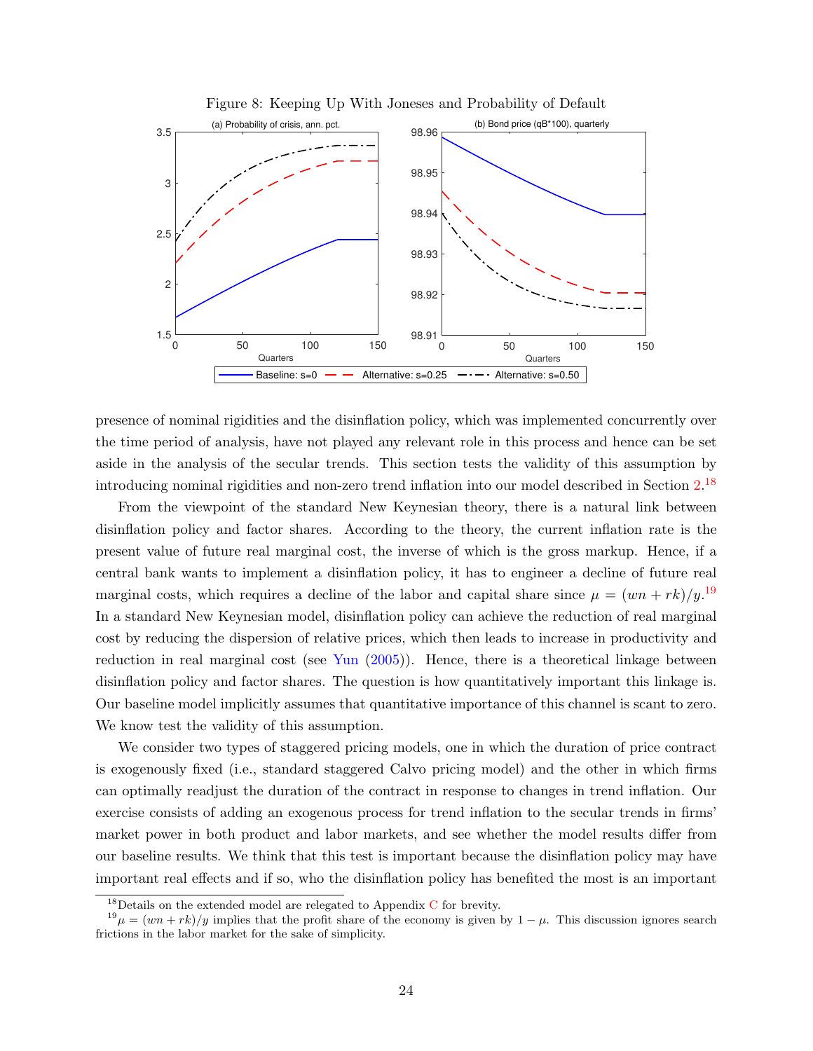Figure 8: Keeping Up With Joneses and Probability of Default

presence of nominal rigidities and the disinflation policy, which was implemented concurrently over the time period of analysis, have not played any relevant role in this process and hence can be set aside in the analysis of the secular trends. This section tests the validity of this assumption by introducing nominal rigidities and non-zero trend inflation into our model described in Section 2.[18]

From the viewpoint of the standard New Keynesian theory, there is a natural link between disinflation policy and factor shares. According to the theory, the current inflation rate is the present value of future real marginal cost, the inverse of which is the gross markup. Hence, if a central bank wants to implement a disinflation policy, it has to engineer a decline of future real marginal costs, which requires a decline of the labor and capital share since $\mu = (wn + rk)/y$.[19] In a standard New Keynesian model, disinflation policy can achieve the reduction of real marginal cost by reducing the dispersion of relative prices, which then leads to increase in productivity and reduction in real marginal cost (see Yun (2005)). Hence, there is a theoretical linkage between disinflation policy and factor shares. The question is how quantitatively important this linkage is. Our baseline model implicitly assumes that quantitative importance of this channel is scant to zero. We know test the validity of this assumption.

We consider two types of staggered pricing models, one in which the duration of price contract is exogenously fixed (i.e., standard staggered Calvo pricing model) and the other in which firms can optimally readjust the duration of the contract in response to changes in trend inflation. Our exercise consists of adding an exogenous process for trend inflation to the secular trends in firms' market power in both product and labor markets, and see whether the model results differ from our baseline results. We think that this test is important because the disinflation policy may have important real effects and if so, who the disinflation policy has benefited the most is an important

[18] Details on the extended model are relegated to Appendix C for brevity.

[19] $\mu = (wn + rk)/y$ implies that the profit share of the economy is given by $1 - \mu$. This discussion ignores search frictions in the labor market for the sake of simplicity.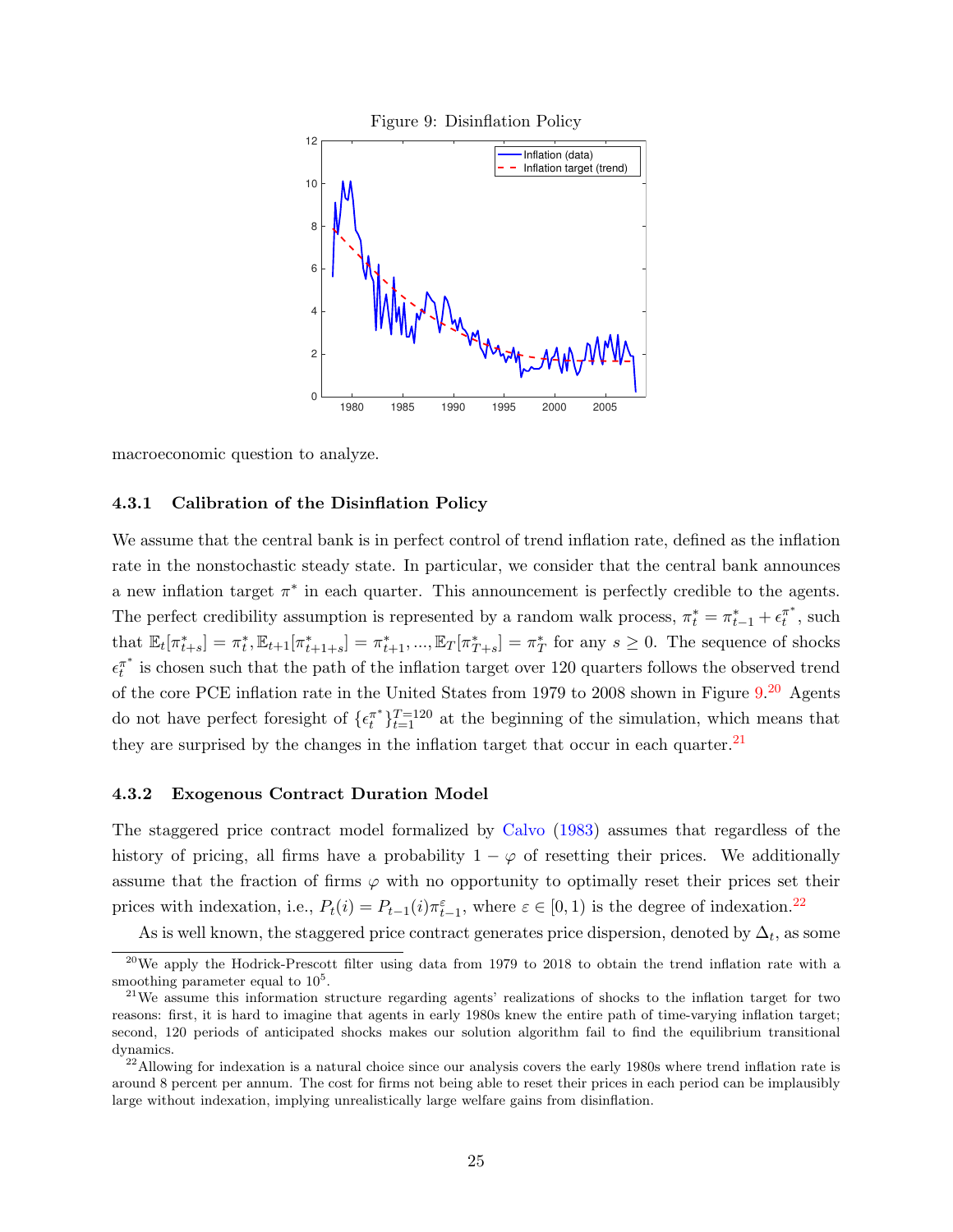Figure 9: Disinflation Policy

macroeconomic question to analyze.

### 4.3.1 Calibration of the Disinflation Policy

We assume that the central bank is in perfect control of trend inflation rate, defined as the inflation rate in the nonstochastic steady state. In particular, we consider that the central bank announces a new inflation target $\pi^*$ in each quarter. This announcement is perfectly credible to the agents. The perfect credibility assumption is represented by a random walk process, $\pi_t^* = \pi_{t-1}^* + \epsilon_t^{\pi^*}$, such that $\mathbb{E}_t[\pi_{t+s}^*] = \pi_t^*, \mathbb{E}_{t+1}[\pi_{t+1+s}^*] = \pi_{t+1}^*, ..., \mathbb{E}_T[\pi_{T+s}^*] = \pi_T^*$ for any $s \geq 0$. The sequence of shocks $\epsilon_t^{\pi^*}$ is chosen such that the path of the inflation target over 120 quarters follows the observed trend of the core PCE inflation rate in the United States from 1979 to 2008 shown in Figure 9.[20] Agents do not have perfect foresight of $\{\epsilon_t^{\pi^*}\}_{t=1}^{T=120}$ at the beginning of the simulation, which means that they are surprised by the changes in the inflation target that occur in each quarter.[21]

### 4.3.2 Exogenous Contract Duration Model

The staggered price contract model formalized by Calvo (1983) assumes that regardless of the history of pricing, all firms have a probability $1 - \varphi$ of resetting their prices. We additionally assume that the fraction of firms $\varphi$ with no opportunity to optimally reset their prices set their prices with indexation, i.e., $P_t(i) = P_{t-1}(i)\pi_{t-1}^{\varepsilon}$, where $\varepsilon \in [0, 1)$ is the degree of indexation.[22]

As is well known, the staggered price contract generates price dispersion, denoted by $\Delta_t$, as some

[20] We apply the Hodrick-Prescott filter using data from 1979 to 2018 to obtain the trend inflation rate with a smoothing parameter equal to $10^5$.

[21] We assume this information structure regarding agents' realizations of shocks to the inflation target for two reasons: first, it is hard to imagine that agents in early 1980s knew the entire path of time-varying inflation target; second, 120 periods of anticipated shocks makes our solution algorithm fail to find the equilibrium transitional dynamics.

[22] Allowing for indexation is a natural choice since our analysis covers the early 1980s where trend inflation rate is around 8 percent per annum. The cost for firms not being able to reset their prices in each period can be implausibly large without indexation, implying unrealistically large welfare gains from disinflation.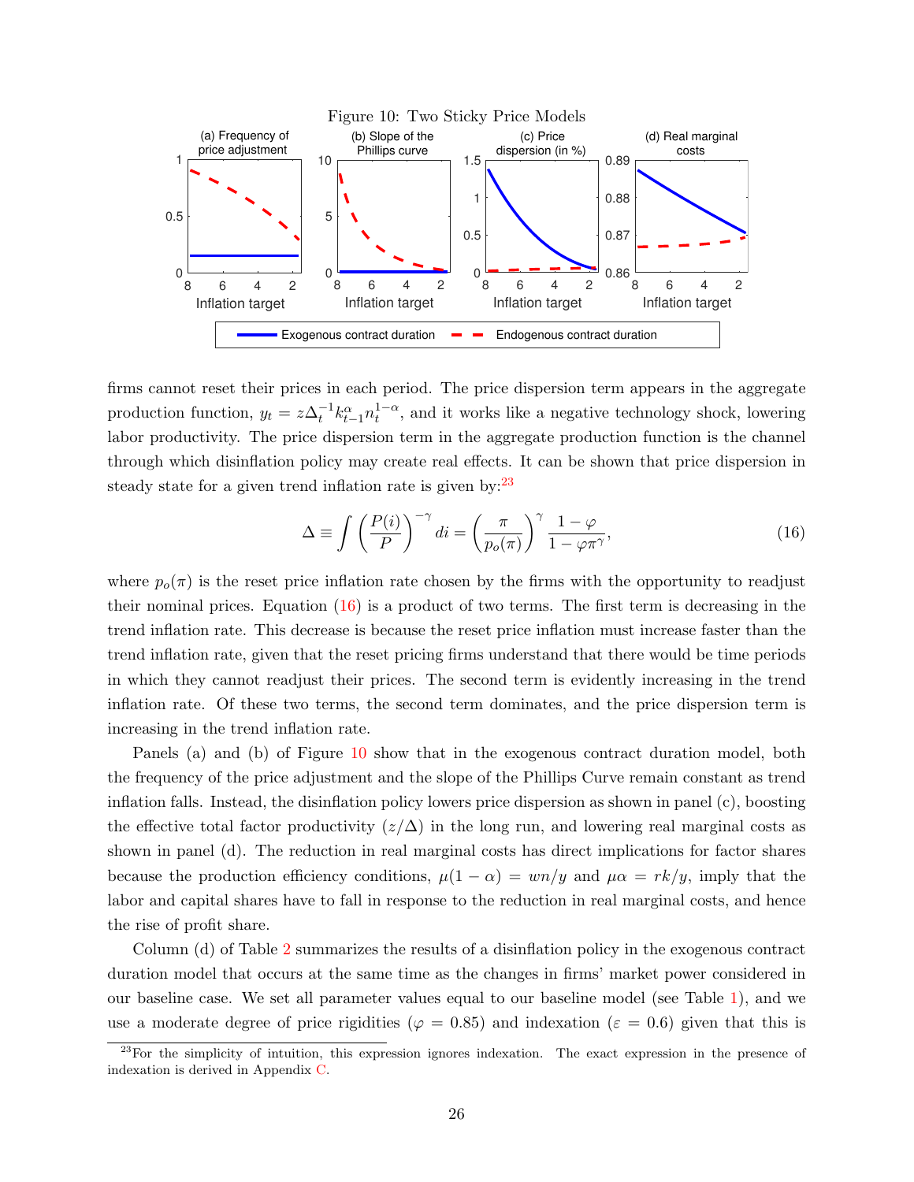Figure 10: Two Sticky Price Models

firms cannot reset their prices in each period. The price dispersion term appears in the aggregate production function, $y_t = z\Delta_t^{-1} k_{t-1}^{\alpha} n_t^{1-\alpha}$, and it works like a negative technology shock, lowering labor productivity. The price dispersion term in the aggregate production function is the channel through which disinflation policy may create real effects. It can be shown that price dispersion in steady state for a given trend inflation rate is given by:[23]

$$\Delta \equiv \int \left(\frac{P(i)}{P}\right)^{-\gamma} di = \left(\frac{\pi}{p_o(\pi)}\right)^{\gamma} \frac{1-\varphi}{1-\varphi\pi^{\gamma}}, \tag{16}$$

where $p_o(\pi)$ is the reset price inflation rate chosen by the firms with the opportunity to readjust their nominal prices. Equation (16) is a product of two terms. The first term is decreasing in the trend inflation rate. This decrease is because the reset price inflation must increase faster than the trend inflation rate, given that the reset pricing firms understand that there would be time periods in which they cannot readjust their prices. The second term is evidently increasing in the trend inflation rate. Of these two terms, the second term dominates, and the price dispersion term is increasing in the trend inflation rate.

Panels (a) and (b) of Figure 10 show that in the exogenous contract duration model, both the frequency of the price adjustment and the slope of the Phillips Curve remain constant as trend inflation falls. Instead, the disinflation policy lowers price dispersion as shown in panel (c), boosting the effective total factor productivity ($z/\Delta$) in the long run, and lowering real marginal costs as shown in panel (d). The reduction in real marginal costs has direct implications for factor shares because the production efficiency conditions, $\mu(1-\alpha) = wn/y$ and $\mu\alpha = rk/y$, imply that the labor and capital shares have to fall in response to the reduction in real marginal costs, and hence the rise of profit share.

Column (d) of Table 2 summarizes the results of a disinflation policy in the exogenous contract duration model that occurs at the same time as the changes in firms' market power considered in our baseline case. We set all parameter values equal to our baseline model (see Table 1), and we use a moderate degree of price rigidities ($\varphi = 0.85$) and indexation ($\varepsilon = 0.6$) given that this is

[23] For the simplicity of intuition, this expression ignores indexation. The exact expression in the presence of indexation is derived in Appendix C.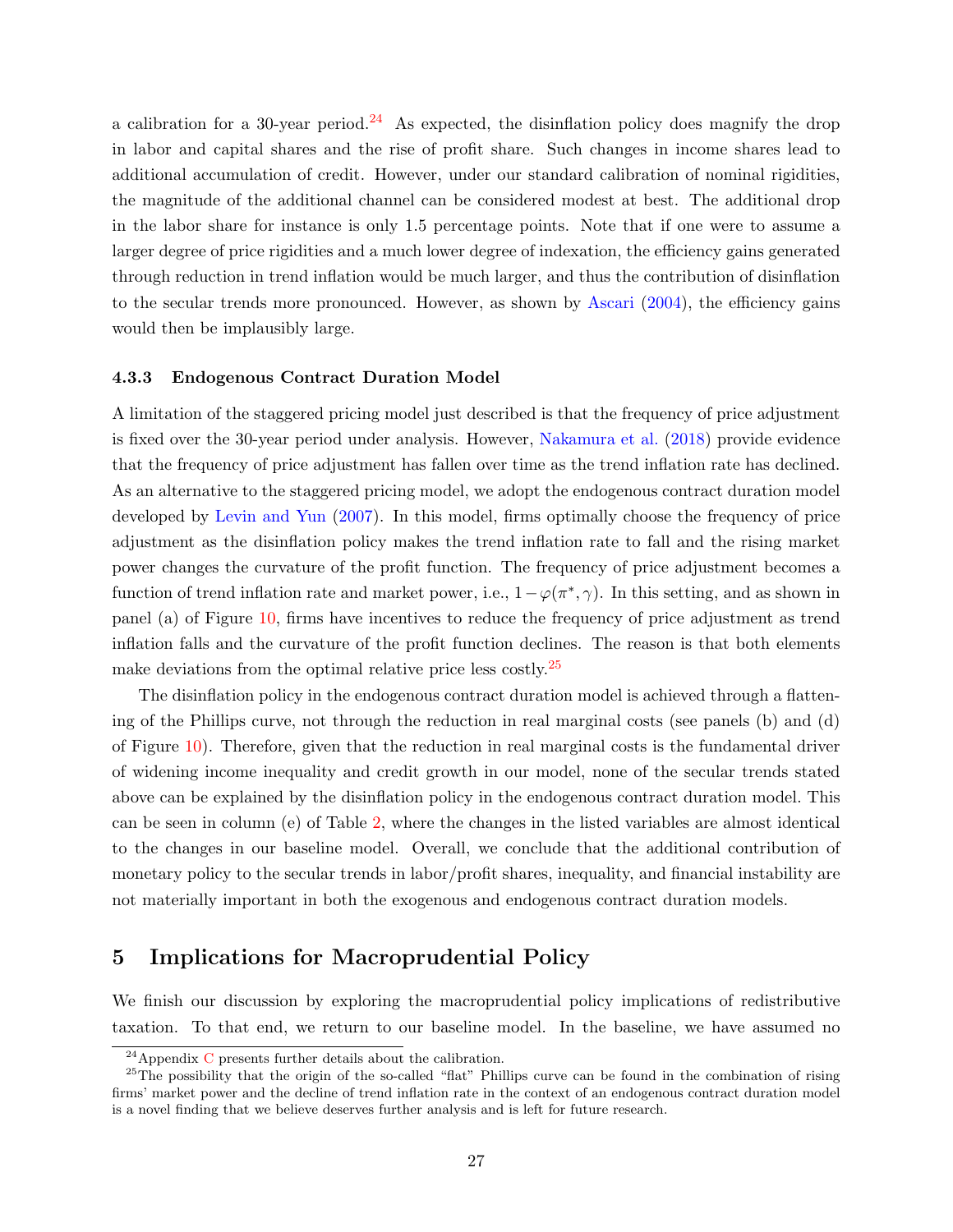a calibration for a 30-year period.[24] As expected, the disinflation policy does magnify the drop in labor and capital shares and the rise of profit share. Such changes in income shares lead to additional accumulation of credit. However, under our standard calibration of nominal rigidities, the magnitude of the additional channel can be considered modest at best. The additional drop in the labor share for instance is only 1.5 percentage points. Note that if one were to assume a larger degree of price rigidities and a much lower degree of indexation, the efficiency gains generated through reduction in trend inflation would be much larger, and thus the contribution of disinflation to the secular trends more pronounced. However, as shown by Ascari (2004), the efficiency gains would then be implausibly large.

#### 4.3.3 Endogenous Contract Duration Model

A limitation of the staggered pricing model just described is that the frequency of price adjustment is fixed over the 30-year period under analysis. However, Nakamura et al. (2018) provide evidence that the frequency of price adjustment has fallen over time as the trend inflation rate has declined. As an alternative to the staggered pricing model, we adopt the endogenous contract duration model developed by Levin and Yun (2007). In this model, firms optimally choose the frequency of price adjustment as the disinflation policy makes the trend inflation rate to fall and the rising market power changes the curvature of the profit function. The frequency of price adjustment becomes a function of trend inflation rate and market power, i.e., $1-\varphi(\pi^{*},\gamma)$. In this setting, and as shown in panel (a) of Figure 10, firms have incentives to reduce the frequency of price adjustment as trend inflation falls and the curvature of the profit function declines. The reason is that both elements make deviations from the optimal relative price less costly.[25]

The disinflation policy in the endogenous contract duration model is achieved through a flattening of the Phillips curve, not through the reduction in real marginal costs (see panels (b) and (d) of Figure 10). Therefore, given that the reduction in real marginal costs is the fundamental driver of widening income inequality and credit growth in our model, none of the secular trends stated above can be explained by the disinflation policy in the endogenous contract duration model. This can be seen in column (e) of Table 2, where the changes in the listed variables are almost identical to the changes in our baseline model. Overall, we conclude that the additional contribution of monetary policy to the secular trends in labor/profit shares, inequality, and financial instability are not materially important in both the exogenous and endogenous contract duration models.

## 5 Implications for Macroprudential Policy

We finish our discussion by exploring the macroprudential policy implications of redistributive taxation. To that end, we return to our baseline model. In the baseline, we have assumed no

[24] Appendix C presents further details about the calibration.

[25] The possibility that the origin of the so-called "flat" Phillips curve can be found in the combination of rising firms' market power and the decline of trend inflation rate in the context of an endogenous contract duration model is a novel finding that we believe deserves further analysis and is left for future research.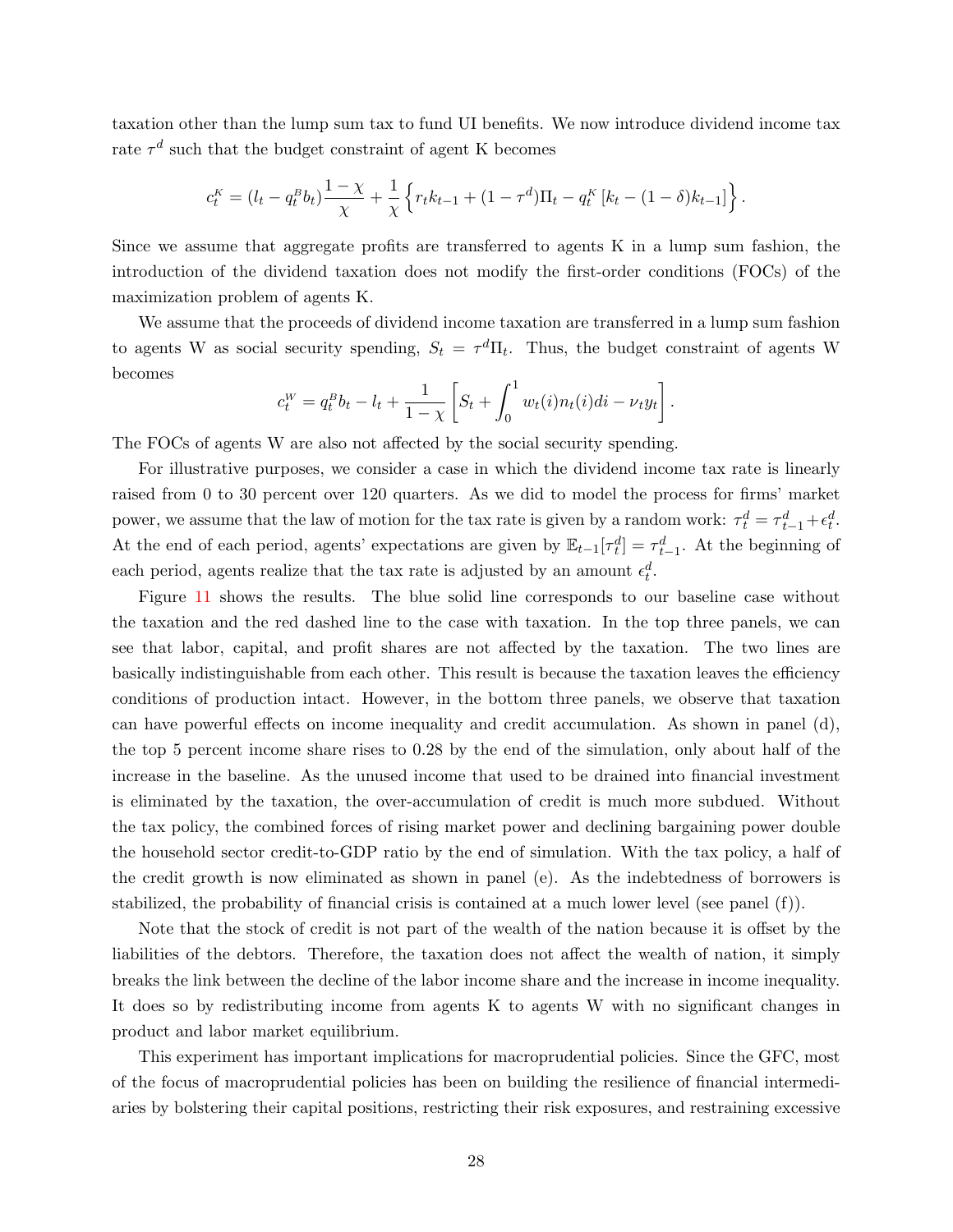taxation other than the lump sum tax to fund UI benefits. We now introduce dividend income tax rate $\tau^d$ such that the budget constraint of agent K becomes

$$c_t^K = (l_t - q_t^B b_t)\frac{1-\chi}{\chi} + \frac{1}{\chi}\left\{r_t k_{t-1} + (1-\tau^d)\Pi_t - q_t^K\left[k_t - (1-\delta)k_{t-1}\right]\right\}.$$

Since we assume that aggregate profits are transferred to agents K in a lump sum fashion, the introduction of the dividend taxation does not modify the first-order conditions (FOCs) of the maximization problem of agents K.

We assume that the proceeds of dividend income taxation are transferred in a lump sum fashion to agents W as social security spending, $S_t = \tau^d \Pi_t$. Thus, the budget constraint of agents W becomes

$$c_t^W = q_t^B b_t - l_t + \frac{1}{1-\chi}\left[S_t + \int_0^1 w_t(i) n_t(i) di - \nu_t y_t\right].$$

The FOCs of agents W are also not affected by the social security spending.

For illustrative purposes, we consider a case in which the dividend income tax rate is linearly raised from 0 to 30 percent over 120 quarters. As we did to model the process for firms' market power, we assume that the law of motion for the tax rate is given by a random work: $\tau_t^d = \tau_{t-1}^d + \epsilon_t^d$. At the end of each period, agents' expectations are given by $\mathbb{E}_{t-1}[\tau_t^d] = \tau_{t-1}^d$. At the beginning of each period, agents realize that the tax rate is adjusted by an amount $\epsilon_t^d$.

Figure 11 shows the results. The blue solid line corresponds to our baseline case without the taxation and the red dashed line to the case with taxation. In the top three panels, we can see that labor, capital, and profit shares are not affected by the taxation. The two lines are basically indistinguishable from each other. This result is because the taxation leaves the efficiency conditions of production intact. However, in the bottom three panels, we observe that taxation can have powerful effects on income inequality and credit accumulation. As shown in panel (d), the top 5 percent income share rises to 0.28 by the end of the simulation, only about half of the increase in the baseline. As the unused income that used to be drained into financial investment is eliminated by the taxation, the over-accumulation of credit is much more subdued. Without the tax policy, the combined forces of rising market power and declining bargaining power double the household sector credit-to-GDP ratio by the end of simulation. With the tax policy, a half of the credit growth is now eliminated as shown in panel (e). As the indebtedness of borrowers is stabilized, the probability of financial crisis is contained at a much lower level (see panel (f)).

Note that the stock of credit is not part of the wealth of the nation because it is offset by the liabilities of the debtors. Therefore, the taxation does not affect the wealth of nation, it simply breaks the link between the decline of the labor income share and the increase in income inequality. It does so by redistributing income from agents K to agents W with no significant changes in product and labor market equilibrium.

This experiment has important implications for macroprudential policies. Since the GFC, most of the focus of macroprudential policies has been on building the resilience of financial intermediaries by bolstering their capital positions, restricting their risk exposures, and restraining excessive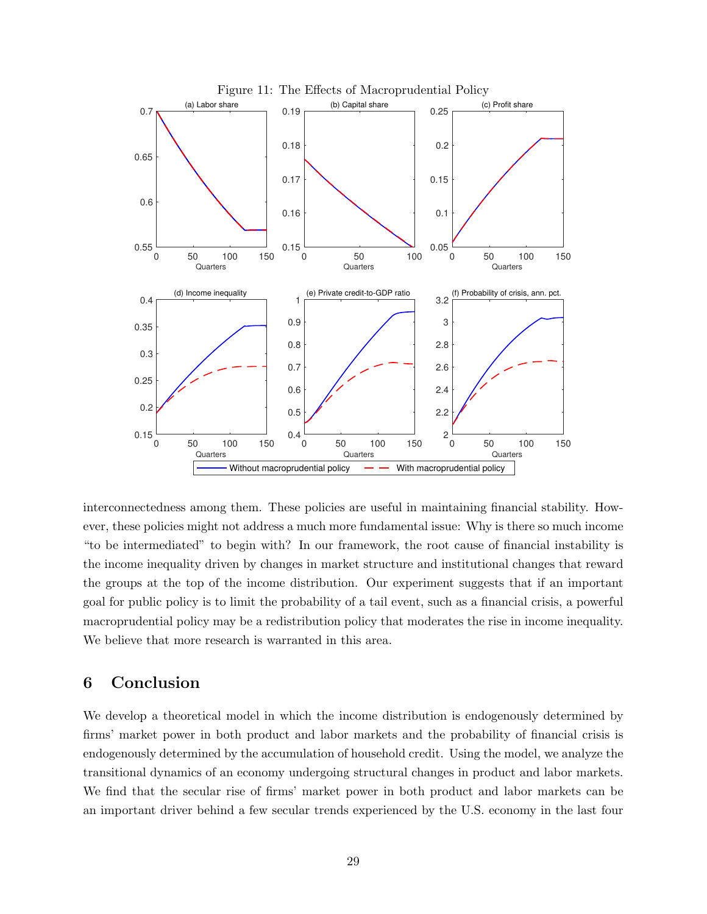Figure 11: The Effects of Macroprudential Policy

interconnectedness among them. These policies are useful in maintaining financial stability. However, these policies might not address a much more fundamental issue: Why is there so much income "to be intermediated" to begin with? In our framework, the root cause of financial instability is the income inequality driven by changes in market structure and institutional changes that reward the groups at the top of the income distribution. Our experiment suggests that if an important goal for public policy is to limit the probability of a tail event, such as a financial crisis, a powerful macroprudential policy may be a redistribution policy that moderates the rise in income inequality. We believe that more research is warranted in this area.

# 6 Conclusion

We develop a theoretical model in which the income distribution is endogenously determined by firms' market power in both product and labor markets and the probability of financial crisis is endogenously determined by the accumulation of household credit. Using the model, we analyze the transitional dynamics of an economy undergoing structural changes in product and labor markets. We find that the secular rise of firms' market power in both product and labor markets can be an important driver behind a few secular trends experienced by the U.S. economy in the last four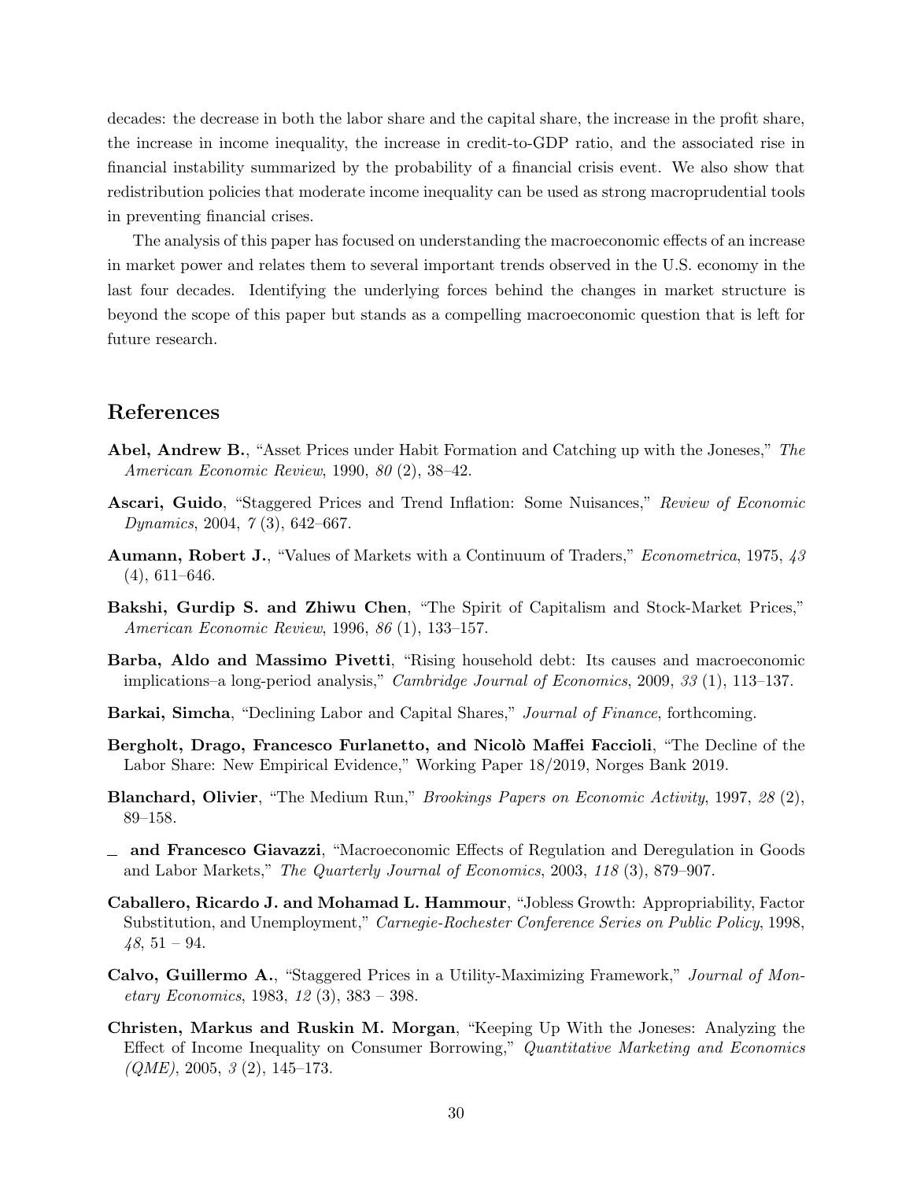decades: the decrease in both the labor share and the capital share, the increase in the profit share, the increase in income inequality, the increase in credit-to-GDP ratio, and the associated rise in financial instability summarized by the probability of a financial crisis event. We also show that redistribution policies that moderate income inequality can be used as strong macroprudential tools in preventing financial crises.

The analysis of this paper has focused on understanding the macroeconomic effects of an increase in market power and relates them to several important trends observed in the U.S. economy in the last four decades. Identifying the underlying forces behind the changes in market structure is beyond the scope of this paper but stands as a compelling macroeconomic question that is left for future research.

## References

**Abel, Andrew B.**, "Asset Prices under Habit Formation and Catching up with the Joneses," *The American Economic Review*, 1990, *80* (2), 38–42.

**Ascari, Guido**, "Staggered Prices and Trend Inflation: Some Nuisances," *Review of Economic Dynamics*, 2004, *7* (3), 642–667.

**Aumann, Robert J.**, "Values of Markets with a Continuum of Traders," *Econometrica*, 1975, *43* (4), 611–646.

**Bakshi, Gurdip S. and Zhiwu Chen**, "The Spirit of Capitalism and Stock-Market Prices," *American Economic Review*, 1996, *86* (1), 133–157.

**Barba, Aldo and Massimo Pivetti**, "Rising household debt: Its causes and macroeconomic implications–a long-period analysis," *Cambridge Journal of Economics*, 2009, *33* (1), 113–137.

**Barkai, Simcha**, "Declining Labor and Capital Shares," *Journal of Finance*, forthcoming.

**Bergholt, Drago, Francesco Furlanetto, and Nicolò Maffei Faccioli**, "The Decline of the Labor Share: New Empirical Evidence," Working Paper 18/2019, Norges Bank 2019.

**Blanchard, Olivier**, "The Medium Run," *Brookings Papers on Economic Activity*, 1997, *28* (2), 89–158.

_ **and Francesco Giavazzi**, "Macroeconomic Effects of Regulation and Deregulation in Goods and Labor Markets," *The Quarterly Journal of Economics*, 2003, *118* (3), 879–907.

**Caballero, Ricardo J. and Mohamad L. Hammour**, "Jobless Growth: Appropriability, Factor Substitution, and Unemployment," *Carnegie-Rochester Conference Series on Public Policy*, 1998, *48*, 51 – 94.

**Calvo, Guillermo A.**, "Staggered Prices in a Utility-Maximizing Framework," *Journal of Monetary Economics*, 1983, *12* (3), 383 – 398.

**Christen, Markus and Ruskin M. Morgan**, "Keeping Up With the Joneses: Analyzing the Effect of Income Inequality on Consumer Borrowing," *Quantitative Marketing and Economics (QME)*, 2005, *3* (2), 145–173.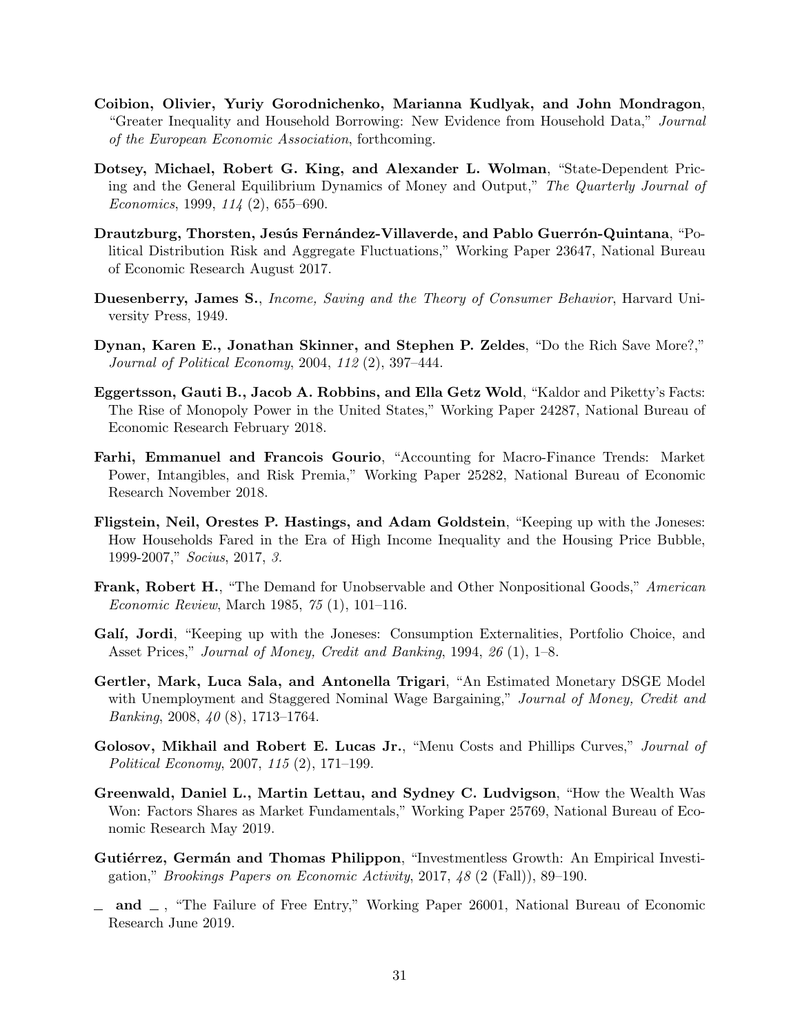**Coibion, Olivier, Yuriy Gorodnichenko, Marianna Kudlyak, and John Mondragon**, "Greater Inequality and Household Borrowing: New Evidence from Household Data," *Journal of the European Economic Association*, forthcoming.

**Dotsey, Michael, Robert G. King, and Alexander L. Wolman**, "State-Dependent Pricing and the General Equilibrium Dynamics of Money and Output," *The Quarterly Journal of Economics*, 1999, *114* (2), 655–690.

**Drautzburg, Thorsten, Jesús Fernández-Villaverde, and Pablo Guerrón-Quintana**, "Political Distribution Risk and Aggregate Fluctuations," Working Paper 23647, National Bureau of Economic Research August 2017.

**Duesenberry, James S.**, *Income, Saving and the Theory of Consumer Behavior*, Harvard University Press, 1949.

**Dynan, Karen E., Jonathan Skinner, and Stephen P. Zeldes**, "Do the Rich Save More?," *Journal of Political Economy*, 2004, *112* (2), 397–444.

**Eggertsson, Gauti B., Jacob A. Robbins, and Ella Getz Wold**, "Kaldor and Piketty's Facts: The Rise of Monopoly Power in the United States," Working Paper 24287, National Bureau of Economic Research February 2018.

**Farhi, Emmanuel and Francois Gourio**, "Accounting for Macro-Finance Trends: Market Power, Intangibles, and Risk Premia," Working Paper 25282, National Bureau of Economic Research November 2018.

**Fligstein, Neil, Orestes P. Hastings, and Adam Goldstein**, "Keeping up with the Joneses: How Households Fared in the Era of High Income Inequality and the Housing Price Bubble, 1999-2007," *Socius*, 2017, *3.*

**Frank, Robert H.**, "The Demand for Unobservable and Other Nonpositional Goods," *American Economic Review*, March 1985, *75* (1), 101–116.

**Galí, Jordi**, "Keeping up with the Joneses: Consumption Externalities, Portfolio Choice, and Asset Prices," *Journal of Money, Credit and Banking*, 1994, *26* (1), 1–8.

**Gertler, Mark, Luca Sala, and Antonella Trigari**, "An Estimated Monetary DSGE Model with Unemployment and Staggered Nominal Wage Bargaining," *Journal of Money, Credit and Banking*, 2008, *40* (8), 1713–1764.

**Golosov, Mikhail and Robert E. Lucas Jr.**, "Menu Costs and Phillips Curves," *Journal of Political Economy*, 2007, *115* (2), 171–199.

**Greenwald, Daniel L., Martin Lettau, and Sydney C. Ludvigson**, "How the Wealth Was Won: Factors Shares as Market Fundamentals," Working Paper 25769, National Bureau of Economic Research May 2019.

**Gutiérrez, Germán and Thomas Philippon**, "Investmentless Growth: An Empirical Investigation," *Brookings Papers on Economic Activity*, 2017, *48* (2 (Fall)), 89–190.

**_ and _** , "The Failure of Free Entry," Working Paper 26001, National Bureau of Economic Research June 2019.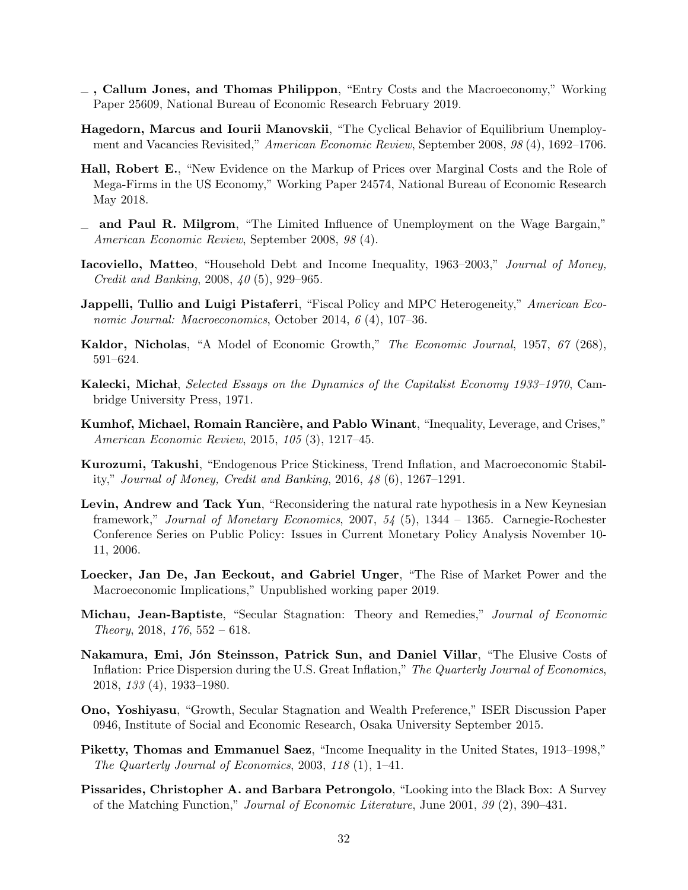__ , **Callum Jones, and Thomas Philippon**, "Entry Costs and the Macroeconomy," Working Paper 25609, National Bureau of Economic Research February 2019.

**Hagedorn, Marcus and Iourii Manovskii**, "The Cyclical Behavior of Equilibrium Unemployment and Vacancies Revisited," *American Economic Review*, September 2008, *98* (4), 1692–1706.

**Hall, Robert E.**, "New Evidence on the Markup of Prices over Marginal Costs and the Role of Mega-Firms in the US Economy," Working Paper 24574, National Bureau of Economic Research May 2018.

__ **and Paul R. Milgrom**, "The Limited Influence of Unemployment on the Wage Bargain," *American Economic Review*, September 2008, *98* (4).

**Iacoviello, Matteo**, "Household Debt and Income Inequality, 1963–2003," *Journal of Money, Credit and Banking*, 2008, *40* (5), 929–965.

**Jappelli, Tullio and Luigi Pistaferri**, "Fiscal Policy and MPC Heterogeneity," *American Economic Journal: Macroeconomics*, October 2014, *6* (4), 107–36.

**Kaldor, Nicholas**, "A Model of Economic Growth," *The Economic Journal*, 1957, *67* (268), 591–624.

**Kalecki, Michał**, *Selected Essays on the Dynamics of the Capitalist Economy 1933–1970*, Cambridge University Press, 1971.

**Kumhof, Michael, Romain Rancière, and Pablo Winant**, "Inequality, Leverage, and Crises," *American Economic Review*, 2015, *105* (3), 1217–45.

**Kurozumi, Takushi**, "Endogenous Price Stickiness, Trend Inflation, and Macroeconomic Stability," *Journal of Money, Credit and Banking*, 2016, *48* (6), 1267–1291.

**Levin, Andrew and Tack Yun**, "Reconsidering the natural rate hypothesis in a New Keynesian framework," *Journal of Monetary Economics*, 2007, *54* (5), 1344 – 1365. Carnegie-Rochester Conference Series on Public Policy: Issues in Current Monetary Policy Analysis November 10-11, 2006.

**Loecker, Jan De, Jan Eeckout, and Gabriel Unger**, "The Rise of Market Power and the Macroeconomic Implications," Unpublished working paper 2019.

**Michau, Jean-Baptiste**, "Secular Stagnation: Theory and Remedies," *Journal of Economic Theory*, 2018, *176*, 552 – 618.

**Nakamura, Emi, Jón Steinsson, Patrick Sun, and Daniel Villar**, "The Elusive Costs of Inflation: Price Dispersion during the U.S. Great Inflation," *The Quarterly Journal of Economics*, 2018, *133* (4), 1933–1980.

**Ono, Yoshiyasu**, "Growth, Secular Stagnation and Wealth Preference," ISER Discussion Paper 0946, Institute of Social and Economic Research, Osaka University September 2015.

**Piketty, Thomas and Emmanuel Saez**, "Income Inequality in the United States, 1913–1998," *The Quarterly Journal of Economics*, 2003, *118* (1), 1–41.

**Pissarides, Christopher A. and Barbara Petrongolo**, "Looking into the Black Box: A Survey of the Matching Function," *Journal of Economic Literature*, June 2001, *39* (2), 390–431.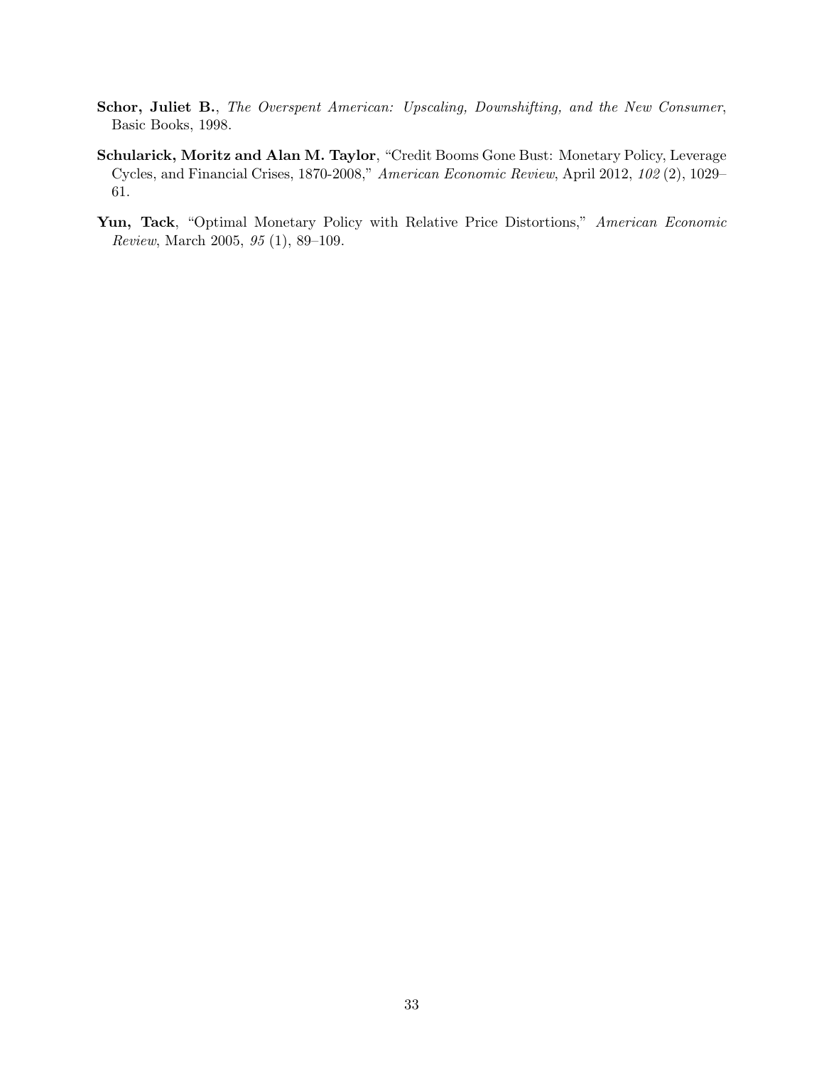**Schor, Juliet B.**, *The Overspent American: Upscaling, Downshifting, and the New Consumer*, Basic Books, 1998.

**Schularick, Moritz and Alan M. Taylor**, "Credit Booms Gone Bust: Monetary Policy, Leverage Cycles, and Financial Crises, 1870-2008," *American Economic Review*, April 2012, *102* (2), 1029–61.

**Yun, Tack**, "Optimal Monetary Policy with Relative Price Distortions," *American Economic Review*, March 2005, *95* (1), 89–109.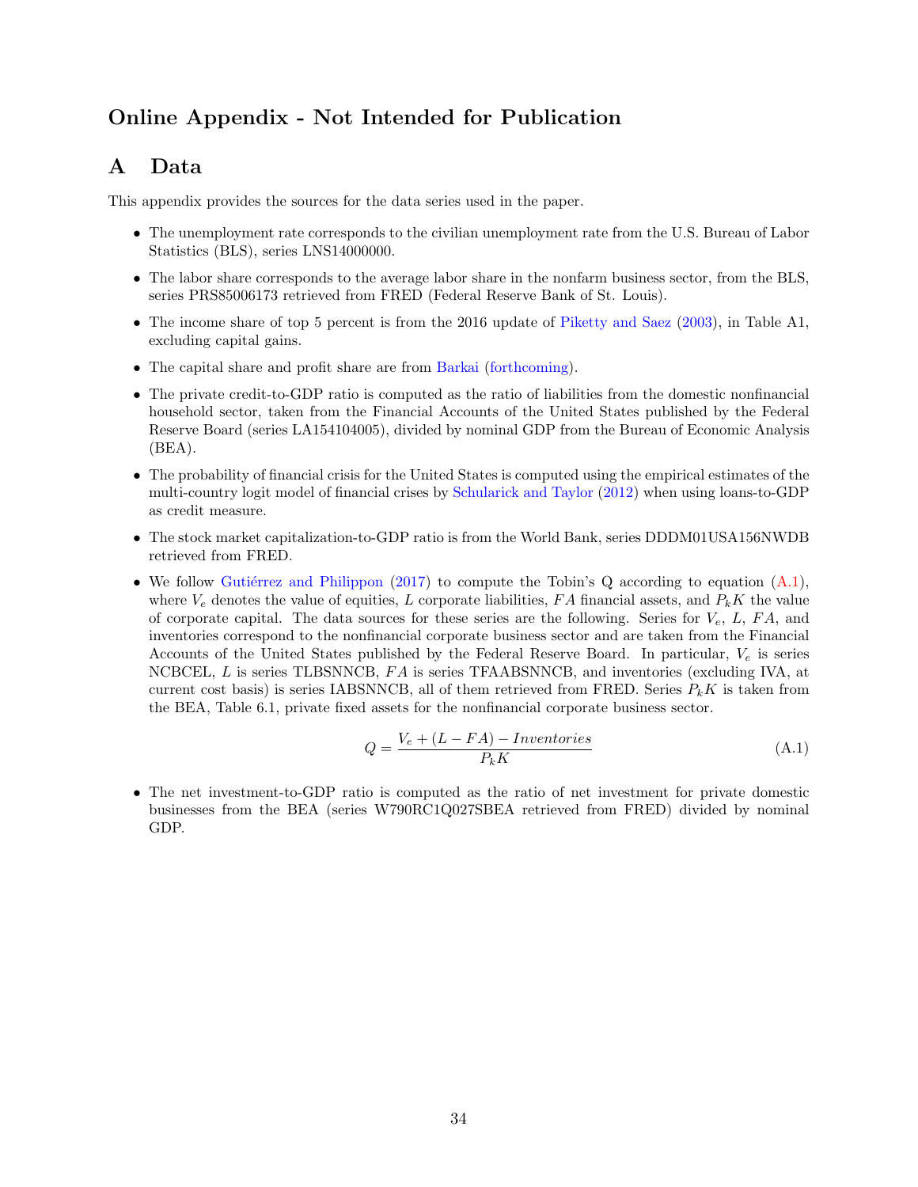# Online Appendix - Not Intended for Publication

## A Data

This appendix provides the sources for the data series used in the paper.

- The unemployment rate corresponds to the civilian unemployment rate from the U.S. Bureau of Labor Statistics (BLS), series LNS14000000.
- The labor share corresponds to the average labor share in the nonfarm business sector, from the BLS, series PRS85006173 retrieved from FRED (Federal Reserve Bank of St. Louis).
- The income share of top 5 percent is from the 2016 update of Piketty and Saez (2003), in Table A1, excluding capital gains.
- The capital share and profit share are from Barkai (forthcoming).
- The private credit-to-GDP ratio is computed as the ratio of liabilities from the domestic nonfinancial household sector, taken from the Financial Accounts of the United States published by the Federal Reserve Board (series LA154104005), divided by nominal GDP from the Bureau of Economic Analysis (BEA).
- The probability of financial crisis for the United States is computed using the empirical estimates of the multi-country logit model of financial crises by Schularick and Taylor (2012) when using loans-to-GDP as credit measure.
- The stock market capitalization-to-GDP ratio is from the World Bank, series DDDM01USA156NWDB retrieved from FRED.
- We follow Gutiérrez and Philippon (2017) to compute the Tobin's Q according to equation (A.1), where $V_e$ denotes the value of equities, $L$ corporate liabilities, $FA$ financial assets, and $P_k K$ the value of corporate capital. The data sources for these series are the following. Series for $V_e$, $L$, $FA$, and inventories correspond to the nonfinancial corporate business sector and are taken from the Financial Accounts of the United States published by the Federal Reserve Board. In particular, $V_e$ is series NCBCEL, $L$ is series TLBSNNCB, $FA$ is series TFAABSNNCB, and inventories (excluding IVA, at current cost basis) is series IABSNNCB, all of them retrieved from FRED. Series $P_k K$ is taken from the BEA, Table 6.1, private fixed assets for the nonfinancial corporate business sector.

$$Q = \frac{V_e + (L - FA) - Inventories}{P_k K} \tag{A.1}$$

- The net investment-to-GDP ratio is computed as the ratio of net investment for private domestic businesses from the BEA (series W790RC1Q027SBEA retrieved from FRED) divided by nominal GDP.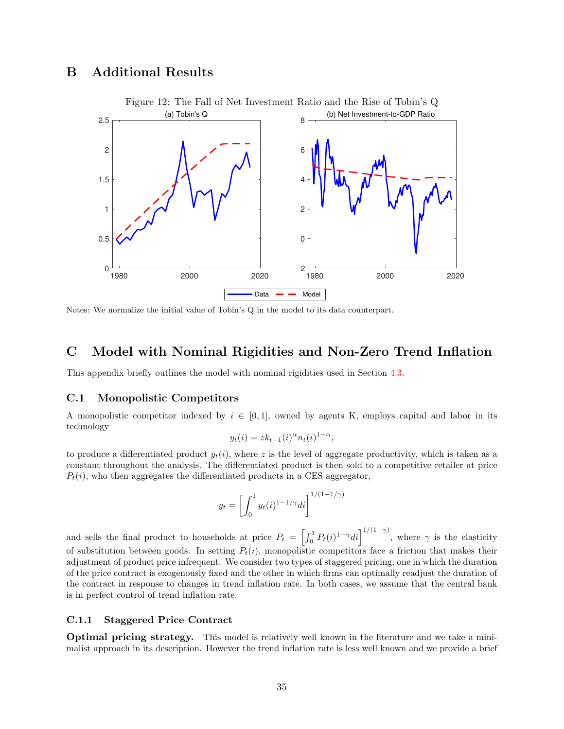# B Additional Results

Figure 12: The Fall of Net Investment Ratio and the Rise of Tobin's Q

Notes: We normalize the initial value of Tobin's Q in the model to its data counterpart.

# C Model with Nominal Rigidities and Non-Zero Trend Inflation

This appendix briefly outlines the model with nominal rigidities used in Section 4.3.

## C.1 Monopolistic Competitors

A monopolistic competitor indexed by $i \in [0, 1]$, owned by agents K, employs capital and labor in its technology

$$y_t(i) = zk_{t-1}(i)^{\alpha} n_t(i)^{1-\alpha},$$

to produce a differentiated product $y_t(i)$, where $z$ is the level of aggregate productivity, which is taken as a constant throughout the analysis. The differentiated product is then sold to a competitive retailer at price $P_t(i)$, who then aggregates the differentiated products in a CES aggregator,

$$y_t = \left[\int_0^1 y_t(i)^{1-1/\gamma} di\right]^{1/(1-1/\gamma)}$$

and sells the final product to households at price $P_t = \left[\int_0^1 P_t(i)^{1-\gamma} di\right]^{1/(1-\gamma)}$, where $\gamma$ is the elasticity of substitution between goods. In setting $P_t(i)$, monopolistic competitors face a friction that makes their adjustment of product price infrequent. We consider two types of staggered pricing, one in which the duration of the price contract is exogenously fixed and the other in which firms can optimally readjust the duration of the contract in response to changes in trend inflation rate. In both cases, we assume that the central bank is in perfect control of trend inflation rate.

### C.1.1 Staggered Price Contract

**Optimal pricing strategy.** This model is relatively well known in the literature and we take a minimalist approach in its description. However the trend inflation rate is less well known and we provide a brief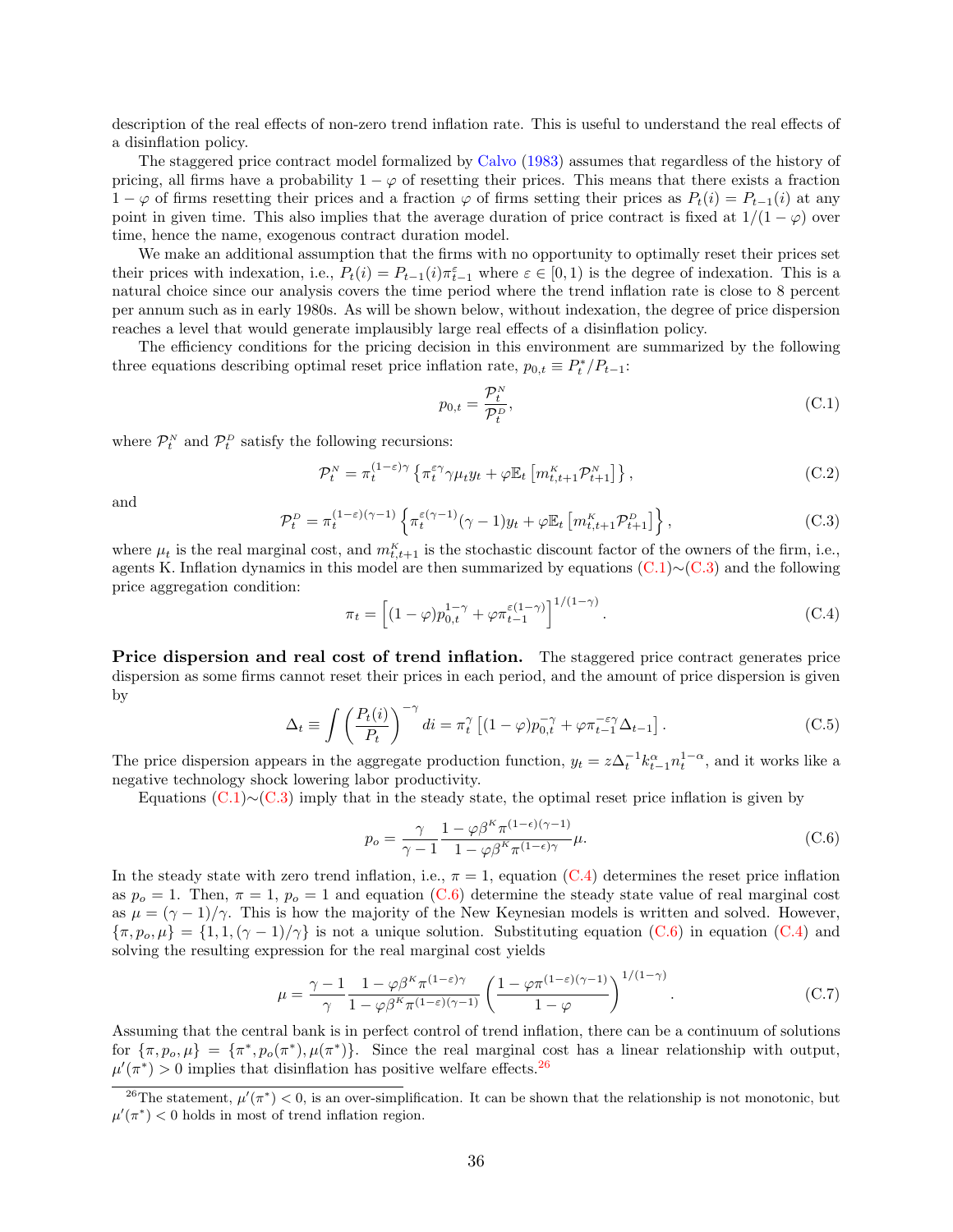description of the real effects of non-zero trend inflation rate. This is useful to understand the real effects of a disinflation policy.

The staggered price contract model formalized by Calvo (1983) assumes that regardless of the history of pricing, all firms have a probability $1-\varphi$ of resetting their prices. This means that there exists a fraction $1-\varphi$ of firms resetting their prices and a fraction $\varphi$ of firms setting their prices as $P_t(i) = P_{t-1}(i)$ at any point in given time. This also implies that the average duration of price contract is fixed at $1/(1-\varphi)$ over time, hence the name, exogenous contract duration model.

We make an additional assumption that the firms with no opportunity to optimally reset their prices set their prices with indexation, i.e., $P_t(i) = P_{t-1}(i)\pi_{t-1}^{\varepsilon}$ where $\varepsilon \in [0, 1)$ is the degree of indexation. This is a natural choice since our analysis covers the time period where the trend inflation rate is close to 8 percent per annum such as in early 1980s. As will be shown below, without indexation, the degree of price dispersion reaches a level that would generate implausibly large real effects of a disinflation policy.

The efficiency conditions for the pricing decision in this environment are summarized by the following three equations describing optimal reset price inflation rate, $p_{0,t} \equiv P_t^*/P_{t-1}$:

$$p_{0,t} = \frac{\mathcal{P}_t^N}{\mathcal{P}_t^D}, \tag{C.1}$$

where $\mathcal{P}_t^N$ and $\mathcal{P}_t^D$ satisfy the following recursions:

$$\mathcal{P}_t^N = \pi_t^{(1-\varepsilon)\gamma}\left\{\pi_t^{\varepsilon\gamma}\gamma\mu_t y_t + \varphi\mathbb{E}_t\left[m_{t,t+1}^K\mathcal{P}_{t+1}^N\right]\right\}, \tag{C.2}$$

and

$$\mathcal{P}_t^D = \pi_t^{(1-\varepsilon)(\gamma-1)}\left\{\pi_t^{\varepsilon(\gamma-1)}(\gamma-1)y_t + \varphi\mathbb{E}_t\left[m_{t,t+1}^K\mathcal{P}_{t+1}^D\right]\right\}, \tag{C.3}$$

where $\mu_t$ is the real marginal cost, and $m_{t,t+1}^K$ is the stochastic discount factor of the owners of the firm, i.e., agents K. Inflation dynamics in this model are then summarized by equations (C.1)∼(C.3) and the following price aggregation condition:

$$\pi_t = \left[(1-\varphi)p_{0,t}^{1-\gamma} + \varphi\pi_{t-1}^{\varepsilon(1-\gamma)}\right]^{1/(1-\gamma)}. \tag{C.4}$$

**Price dispersion and real cost of trend inflation.** The staggered price contract generates price dispersion as some firms cannot reset their prices in each period, and the amount of price dispersion is given by

$$\Delta_t \equiv \int\left(\frac{P_t(i)}{P_t}\right)^{-\gamma}di = \pi_t^{\gamma}\left[(1-\varphi)p_{0,t}^{-\gamma} + \varphi\pi_{t-1}^{-\varepsilon\gamma}\Delta_{t-1}\right]. \tag{C.5}$$

The price dispersion appears in the aggregate production function, $y_t = z\Delta_t^{-1}k_{t-1}^{\alpha}n_t^{1-\alpha}$, and it works like a negative technology shock lowering labor productivity.

Equations (C.1)∼(C.3) imply that in the steady state, the optimal reset price inflation is given by

$$p_o = \frac{\gamma}{\gamma-1}\frac{1-\varphi\beta^K\pi^{(1-\epsilon)(\gamma-1)}}{1-\varphi\beta^K\pi^{(1-\epsilon)\gamma}}\mu. \tag{C.6}$$

In the steady state with zero trend inflation, i.e., $\pi = 1$, equation (C.4) determines the reset price inflation as $p_o = 1$. Then, $\pi = 1$, $p_o = 1$ and equation (C.6) determine the steady state value of real marginal cost as $\mu = (\gamma-1)/\gamma$. This is how the majority of the New Keynesian models is written and solved. However, $\{\pi, p_o, \mu\} = \{1, 1, (\gamma-1)/\gamma\}$ is not a unique solution. Substituting equation (C.6) in equation (C.4) and solving the resulting expression for the real marginal cost yields

$$\mu = \frac{\gamma-1}{\gamma}\frac{1-\varphi\beta^K\pi^{(1-\varepsilon)\gamma}}{1-\varphi\beta^K\pi^{(1-\varepsilon)(\gamma-1)}}\left(\frac{1-\varphi\pi^{(1-\varepsilon)(\gamma-1)}}{1-\varphi}\right)^{1/(1-\gamma)}. \tag{C.7}$$

Assuming that the central bank is in perfect control of trend inflation, there can be a continuum of solutions for $\{\pi, p_o, \mu\} = \{\pi^*, p_o(\pi^*), \mu(\pi^*)\}$. Since the real marginal cost has a linear relationship with output, $\mu'(\pi^*) > 0$ implies that disinflation has positive welfare effects.[26]

[26] The statement, $\mu'(\pi^*) < 0$, is an over-simplification. It can be shown that the relationship is not monotonic, but $\mu'(\pi^*) < 0$ holds in most of trend inflation region.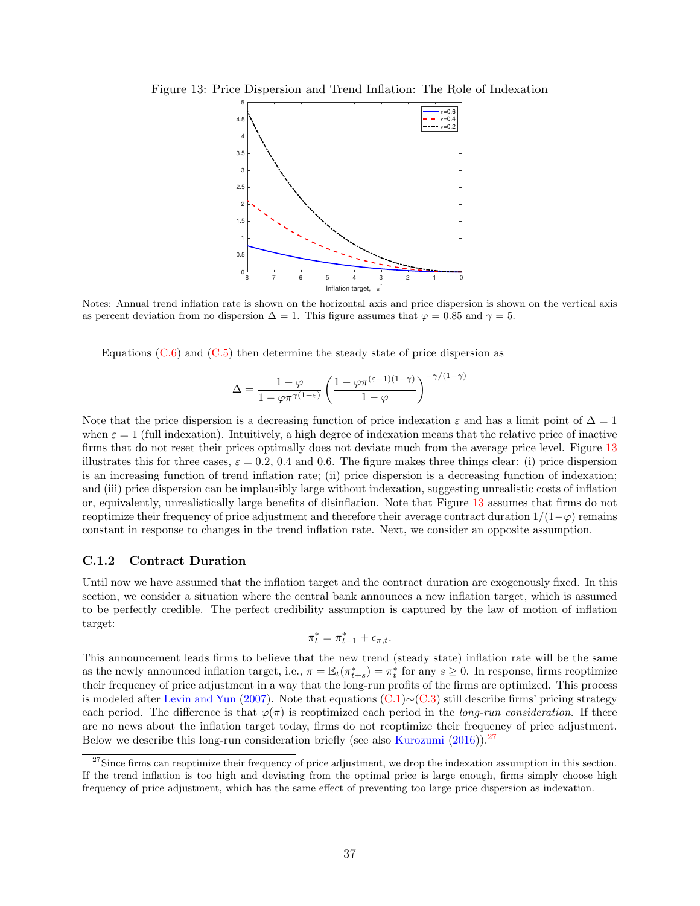Figure 13: Price Dispersion and Trend Inflation: The Role of Indexation

Notes: Annual trend inflation rate is shown on the horizontal axis and price dispersion is shown on the vertical axis as percent deviation from no dispersion $\Delta = 1$. This figure assumes that $\varphi = 0.85$ and $\gamma = 5$.

Equations (C.6) and (C.5) then determine the steady state of price dispersion as

$$\Delta = \frac{1-\varphi}{1-\varphi\pi^{\gamma(1-\varepsilon)}}\left(\frac{1-\varphi\pi^{(\varepsilon-1)(1-\gamma)}}{1-\varphi}\right)^{-\gamma/(1-\gamma)}$$

Note that the price dispersion is a decreasing function of price indexation $\varepsilon$ and has a limit point of $\Delta = 1$ when $\varepsilon = 1$ (full indexation). Intuitively, a high degree of indexation means that the relative price of inactive firms that do not reset their prices optimally does not deviate much from the average price level. Figure 13 illustrates this for three cases, $\varepsilon = 0.2$, 0.4 and 0.6. The figure makes three things clear: (i) price dispersion is an increasing function of trend inflation rate; (ii) price dispersion is a decreasing function of indexation; and (iii) price dispersion can be implausibly large without indexation, suggesting unrealistic costs of inflation or, equivalently, unrealistically large benefits of disinflation. Note that Figure 13 assumes that firms do not reoptimize their frequency of price adjustment and therefore their average contract duration $1/(1-\varphi)$ remains constant in response to changes in the trend inflation rate. Next, we consider an opposite assumption.

### C.1.2 Contract Duration

Until now we have assumed that the inflation target and the contract duration are exogenously fixed. In this section, we consider a situation where the central bank announces a new inflation target, which is assumed to be perfectly credible. The perfect credibility assumption is captured by the law of motion of inflation target:

$$\pi_t^* = \pi_{t-1}^* + \epsilon_{\pi,t}.$$

This announcement leads firms to believe that the new trend (steady state) inflation rate will be the same as the newly announced inflation target, i.e., $\pi = \mathbb{E}_t(\pi_{t+s}^*) = \pi_t^*$ for any $s \geq 0$. In response, firms reoptimize their frequency of price adjustment in a way that the long-run profits of the firms are optimized. This process is modeled after Levin and Yun (2007). Note that equations (C.1)∼(C.3) still describe firms' pricing strategy each period. The difference is that $\varphi(\pi)$ is reoptimized each period in the *long-run consideration*. If there are no news about the inflation target today, firms do not reoptimize their frequency of price adjustment. Below we describe this long-run consideration briefly (see also Kurozumi (2016)).[27]

[27] Since firms can reoptimize their frequency of price adjustment, we drop the indexation assumption in this section. If the trend inflation is too high and deviating from the optimal price is large enough, firms simply choose high frequency of price adjustment, which has the same effect of preventing too large price dispersion as indexation.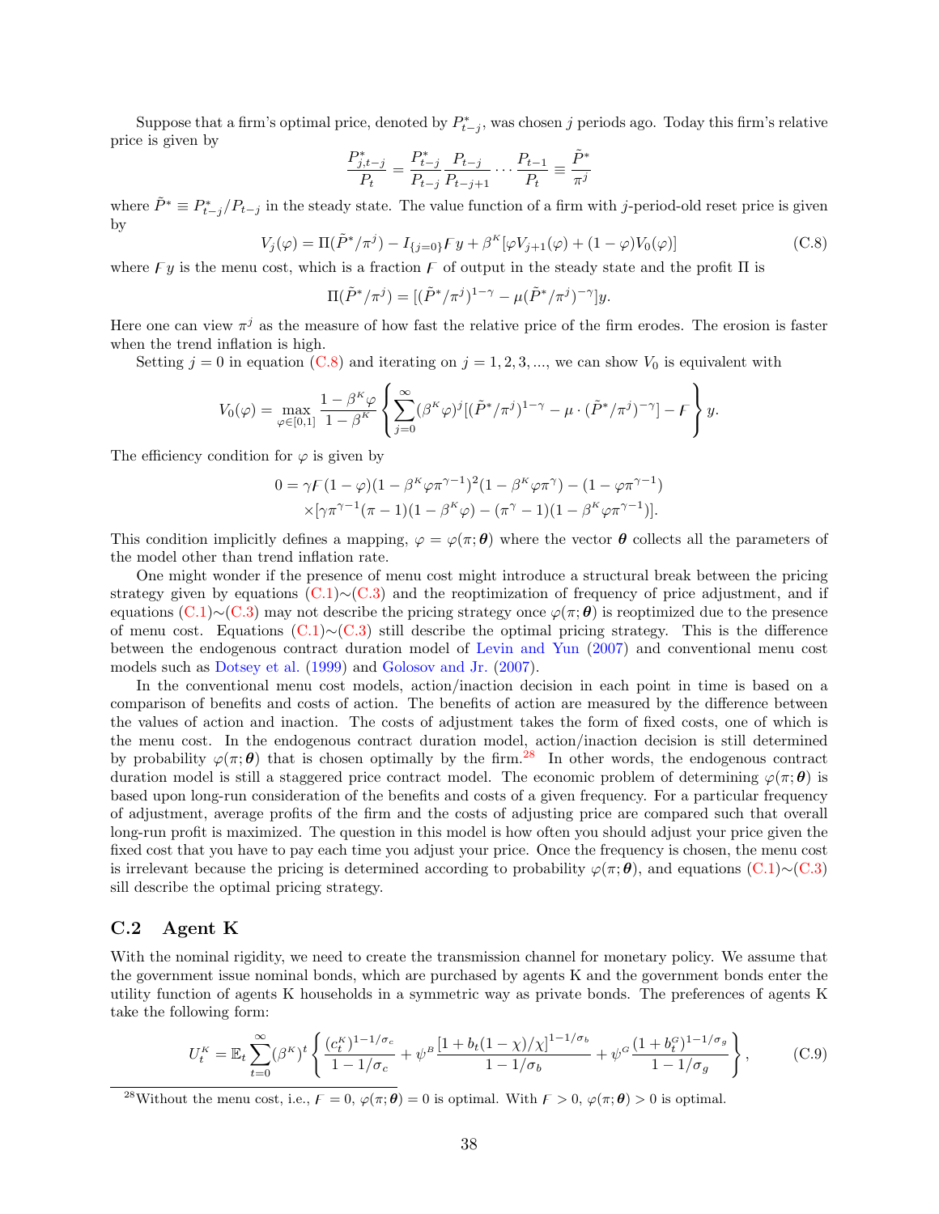Suppose that a firm's optimal price, denoted by $P^*_{t-j}$, was chosen $j$ periods ago. Today this firm's relative price is given by

$$\frac{P^*_{j,t-j}}{P_t} = \frac{P^*_{t-j}}{P_{t-j}} \frac{P_{t-j}}{P_{t-j+1}} \cdots \frac{P_{t-1}}{P_t} \equiv \frac{\tilde{P}^*}{\pi^j}$$

where $\tilde{P}^* \equiv P^*_{t-j}/P_{t-j}$ in the steady state. The value function of a firm with $j$-period-old reset price is given by

$$V_j(\varphi) = \Pi(\tilde{P}^*/\pi^j) - I_{\{j=0\}} F y + \beta^K [\varphi V_{j+1}(\varphi) + (1-\varphi) V_0(\varphi)] \tag{C.8}$$

where $Fy$ is the menu cost, which is a fraction $F$ of output in the steady state and the profit $\Pi$ is

$$\Pi(\tilde{P}^*/\pi^j) = [(\tilde{P}^*/\pi^j)^{1-\gamma} - \mu(\tilde{P}^*/\pi^j)^{-\gamma}]y.$$

Here one can view $\pi^j$ as the measure of how fast the relative price of the firm erodes. The erosion is faster when the trend inflation is high.

Setting $j = 0$ in equation (C.8) and iterating on $j = 1, 2, 3, ...$, we can show $V_0$ is equivalent with

$$V_0(\varphi) = \max_{\varphi \in [0,1]} \frac{1 - \beta^K \varphi}{1 - \beta^K} \left\{ \sum_{j=0}^{\infty} (\beta^K \varphi)^j [(\tilde{P}^*/\pi^j)^{1-\gamma} - \mu \cdot (\tilde{P}^*/\pi^j)^{-\gamma}] - F \right\} y.$$

The efficiency condition for $\varphi$ is given by

$$\begin{aligned} 0 = &\gamma F (1-\varphi)(1 - \beta^K \varphi \pi^{\gamma-1})^2 (1 - \beta^K \varphi \pi^\gamma) - (1 - \varphi \pi^{\gamma-1}) \\ &\times [\gamma \pi^{\gamma-1}(\pi - 1)(1 - \beta^K \varphi) - (\pi^\gamma - 1)(1 - \beta^K \varphi \pi^{\gamma-1})]. \end{aligned}$$

This condition implicitly defines a mapping, $\varphi = \varphi(\pi; \boldsymbol{\theta})$ where the vector $\boldsymbol{\theta}$ collects all the parameters of the model other than trend inflation rate.

One might wonder if the presence of menu cost might introduce a structural break between the pricing strategy given by equations (C.1)∼(C.3) and the reoptimization of frequency of price adjustment, and if equations (C.1)∼(C.3) may not describe the pricing strategy once $\varphi(\pi; \boldsymbol{\theta})$ is reoptimized due to the presence of menu cost. Equations (C.1)∼(C.3) still describe the optimal pricing strategy. This is the difference between the endogenous contract duration model of Levin and Yun (2007) and conventional menu cost models such as Dotsey et al. (1999) and Golosov and Jr. (2007).

In the conventional menu cost models, action/inaction decision in each point in time is based on a comparison of benefits and costs of action. The benefits of action are measured by the difference between the values of action and inaction. The costs of adjustment takes the form of fixed costs, one of which is the menu cost. In the endogenous contract duration model, action/inaction decision is still determined by probability $\varphi(\pi; \boldsymbol{\theta})$ that is chosen optimally by the firm.[28] In other words, the endogenous contract duration model is still a staggered price contract model. The economic problem of determining $\varphi(\pi; \boldsymbol{\theta})$ is based upon long-run consideration of the benefits and costs of a given frequency. For a particular frequency of adjustment, average profits of the firm and the costs of adjusting price are compared such that overall long-run profit is maximized. The question in this model is how often you should adjust your price given the fixed cost that you have to pay each time you adjust your price. Once the frequency is chosen, the menu cost is irrelevant because the pricing is determined according to probability $\varphi(\pi; \boldsymbol{\theta})$, and equations (C.1)∼(C.3) sill describe the optimal pricing strategy.

## C.2 Agent K

With the nominal rigidity, we need to create the transmission channel for monetary policy. We assume that the government issue nominal bonds, which are purchased by agents K and the government bonds enter the utility function of agents K households in a symmetric way as private bonds. The preferences of agents K take the following form:

$$U^K_t = \mathbb{E}_t \sum_{t=0}^{\infty} (\beta^K)^t \left\{ \frac{(c^K_t)^{1-1/\sigma_c}}{1 - 1/\sigma_c} + \psi^B \frac{[1 + b_t(1-\chi)/\chi]^{1-1/\sigma_b}}{1 - 1/\sigma_b} + \psi^G \frac{(1 + b^G_t)^{1-1/\sigma_g}}{1 - 1/\sigma_g} \right\}, \tag{C.9}$$

[28] Without the menu cost, i.e., $F = 0$, $\varphi(\pi; \boldsymbol{\theta}) = 0$ is optimal. With $F > 0$, $\varphi(\pi; \boldsymbol{\theta}) > 0$ is optimal.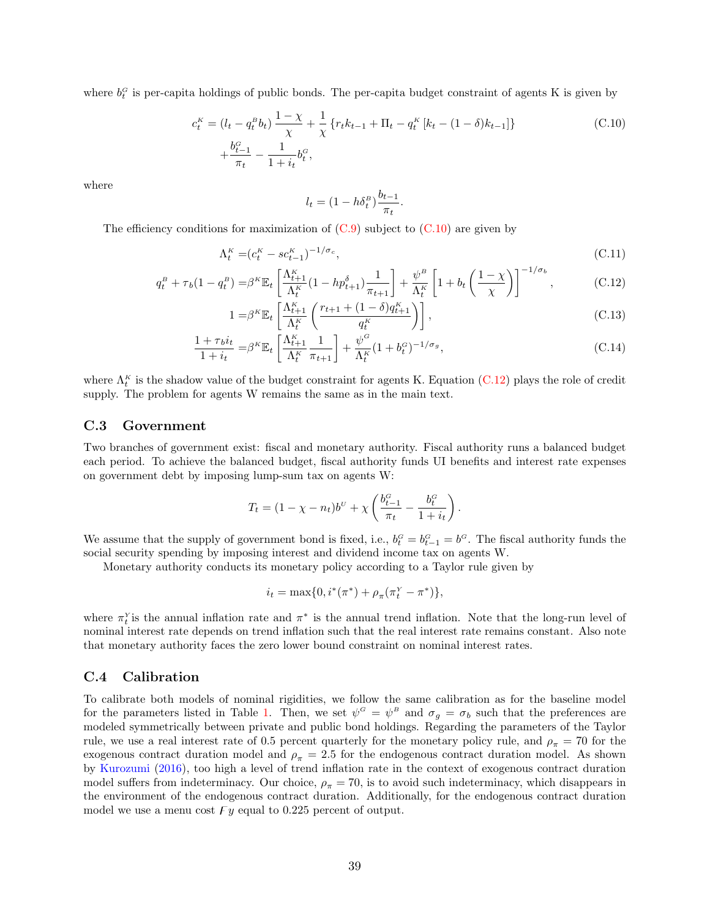where $b_t^G$ is per-capita holdings of public bonds. The per-capita budget constraint of agents K is given by

$$c_t^K = (l_t - q_t^B b_t)\frac{1-\chi}{\chi} + \frac{1}{\chi}\left\{r_t k_{t-1} + \Pi_t - q_t^K\left[k_t - (1-\delta)k_{t-1}\right]\right\} + \frac{b_{t-1}^G}{\pi_t} - \frac{1}{1+i_t}b_t^G, \tag{C.10}$$

where

$$l_t = (1 - h\delta_t^B)\frac{b_{t-1}}{\pi_t}.$$

The efficiency conditions for maximization of (C.9) subject to (C.10) are given by

$$\Lambda_t^K = (c_t^K - sc_{t-1}^K)^{-1/\sigma_c}, \tag{C.11}$$

$$q_t^B + \tau_b(1-q_t^B) = \beta^K \mathbb{E}_t\left[\frac{\Lambda_{t+1}^K}{\Lambda_t^K}(1 - hp_{t+1}^\delta)\frac{1}{\pi_{t+1}}\right] + \frac{\psi^B}{\Lambda_t^K}\left[1 + b_t\left(\frac{1-\chi}{\chi}\right)\right]^{-1/\sigma_b}, \tag{C.12}$$

$$1 = \beta^K \mathbb{E}_t\left[\frac{\Lambda_{t+1}^K}{\Lambda_t^K}\left(\frac{r_{t+1} + (1-\delta)q_{t+1}^K}{q_t^K}\right)\right], \tag{C.13}$$

$$\frac{1+\tau_b i_t}{1+i_t} = \beta^K \mathbb{E}_t\left[\frac{\Lambda_{t+1}^K}{\Lambda_t^K}\frac{1}{\pi_{t+1}}\right] + \frac{\psi^G}{\Lambda_t^K}(1+b_t^G)^{-1/\sigma_g}, \tag{C.14}$$

where $\Lambda_t^K$ is the shadow value of the budget constraint for agents K. Equation (C.12) plays the role of credit supply. The problem for agents W remains the same as in the main text.

## C.3 Government

Two branches of government exist: fiscal and monetary authority. Fiscal authority runs a balanced budget each period. To achieve the balanced budget, fiscal authority funds UI benefits and interest rate expenses on government debt by imposing lump-sum tax on agents W:

$$T_t = (1-\chi-n_t)b^U + \chi\left(\frac{b_{t-1}^G}{\pi_t} - \frac{b_t^G}{1+i_t}\right).$$

We assume that the supply of government bond is fixed, i.e., $b_t^G = b_{t-1}^G = b^G$. The fiscal authority funds the social security spending by imposing interest and dividend income tax on agents W.

Monetary authority conducts its monetary policy according to a Taylor rule given by

$$i_t = \max\{0, i^*(\pi^*) + \rho_\pi(\pi_t^Y - \pi^*)\},$$

where $\pi_t^Y$ is the annual inflation rate and $\pi^*$ is the annual trend inflation. Note that the long-run level of nominal interest rate depends on trend inflation such that the real interest rate remains constant. Also note that monetary authority faces the zero lower bound constraint on nominal interest rates.

## C.4 Calibration

To calibrate both models of nominal rigidities, we follow the same calibration as for the baseline model for the parameters listed in Table 1. Then, we set $\psi^G = \psi^B$ and $\sigma_g = \sigma_b$ such that the preferences are modeled symmetrically between private and public bond holdings. Regarding the parameters of the Taylor rule, we use a real interest rate of 0.5 percent quarterly for the monetary policy rule, and $\rho_\pi = 70$ for the exogenous contract duration model and $\rho_\pi = 2.5$ for the endogenous contract duration model. As shown by Kurozumi (2016), too high a level of trend inflation rate in the context of exogenous contract duration model suffers from indeterminacy. Our choice, $\rho_\pi = 70$, is to avoid such indeterminacy, which disappears in the environment of the endogenous contract duration. Additionally, for the endogenous contract duration model we use a menu cost $Fy$ equal to 0.225 percent of output.